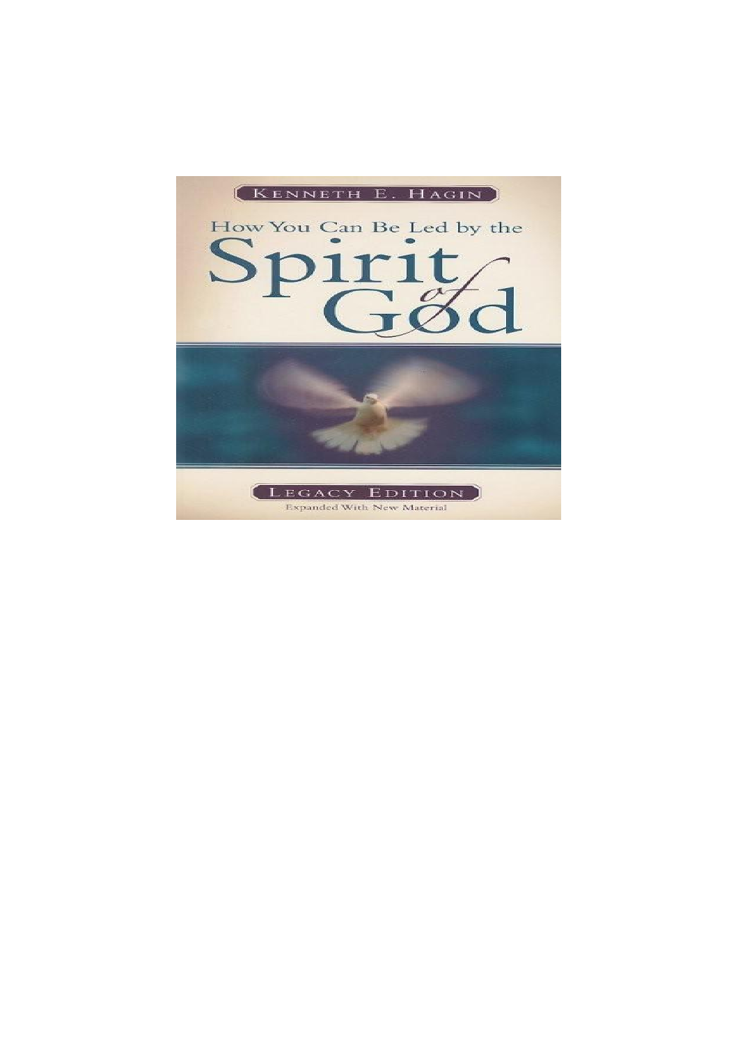KENNETH E. HAGIN

# How You Can Be Led by the Spirit of God

LEGACY EDITION

Expanded With New Material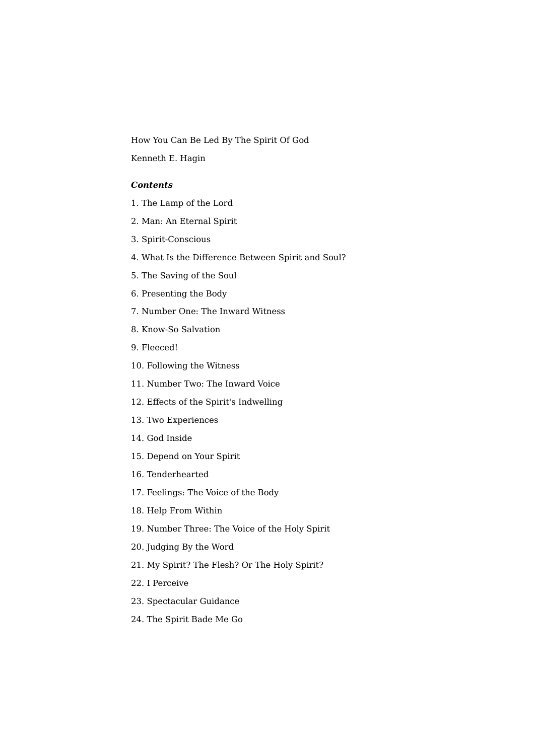How You Can Be Led By The Spirit Of God

Kenneth E. Hagin

***Contents***

1. The Lamp of the Lord
2. Man: An Eternal Spirit
3. Spirit-Conscious
4. What Is the Difference Between Spirit and Soul?
5. The Saving of the Soul
6. Presenting the Body
7. Number One: The Inward Witness
8. Know-So Salvation
9. Fleeced!
10. Following the Witness
11. Number Two: The Inward Voice
12. Effects of the Spirit's Indwelling
13. Two Experiences
14. God Inside
15. Depend on Your Spirit
16. Tenderhearted
17. Feelings: The Voice of the Body
18. Help From Within
19. Number Three: The Voice of the Holy Spirit
20. Judging By the Word
21. My Spirit? The Flesh? Or The Holy Spirit?
22. I Perceive
23. Spectacular Guidance
24. The Spirit Bade Me Go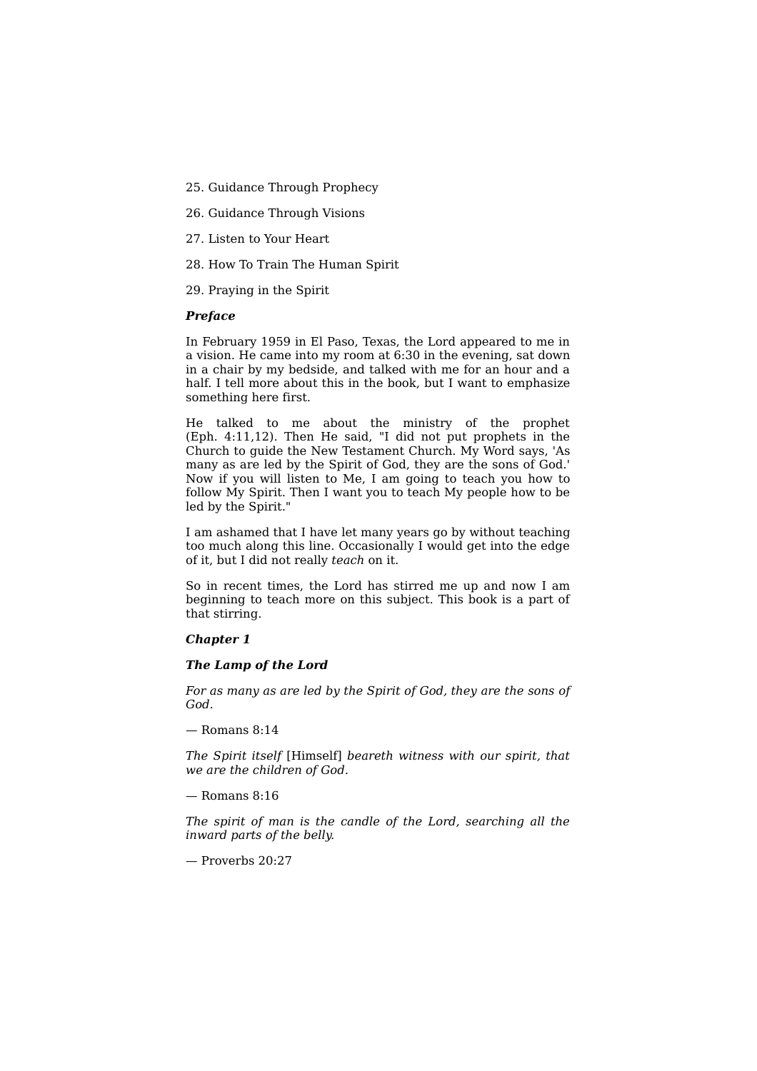25. Guidance Through Prophecy

26. Guidance Through Visions

27. Listen to Your Heart

28. How To Train The Human Spirit

29. Praying in the Spirit

## Preface

In February 1959 in El Paso, Texas, the Lord appeared to me in a vision. He came into my room at 6:30 in the evening, sat down in a chair by my bedside, and talked with me for an hour and a half. I tell more about this in the book, but I want to emphasize something here first.

He talked to me about the ministry of the prophet (Eph. 4:11,12). Then He said, "I did not put prophets in the Church to guide the New Testament Church. My Word says, 'As many as are led by the Spirit of God, they are the sons of God.' Now if you will listen to Me, I am going to teach you how to follow My Spirit. Then I want you to teach My people how to be led by the Spirit."

I am ashamed that I have let many years go by without teaching too much along this line. Occasionally I would get into the edge of it, but I did not really *teach* on it.

So in recent times, the Lord has stirred me up and now I am beginning to teach more on this subject. This book is a part of that stirring.

## Chapter 1

## The Lamp of the Lord

*For as many as are led by the Spirit of God, they are the sons of God.*

— Romans 8:14

*The Spirit itself* [Himself] *beareth witness with our spirit, that we are the children of God.*

— Romans 8:16

*The spirit of man is the candle of the Lord, searching all the inward parts of the belly.*

— Proverbs 20:27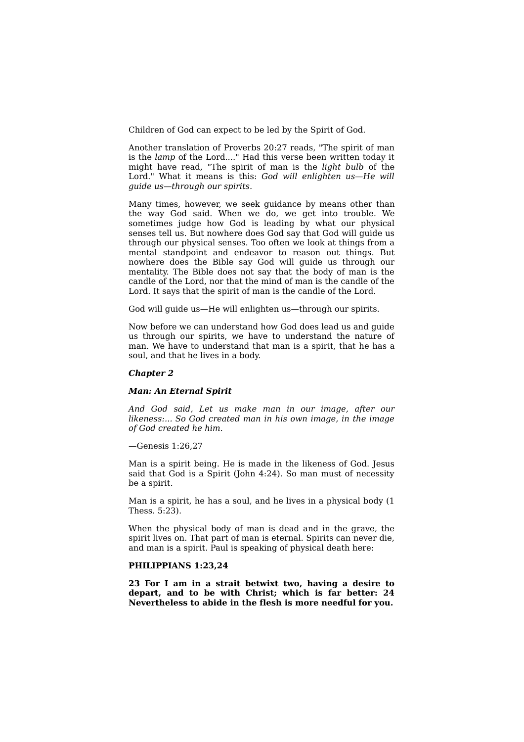Children of God can expect to be led by the Spirit of God.

Another translation of Proverbs 20:27 reads, "The spirit of man is the *lamp* of the Lord...." Had this verse been written today it might have read, "The spirit of man is the *light bulb* of the Lord." What it means is this: *God will enlighten us—He will guide us—through our spirits.*

Many times, however, we seek guidance by means other than the way God said. When we do, we get into trouble. We sometimes judge how God is leading by what our physical senses tell us. But nowhere does God say that God will guide us through our physical senses. Too often we look at things from a mental standpoint and endeavor to reason out things. But nowhere does the Bible say God will guide us through our mentality. The Bible does not say that the body of man is the candle of the Lord, nor that the mind of man is the candle of the Lord. It says that the spirit of man is the candle of the Lord.

God will guide us—He will enlighten us—through our spirits.

Now before we can understand how God does lead us and guide us through our spirits, we have to understand the nature of man. We have to understand that man is a spirit, that he has a soul, and that he lives in a body.

## *Chapter 2*

### *Man: An Eternal Spirit*

*And God said, Let us make man in our image, after our likeness:... So God created man in his own image, in the image of God created he him.*

—Genesis 1:26,27

Man is a spirit being. He is made in the likeness of God. Jesus said that God is a Spirit (John 4:24). So man must of necessity be a spirit.

Man is a spirit, he has a soul, and he lives in a physical body (1 Thess. 5:23).

When the physical body of man is dead and in the grave, the spirit lives on. That part of man is eternal. Spirits can never die, and man is a spirit. Paul is speaking of physical death here:

**PHILIPPIANS 1:23,24**

**23 For I am in a strait betwixt two, having a desire to depart, and to be with Christ; which is far better: 24 Nevertheless to abide in the flesh is more needful for you.**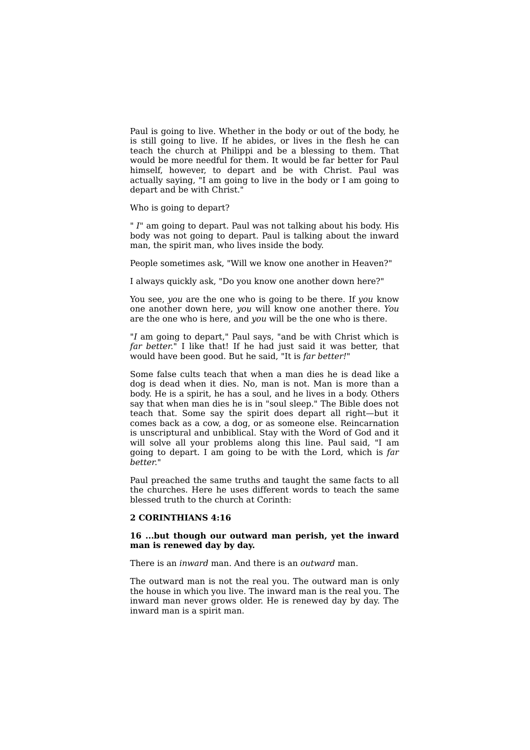Paul is going to live. Whether in the body or out of the body, he is still going to live. If he abides, or lives in the flesh he can teach the church at Philippi and be a blessing to them. That would be more needful for them. It would be far better for Paul himself, however, to depart and be with Christ. Paul was actually saying, "I am going to live in the body or I am going to depart and be with Christ."

Who is going to depart?

" *I*" am going to depart. Paul was not talking about his body. His body was not going to depart. Paul is talking about the inward man, the spirit man, who lives inside the body.

People sometimes ask, "Will we know one another in Heaven?"

I always quickly ask, "Do you know one another down here?"

You see, *you* are the one who is going to be there. If *you* know one another down here, *you* will know one another there. *You* are the one who is here, and *you* will be the one who is there.

"*I* am going to depart," Paul says, "and be with Christ which is *far better.*" I like that! If he had just said it was better, that would have been good. But he said, "It is *far better!*"

Some false cults teach that when a man dies he is dead like a dog is dead when it dies. No, man is not. Man is more than a body. He is a spirit, he has a soul, and he lives in a body. Others say that when man dies he is in "soul sleep." The Bible does not teach that. Some say the spirit does depart all right—but it comes back as a cow, a dog, or as someone else. Reincarnation is unscriptural and unbiblical. Stay with the Word of God and it will solve all your problems along this line. Paul said, "I am going to depart. I am going to be with the Lord, which is *far better.*"

Paul preached the same truths and taught the same facts to all the churches. Here he uses different words to teach the same blessed truth to the church at Corinth:

**2 CORINTHIANS 4:16**

**16 ...but though our outward man perish, yet the inward man is renewed day by day.**

There is an *inward* man. And there is an *outward* man.

The outward man is not the real you. The outward man is only the house in which you live. The inward man is the real you. The inward man never grows older. He is renewed day by day. The inward man is a spirit man.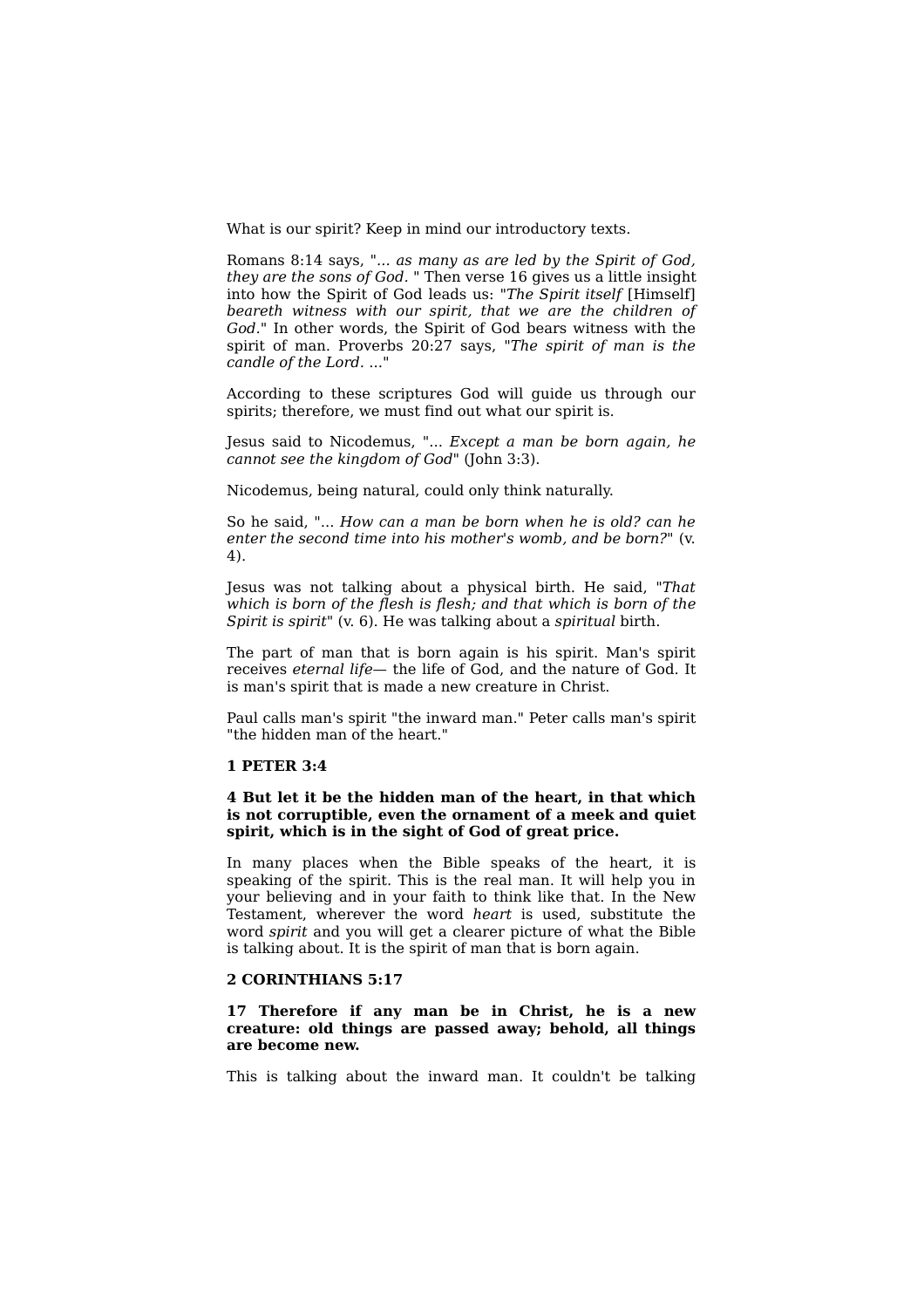What is our spirit? Keep in mind our introductory texts.

Romans 8:14 says, "*... as many as are led by the Spirit of God, they are the sons of God.* " Then verse 16 gives us a little insight into how the Spirit of God leads us: "*The Spirit itself* [Himself] *beareth witness with our spirit, that we are the children of God.*" In other words, the Spirit of God bears witness with the spirit of man. Proverbs 20:27 says, "*The spirit of man is the candle of the Lord. ...*"

According to these scriptures God will guide us through our spirits; therefore, we must find out what our spirit is.

Jesus said to Nicodemus, "... *Except a man be born again, he cannot see the kingdom of God*" (John 3:3).

Nicodemus, being natural, could only think naturally.

So he said, "... *How can a man be born when he is old? can he enter the second time into his mother's womb, and be born?*" (v. 4).

Jesus was not talking about a physical birth. He said, "*That which is born of the flesh is flesh; and that which is born of the Spirit is spirit*" (v. 6). He was talking about a *spiritual* birth.

The part of man that is born again is his spirit. Man's spirit receives *eternal life*— the life of God, and the nature of God. It is man's spirit that is made a new creature in Christ.

Paul calls man's spirit "the inward man." Peter calls man's spirit "the hidden man of the heart."

**1 PETER 3:4**

**4 But let it be the hidden man of the heart, in that which is not corruptible, even the ornament of a meek and quiet spirit, which is in the sight of God of great price.**

In many places when the Bible speaks of the heart, it is speaking of the spirit. This is the real man. It will help you in your believing and in your faith to think like that. In the New Testament, wherever the word *heart* is used, substitute the word *spirit* and you will get a clearer picture of what the Bible is talking about. It is the spirit of man that is born again.

**2 CORINTHIANS 5:17**

**17 Therefore if any man be in Christ, he is a new creature: old things are passed away; behold, all things are become new.**

This is talking about the inward man. It couldn't be talking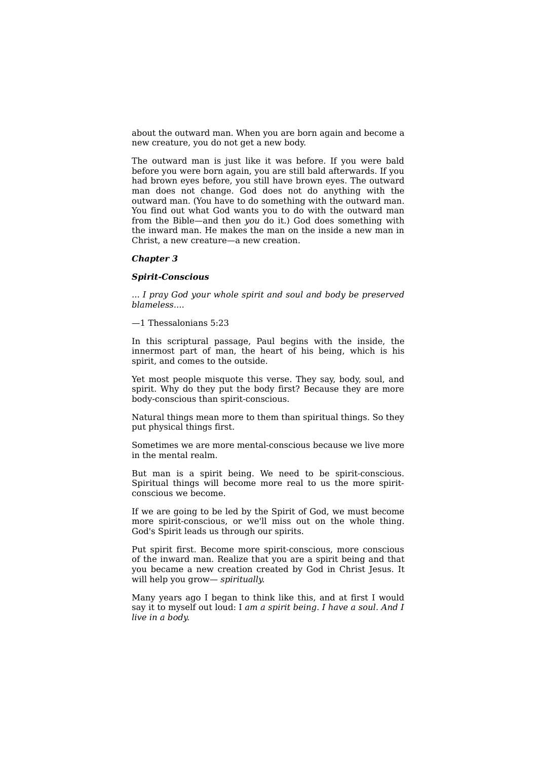about the outward man. When you are born again and become a new creature, you do not get a new body.

The outward man is just like it was before. If you were bald before you were born again, you are still bald afterwards. If you had brown eyes before, you still have brown eyes. The outward man does not change. God does not do anything with the outward man. (You have to do something with the outward man. You find out what God wants you to do with the outward man from the Bible—and then *you* do it.) God does something with the inward man. He makes the man on the inside a new man in Christ, a new creature—a new creation.

## *Chapter 3*

### *Spirit-Conscious*

*... I pray God your whole spirit and soul and body be preserved blameless....*

—1 Thessalonians 5:23

In this scriptural passage, Paul begins with the inside, the innermost part of man, the heart of his being, which is his spirit, and comes to the outside.

Yet most people misquote this verse. They say, body, soul, and spirit. Why do they put the body first? Because they are more body-conscious than spirit-conscious.

Natural things mean more to them than spiritual things. So they put physical things first.

Sometimes we are more mental-conscious because we live more in the mental realm.

But man is a spirit being. We need to be spirit-conscious. Spiritual things will become more real to us the more spirit-conscious we become.

If we are going to be led by the Spirit of God, we must become more spirit-conscious, or we'll miss out on the whole thing. God's Spirit leads us through our spirits.

Put spirit first. Become more spirit-conscious, more conscious of the inward man. Realize that you are a spirit being and that you became a new creation created by God in Christ Jesus. It will help you grow— *spiritually.*

Many years ago I began to think like this, and at first I would say it to myself out loud: I *am a spirit being. I have a soul. And I live in a body.*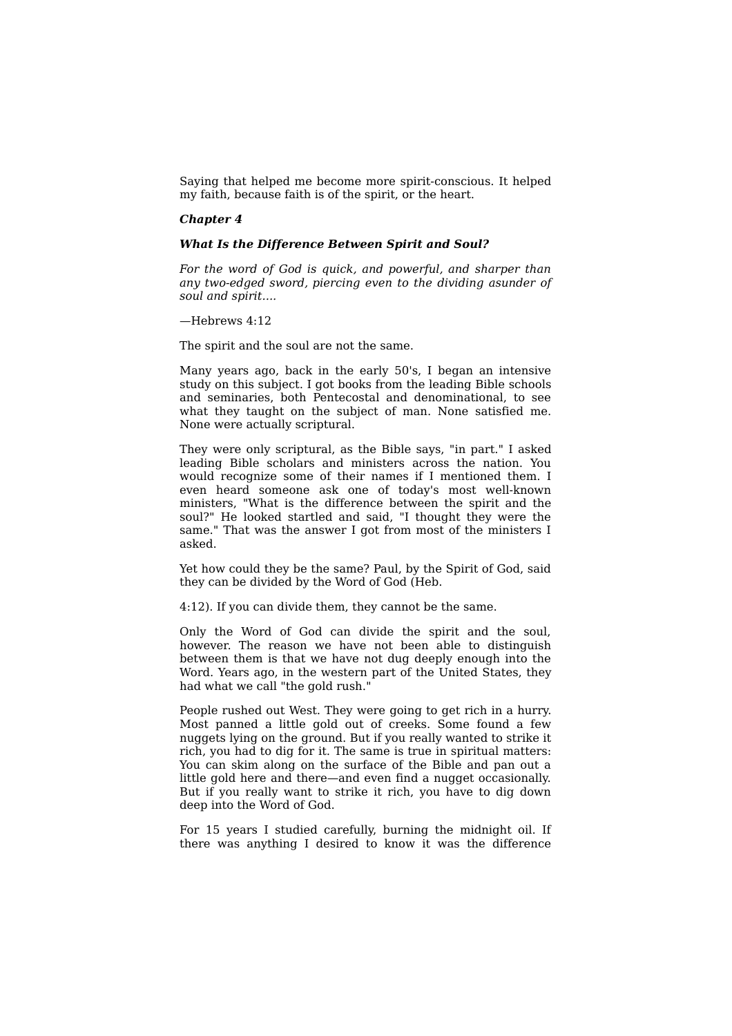Saying that helped me become more spirit-conscious. It helped my faith, because faith is of the spirit, or the heart.

## *Chapter 4*

### *What Is the Difference Between Spirit and Soul?*

*For the word of God is quick, and powerful, and sharper than any two-edged sword, piercing even to the dividing asunder of soul and spirit....*

—Hebrews 4:12

The spirit and the soul are not the same.

Many years ago, back in the early 50's, I began an intensive study on this subject. I got books from the leading Bible schools and seminaries, both Pentecostal and denominational, to see what they taught on the subject of man. None satisfied me. None were actually scriptural.

They were only scriptural, as the Bible says, "in part." I asked leading Bible scholars and ministers across the nation. You would recognize some of their names if I mentioned them. I even heard someone ask one of today's most well-known ministers, "What is the difference between the spirit and the soul?" He looked startled and said, "I thought they were the same." That was the answer I got from most of the ministers I asked.

Yet how could they be the same? Paul, by the Spirit of God, said they can be divided by the Word of God (Heb. 4:12). If you can divide them, they cannot be the same.

Only the Word of God can divide the spirit and the soul, however. The reason we have not been able to distinguish between them is that we have not dug deeply enough into the Word. Years ago, in the western part of the United States, they had what we call "the gold rush."

People rushed out West. They were going to get rich in a hurry. Most panned a little gold out of creeks. Some found a few nuggets lying on the ground. But if you really wanted to strike it rich, you had to dig for it. The same is true in spiritual matters: You can skim along on the surface of the Bible and pan out a little gold here and there—and even find a nugget occasionally. But if you really want to strike it rich, you have to dig down deep into the Word of God.

For 15 years I studied carefully, burning the midnight oil. If there was anything I desired to know it was the difference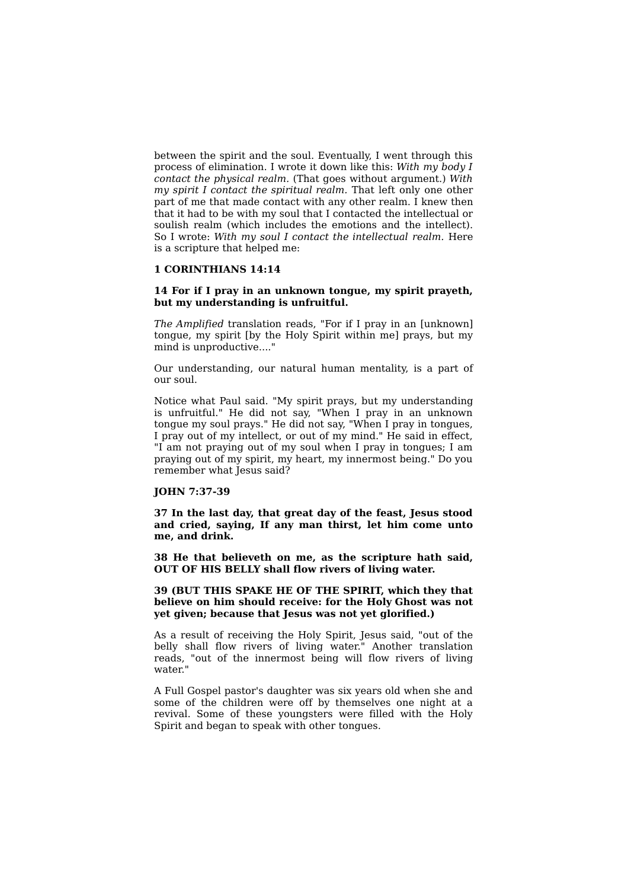between the spirit and the soul. Eventually, I went through this process of elimination. I wrote it down like this: *With my body I contact the physical realm.* (That goes without argument.) *With my spirit I contact the spiritual realm.* That left only one other part of me that made contact with any other realm. I knew then that it had to be with my soul that I contacted the intellectual or soulish realm (which includes the emotions and the intellect). So I wrote: *With my soul I contact the intellectual realm.* Here is a scripture that helped me:

**1 CORINTHIANS 14:14**

**14 For if I pray in an unknown tongue, my spirit prayeth, but my understanding is unfruitful.**

*The Amplified* translation reads, "For if I pray in an [unknown] tongue, my spirit [by the Holy Spirit within me] prays, but my mind is unproductive...."

Our understanding, our natural human mentality, is a part of our soul.

Notice what Paul said. "My spirit prays, but my understanding is unfruitful." He did not say, "When I pray in an unknown tongue my soul prays." He did not say, "When I pray in tongues, I pray out of my intellect, or out of my mind." He said in effect, "I am not praying out of my soul when I pray in tongues; I am praying out of my spirit, my heart, my innermost being." Do you remember what Jesus said?

**JOHN 7:37-39**

**37 In the last day, that great day of the feast, Jesus stood and cried, saying, If any man thirst, let him come unto me, and drink.**

**38 He that believeth on me, as the scripture hath said, OUT OF HIS BELLY shall flow rivers of living water.**

**39 (BUT THIS SPAKE HE OF THE SPIRIT, which they that believe on him should receive: for the Holy Ghost was not yet given; because that Jesus was not yet glorified.)**

As a result of receiving the Holy Spirit, Jesus said, "out of the belly shall flow rivers of living water." Another translation reads, "out of the innermost being will flow rivers of living water."

A Full Gospel pastor's daughter was six years old when she and some of the children were off by themselves one night at a revival. Some of these youngsters were filled with the Holy Spirit and began to speak with other tongues.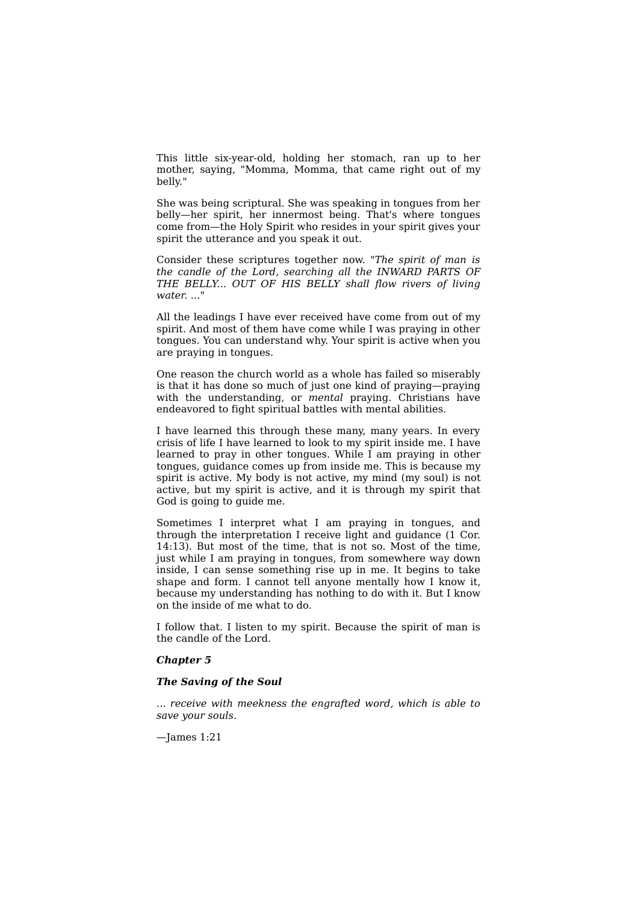This little six-year-old, holding her stomach, ran up to her mother, saying, "Momma, Momma, that came right out of my belly."

She was being scriptural. She was speaking in tongues from her belly—her spirit, her innermost being. That's where tongues come from—the Holy Spirit who resides in your spirit gives your spirit the utterance and you speak it out.

Consider these scriptures together now. "*The spirit of man is the candle of the Lord, searching all the INWARD PARTS OF THE BELLY... OUT OF HIS BELLY shall flow rivers of living water. ...*"

All the leadings I have ever received have come from out of my spirit. And most of them have come while I was praying in other tongues. You can understand why. Your spirit is active when you are praying in tongues.

One reason the church world as a whole has failed so miserably is that it has done so much of just one kind of praying—praying with the understanding, or *mental* praying. Christians have endeavored to fight spiritual battles with mental abilities.

I have learned this through these many, many years. In every crisis of life I have learned to look to my spirit inside me. I have learned to pray in other tongues. While I am praying in other tongues, guidance comes up from inside me. This is because my spirit is active. My body is not active, my mind (my soul) is not active, but my spirit is active, and it is through my spirit that God is going to guide me.

Sometimes I interpret what I am praying in tongues, and through the interpretation I receive light and guidance (1 Cor. 14:13). But most of the time, that is not so. Most of the time, just while I am praying in tongues, from somewhere way down inside, I can sense something rise up in me. It begins to take shape and form. I cannot tell anyone mentally how I know it, because my understanding has nothing to do with it. But I know on the inside of me what to do.

I follow that. I listen to my spirit. Because the spirit of man is the candle of the Lord.

## Chapter 5

## The Saving of the Soul

*... receive with meekness the engrafted word, which is able to save your souls.*

—James 1:21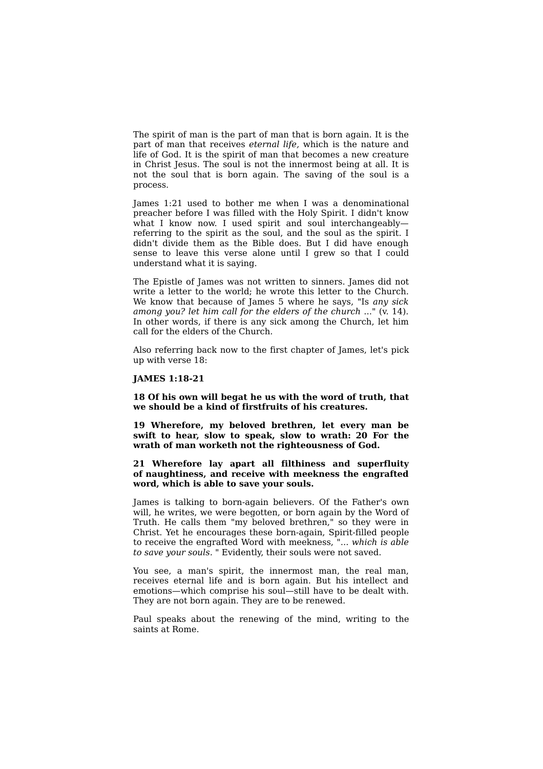The spirit of man is the part of man that is born again. It is the part of man that receives *eternal life,* which is the nature and life of God. It is the spirit of man that becomes a new creature in Christ Jesus. The soul is not the innermost being at all. It is not the soul that is born again. The saving of the soul is a process.

James 1:21 used to bother me when I was a denominational preacher before I was filled with the Holy Spirit. I didn't know what I know now. I used spirit and soul interchangeably—referring to the spirit as the soul, and the soul as the spirit. I didn't divide them as the Bible does. But I did have enough sense to leave this verse alone until I grew so that I could understand what it is saying.

The Epistle of James was not written to sinners. James did not write a letter to the world; he wrote this letter to the Church. We know that because of James 5 where he says, "Is *any sick among you? let him call for the elders of the church* ..." (v. 14). In other words, if there is any sick among the Church, let him call for the elders of the Church.

Also referring back now to the first chapter of James, let's pick up with verse 18:

**JAMES 1:18-21**

**18 Of his own will begat he us with the word of truth, that we should be a kind of firstfruits of his creatures.**

**19 Wherefore, my beloved brethren, let every man be swift to hear, slow to speak, slow to wrath: 20 For the wrath of man worketh not the righteousness of God.**

**21 Wherefore lay apart all filthiness and superfluity of naughtiness, and receive with meekness the engrafted word, which is able to save your souls.**

James is talking to born-again believers. Of the Father's own will, he writes, we were begotten, or born again by the Word of Truth. He calls them "my beloved brethren," so they were in Christ. Yet he encourages these born-again, Spirit-filled people to receive the engrafted Word with meekness, "... *which is able to save your souls.* " Evidently, their souls were not saved.

You see, a man's spirit, the innermost man, the real man, receives eternal life and is born again. But his intellect and emotions—which comprise his soul—still have to be dealt with. They are not born again. They are to be renewed.

Paul speaks about the renewing of the mind, writing to the saints at Rome.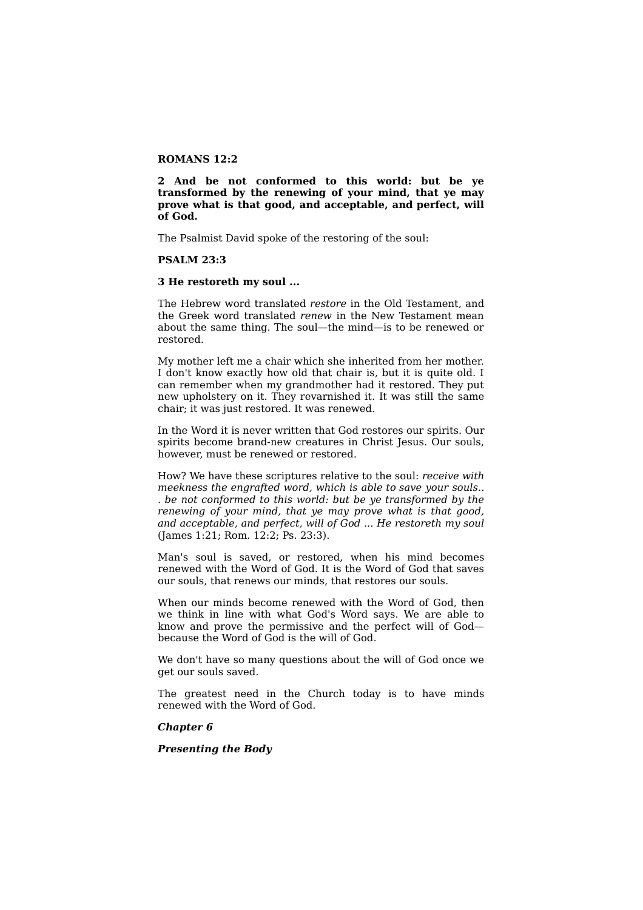**ROMANS 12:2**

**2 And be not conformed to this world: but be ye transformed by the renewing of your mind, that ye may prove what is that good, and acceptable, and perfect, will of God.**

The Psalmist David spoke of the restoring of the soul:

**PSALM 23:3**

**3 He restoreth my soul ...**

The Hebrew word translated *restore* in the Old Testament, and the Greek word translated *renew* in the New Testament mean about the same thing. The soul—the mind—is to be renewed or restored.

My mother left me a chair which she inherited from her mother. I don't know exactly how old that chair is, but it is quite old. I can remember when my grandmother had it restored. They put new upholstery on it. They revarnished it. It was still the same chair; it was just restored. It was renewed.

In the Word it is never written that God restores our spirits. Our spirits become brand-new creatures in Christ Jesus. Our souls, however, must be renewed or restored.

How? We have these scriptures relative to the soul: *receive with meekness the engrafted word, which is able to save your souls.. . be not conformed to this world: but be ye transformed by the renewing of your mind, that ye may prove what is that good, and acceptable, and perfect, will of God ... He restoreth my soul* (James 1:21; Rom. 12:2; Ps. 23:3).

Man's soul is saved, or restored, when his mind becomes renewed with the Word of God. It is the Word of God that saves our souls, that renews our minds, that restores our souls.

When our minds become renewed with the Word of God, then we think in line with what God's Word says. We are able to know and prove the permissive and the perfect will of God—because the Word of God is the will of God.

We don't have so many questions about the will of God once we get our souls saved.

The greatest need in the Church today is to have minds renewed with the Word of God.

## *Chapter 6*

## *Presenting the Body*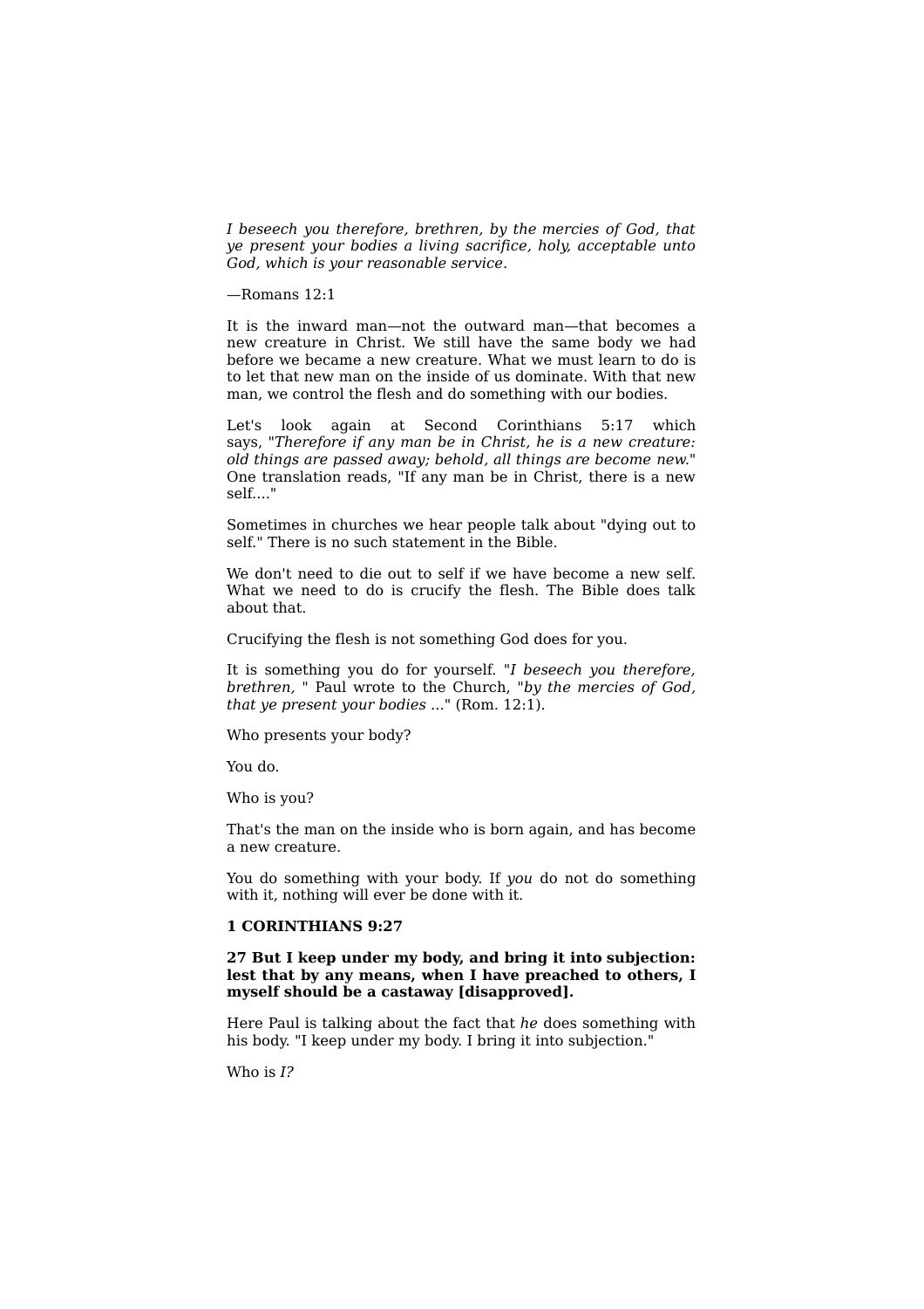*I beseech you therefore, brethren, by the mercies of God, that ye present your bodies a living sacrifice, holy, acceptable unto God, which is your reasonable service.*

—Romans 12:1

It is the inward man—not the outward man—that becomes a new creature in Christ. We still have the same body we had before we became a new creature. What we must learn to do is to let that new man on the inside of us dominate. With that new man, we control the flesh and do something with our bodies.

Let's look again at Second Corinthians 5:17 which says, "*Therefore if any man be in Christ, he is a new creature: old things are passed away; behold, all things are become new.*" One translation reads, "If any man be in Christ, there is a new self...."

Sometimes in churches we hear people talk about "dying out to self." There is no such statement in the Bible.

We don't need to die out to self if we have become a new self. What we need to do is crucify the flesh. The Bible does talk about that.

Crucifying the flesh is not something God does for you.

It is something you do for yourself. "*I beseech you therefore, brethren,* " Paul wrote to the Church, "*by the mercies of God, that ye present your bodies* ..." (Rom. 12:1).

Who presents your body?

You do.

Who is you?

That's the man on the inside who is born again, and has become a new creature.

You do something with your body. If *you* do not do something with it, nothing will ever be done with it.

**1 CORINTHIANS 9:27**

**27 But I keep under my body, and bring it into subjection: lest that by any means, when I have preached to others, I myself should be a castaway [disapproved].**

Here Paul is talking about the fact that *he* does something with his body. "I keep under my body. I bring it into subjection."

Who is *I?*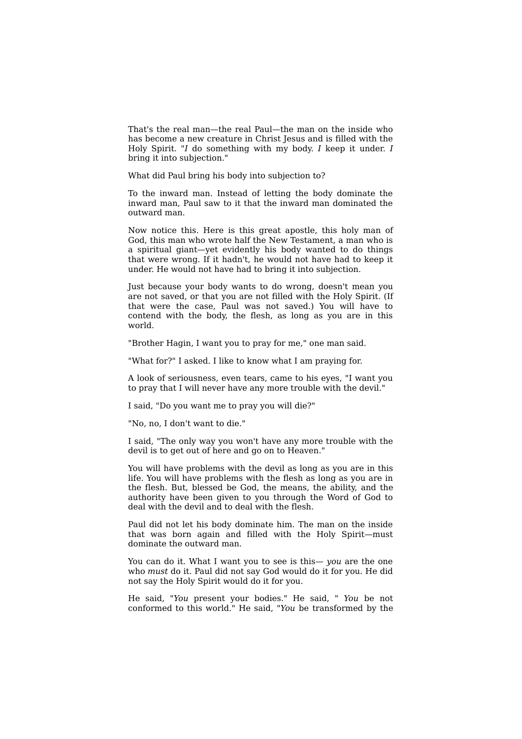That's the real man—the real Paul—the man on the inside who has become a new creature in Christ Jesus and is filled with the Holy Spirit. "*I* do something with my body. *I* keep it under. *I* bring it into subjection."

What did Paul bring his body into subjection to?

To the inward man. Instead of letting the body dominate the inward man, Paul saw to it that the inward man dominated the outward man.

Now notice this. Here is this great apostle, this holy man of God, this man who wrote half the New Testament, a man who is a spiritual giant—yet evidently his body wanted to do things that were wrong. If it hadn't, he would not have had to keep it under. He would not have had to bring it into subjection.

Just because your body wants to do wrong, doesn't mean you are not saved, or that you are not filled with the Holy Spirit. (If that were the case, Paul was not saved.) You will have to contend with the body, the flesh, as long as you are in this world.

"Brother Hagin, I want you to pray for me," one man said.

"What for?" I asked. I like to know what I am praying for.

A look of seriousness, even tears, came to his eyes, "I want you to pray that I will never have any more trouble with the devil."

I said, "Do you want me to pray you will die?"

"No, no, I don't want to die."

I said, "The only way you won't have any more trouble with the devil is to get out of here and go on to Heaven."

You will have problems with the devil as long as you are in this life. You will have problems with the flesh as long as you are in the flesh. But, blessed be God, the means, the ability, and the authority have been given to you through the Word of God to deal with the devil and to deal with the flesh.

Paul did not let his body dominate him. The man on the inside that was born again and filled with the Holy Spirit—must dominate the outward man.

You can do it. What I want you to see is this— *you* are the one who *must* do it. Paul did not say God would do it for you. He did not say the Holy Spirit would do it for you.

He said, "*You* present your bodies." He said, " *You* be not conformed to this world." He said, "*You* be transformed by the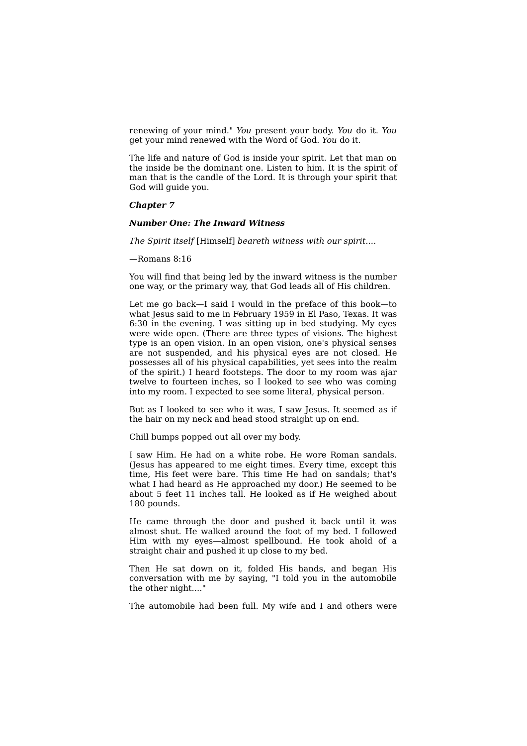renewing of your mind." *You* present your body. *You* do it. *You* get your mind renewed with the Word of God. *You* do it.

The life and nature of God is inside your spirit. Let that man on the inside be the dominant one. Listen to him. It is the spirit of man that is the candle of the Lord. It is through your spirit that God will guide you.

## *Chapter 7*

## *Number One: The Inward Witness*

*The Spirit itself* [Himself] *beareth witness with our spirit....*

—Romans 8:16

You will find that being led by the inward witness is the number one way, or the primary way, that God leads all of His children.

Let me go back—I said I would in the preface of this book—to what Jesus said to me in February 1959 in El Paso, Texas. It was 6:30 in the evening. I was sitting up in bed studying. My eyes were wide open. (There are three types of visions. The highest type is an open vision. In an open vision, one's physical senses are not suspended, and his physical eyes are not closed. He possesses all of his physical capabilities, yet sees into the realm of the spirit.) I heard footsteps. The door to my room was ajar twelve to fourteen inches, so I looked to see who was coming into my room. I expected to see some literal, physical person.

But as I looked to see who it was, I saw Jesus. It seemed as if the hair on my neck and head stood straight up on end.

Chill bumps popped out all over my body.

I saw Him. He had on a white robe. He wore Roman sandals. (Jesus has appeared to me eight times. Every time, except this time, His feet were bare. This time He had on sandals; that's what I had heard as He approached my door.) He seemed to be about 5 feet 11 inches tall. He looked as if He weighed about 180 pounds.

He came through the door and pushed it back until it was almost shut. He walked around the foot of my bed. I followed Him with my eyes—almost spellbound. He took ahold of a straight chair and pushed it up close to my bed.

Then He sat down on it, folded His hands, and began His conversation with me by saying, "I told you in the automobile the other night...."

The automobile had been full. My wife and I and others were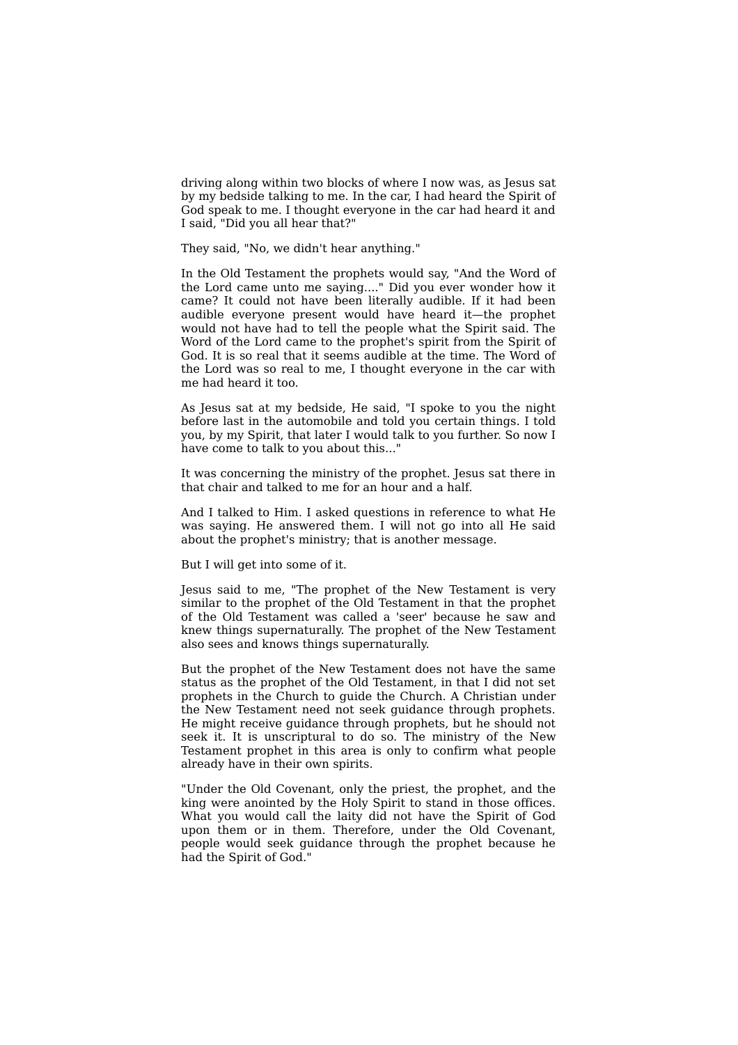driving along within two blocks of where I now was, as Jesus sat by my bedside talking to me. In the car, I had heard the Spirit of God speak to me. I thought everyone in the car had heard it and I said, "Did you all hear that?"

They said, "No, we didn't hear anything."

In the Old Testament the prophets would say, "And the Word of the Lord came unto me saying...." Did you ever wonder how it came? It could not have been literally audible. If it had been audible everyone present would have heard it—the prophet would not have had to tell the people what the Spirit said. The Word of the Lord came to the prophet's spirit from the Spirit of God. It is so real that it seems audible at the time. The Word of the Lord was so real to me, I thought everyone in the car with me had heard it too.

As Jesus sat at my bedside, He said, "I spoke to you the night before last in the automobile and told you certain things. I told you, by my Spirit, that later I would talk to you further. So now I have come to talk to you about this..."

It was concerning the ministry of the prophet. Jesus sat there in that chair and talked to me for an hour and a half.

And I talked to Him. I asked questions in reference to what He was saying. He answered them. I will not go into all He said about the prophet's ministry; that is another message.

But I will get into some of it.

Jesus said to me, "The prophet of the New Testament is very similar to the prophet of the Old Testament in that the prophet of the Old Testament was called a 'seer' because he saw and knew things supernaturally. The prophet of the New Testament also sees and knows things supernaturally.

But the prophet of the New Testament does not have the same status as the prophet of the Old Testament, in that I did not set prophets in the Church to guide the Church. A Christian under the New Testament need not seek guidance through prophets. He might receive guidance through prophets, but he should not seek it. It is unscriptural to do so. The ministry of the New Testament prophet in this area is only to confirm what people already have in their own spirits.

"Under the Old Covenant, only the priest, the prophet, and the king were anointed by the Holy Spirit to stand in those offices. What you would call the laity did not have the Spirit of God upon them or in them. Therefore, under the Old Covenant, people would seek guidance through the prophet because he had the Spirit of God."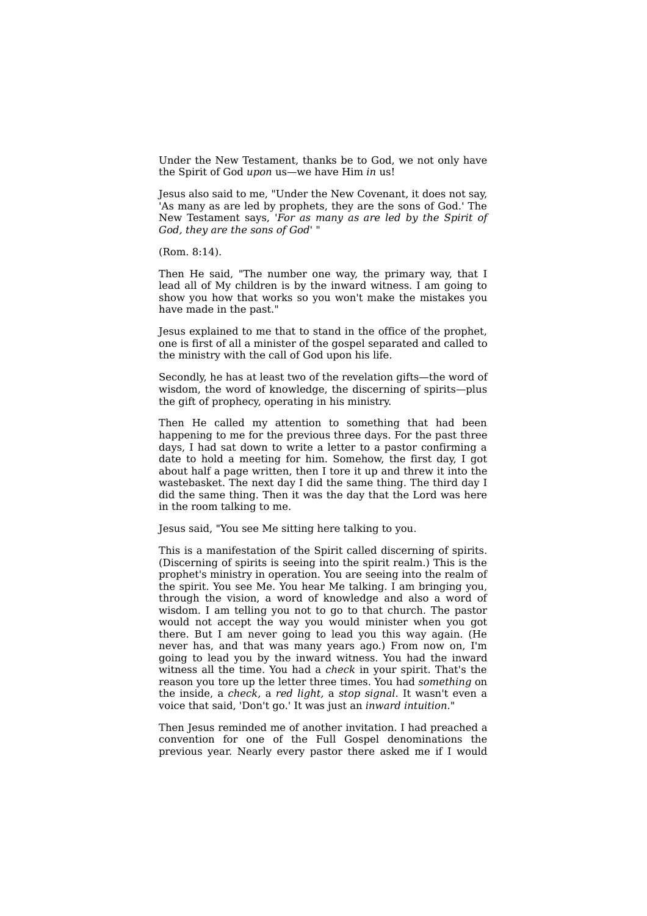Under the New Testament, thanks be to God, we not only have the Spirit of God *upon* us—we have Him *in* us!

Jesus also said to me, "Under the New Covenant, it does not say, 'As many as are led by prophets, they are the sons of God.' The New Testament says, '*For as many as are led by the Spirit of God, they are the sons of God*' "

(Rom. 8:14).

Then He said, "The number one way, the primary way, that I lead all of My children is by the inward witness. I am going to show you how that works so you won't make the mistakes you have made in the past."

Jesus explained to me that to stand in the office of the prophet, one is first of all a minister of the gospel separated and called to the ministry with the call of God upon his life.

Secondly, he has at least two of the revelation gifts—the word of wisdom, the word of knowledge, the discerning of spirits—plus the gift of prophecy, operating in his ministry.

Then He called my attention to something that had been happening to me for the previous three days. For the past three days, I had sat down to write a letter to a pastor confirming a date to hold a meeting for him. Somehow, the first day, I got about half a page written, then I tore it up and threw it into the wastebasket. The next day I did the same thing. The third day I did the same thing. Then it was the day that the Lord was here in the room talking to me.

Jesus said, "You see Me sitting here talking to you.

This is a manifestation of the Spirit called discerning of spirits. (Discerning of spirits is seeing into the spirit realm.) This is the prophet's ministry in operation. You are seeing into the realm of the spirit. You see Me. You hear Me talking. I am bringing you, through the vision, a word of knowledge and also a word of wisdom. I am telling you not to go to that church. The pastor would not accept the way you would minister when you got there. But I am never going to lead you this way again. (He never has, and that was many years ago.) From now on, I'm going to lead you by the inward witness. You had the inward witness all the time. You had a *check* in your spirit. That's the reason you tore up the letter three times. You had *something* on the inside, a *check,* a *red light,* a *stop signal*. It wasn't even a voice that said, 'Don't go.' It was just an *inward intuition.*"

Then Jesus reminded me of another invitation. I had preached a convention for one of the Full Gospel denominations the previous year. Nearly every pastor there asked me if I would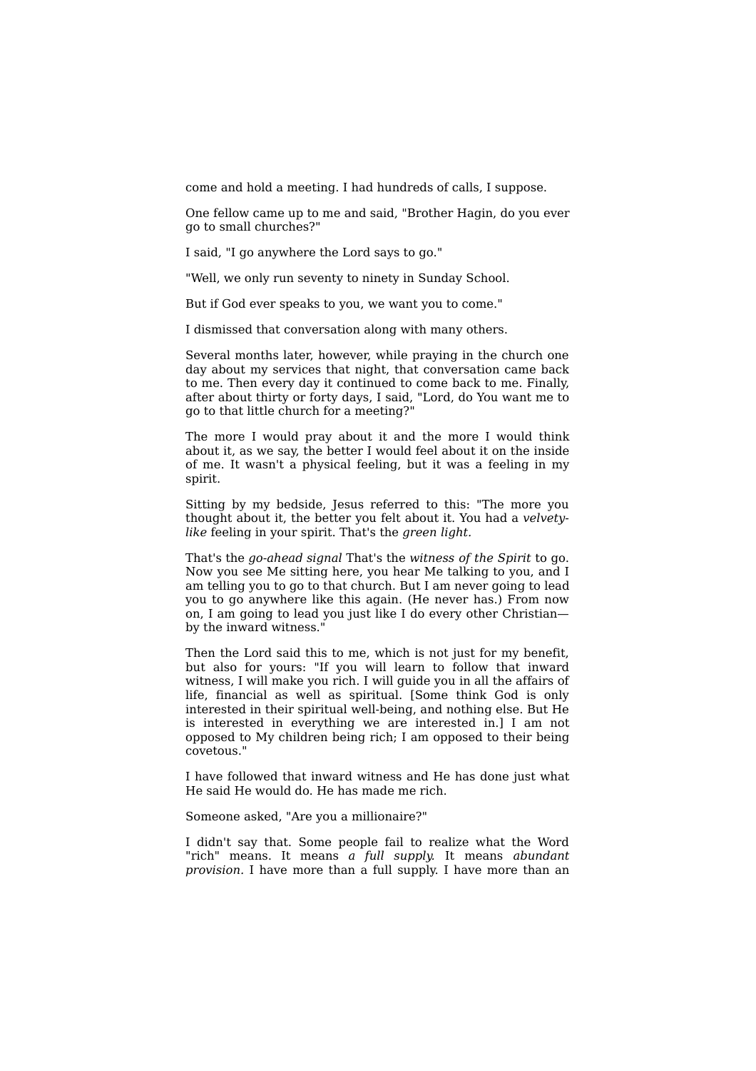come and hold a meeting. I had hundreds of calls, I suppose.

One fellow came up to me and said, "Brother Hagin, do you ever go to small churches?"

I said, "I go anywhere the Lord says to go."

"Well, we only run seventy to ninety in Sunday School.

But if God ever speaks to you, we want you to come."

I dismissed that conversation along with many others.

Several months later, however, while praying in the church one day about my services that night, that conversation came back to me. Then every day it continued to come back to me. Finally, after about thirty or forty days, I said, "Lord, do You want me to go to that little church for a meeting?"

The more I would pray about it and the more I would think about it, as we say, the better I would feel about it on the inside of me. It wasn't a physical feeling, but it was a feeling in my spirit.

Sitting by my bedside, Jesus referred to this: "The more you thought about it, the better you felt about it. You had a *velvety-like* feeling in your spirit. That's the *green light.*

That's the *go-ahead signal* That's the *witness of the Spirit* to go. Now you see Me sitting here, you hear Me talking to you, and I am telling you to go to that church. But I am never going to lead you to go anywhere like this again. (He never has.) From now on, I am going to lead you just like I do every other Christian—by the inward witness."

Then the Lord said this to me, which is not just for my benefit, but also for yours: "If you will learn to follow that inward witness, I will make you rich. I will guide you in all the affairs of life, financial as well as spiritual. [Some think God is only interested in their spiritual well-being, and nothing else. But He is interested in everything we are interested in.] I am not opposed to My children being rich; I am opposed to their being covetous."

I have followed that inward witness and He has done just what He said He would do. He has made me rich.

Someone asked, "Are you a millionaire?"

I didn't say that. Some people fail to realize what the Word "rich" means. It means *a full supply.* It means *abundant provision.* I have more than a full supply. I have more than an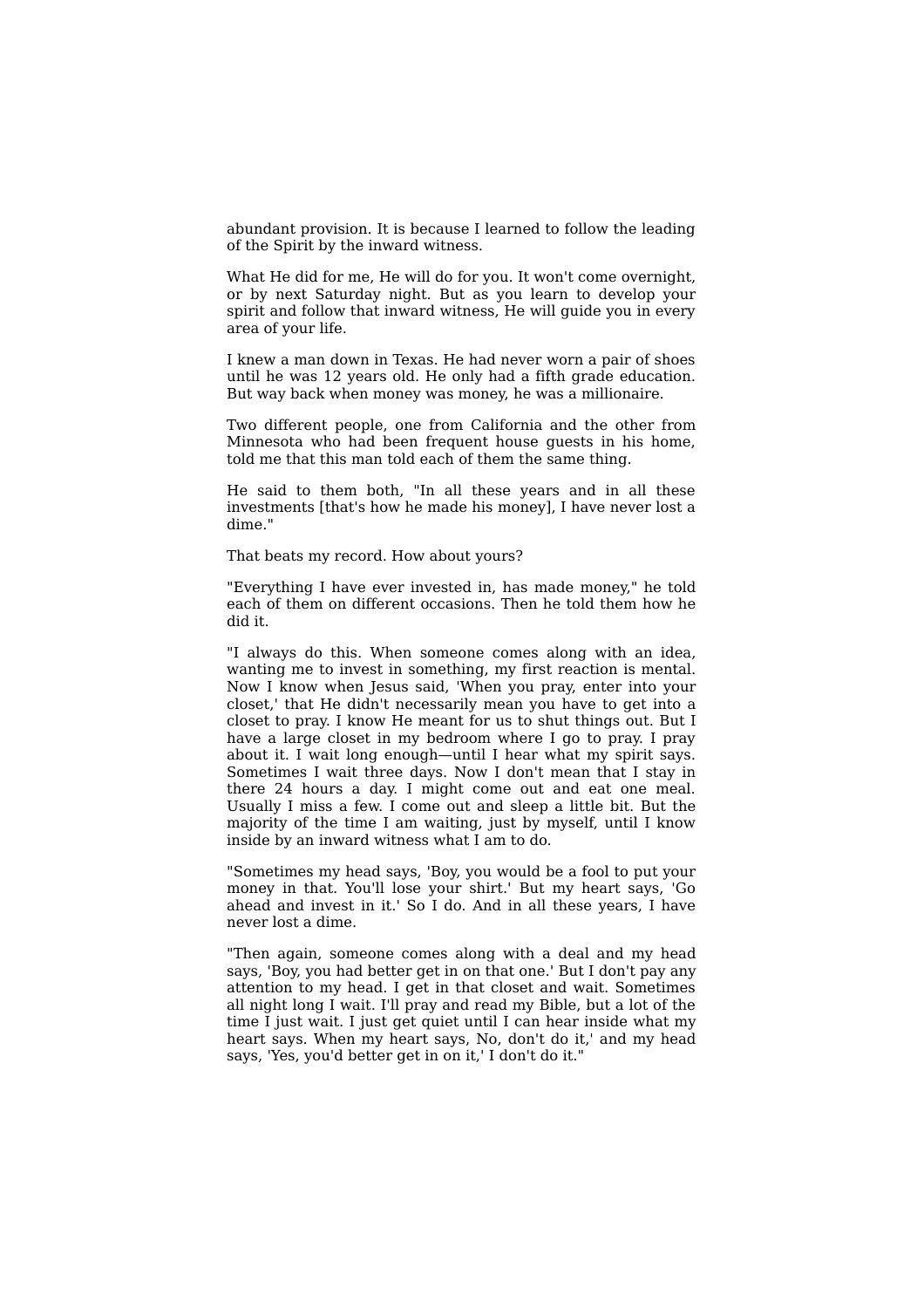abundant provision. It is because I learned to follow the leading of the Spirit by the inward witness.

What He did for me, He will do for you. It won't come overnight, or by next Saturday night. But as you learn to develop your spirit and follow that inward witness, He will guide you in every area of your life.

I knew a man down in Texas. He had never worn a pair of shoes until he was 12 years old. He only had a fifth grade education. But way back when money was money, he was a millionaire.

Two different people, one from California and the other from Minnesota who had been frequent house guests in his home, told me that this man told each of them the same thing.

He said to them both, "In all these years and in all these investments [that's how he made his money], I have never lost a dime."

That beats my record. How about yours?

"Everything I have ever invested in, has made money," he told each of them on different occasions. Then he told them how he did it.

"I always do this. When someone comes along with an idea, wanting me to invest in something, my first reaction is mental. Now I know when Jesus said, 'When you pray, enter into your closet,' that He didn't necessarily mean you have to get into a closet to pray. I know He meant for us to shut things out. But I have a large closet in my bedroom where I go to pray. I pray about it. I wait long enough—until I hear what my spirit says. Sometimes I wait three days. Now I don't mean that I stay in there 24 hours a day. I might come out and eat one meal. Usually I miss a few. I come out and sleep a little bit. But the majority of the time I am waiting, just by myself, until I know inside by an inward witness what I am to do.

"Sometimes my head says, 'Boy, you would be a fool to put your money in that. You'll lose your shirt.' But my heart says, 'Go ahead and invest in it.' So I do. And in all these years, I have never lost a dime.

"Then again, someone comes along with a deal and my head says, 'Boy, you had better get in on that one.' But I don't pay any attention to my head. I get in that closet and wait. Sometimes all night long I wait. I'll pray and read my Bible, but a lot of the time I just wait. I just get quiet until I can hear inside what my heart says. When my heart says, No, don't do it,' and my head says, 'Yes, you'd better get in on it,' I don't do it."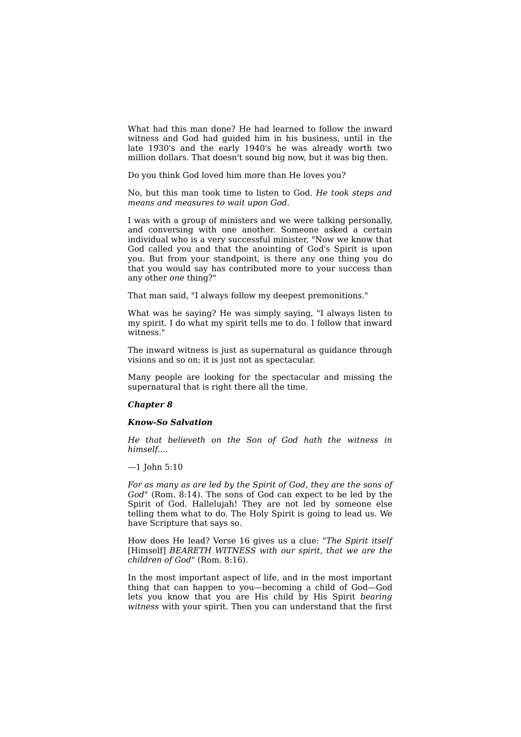What had this man done? He had learned to follow the inward witness and God had guided him in his business, until in the late 1930's and the early 1940's he was already worth two million dollars. That doesn't sound big now, but it was big then.

Do you think God loved him more than He loves you?

No, but this man took time to listen to God. *He took steps and means and measures to wait upon God.*

I was with a group of ministers and we were talking personally, and conversing with one another. Someone asked a certain individual who is a very successful minister, "Now we know that God called you and that the anointing of God's Spirit is upon you. But from your standpoint, is there any one thing you do that you would say has contributed more to your success than any other *one* thing?"

That man said, "I always follow my deepest premonitions."

What was he saying? He was simply saying, "I always listen to my spirit. I do what my spirit tells me to do. I follow that inward witness."

The inward witness is just as supernatural as guidance through visions and so on; it is just not as spectacular.

Many people are looking for the spectacular and missing the supernatural that is right there all the time.

## *Chapter 8*

### *Know-So Salvation*

*He that believeth on the Son of God hath the witness in himself....*

—1 John 5:10

*For as many as are led by the Spirit of God, they are the sons of God*" (Rom. 8:14). The sons of God can expect to be led by the Spirit of God. Hallelujah! They are not led by someone else telling them what to do. The Holy Spirit is going to lead us. We have Scripture that says so.

How does He lead? Verse 16 gives us a clue: "*The Spirit itself* [Himself] *BEARETH WITNESS with our spirit, that we are the children of God*" (Rom. 8:16).

In the most important aspect of life, and in the most important thing that can happen to you—becoming a child of God—God lets you know that you are His child by His Spirit *bearing witness* with your spirit. Then you can understand that the first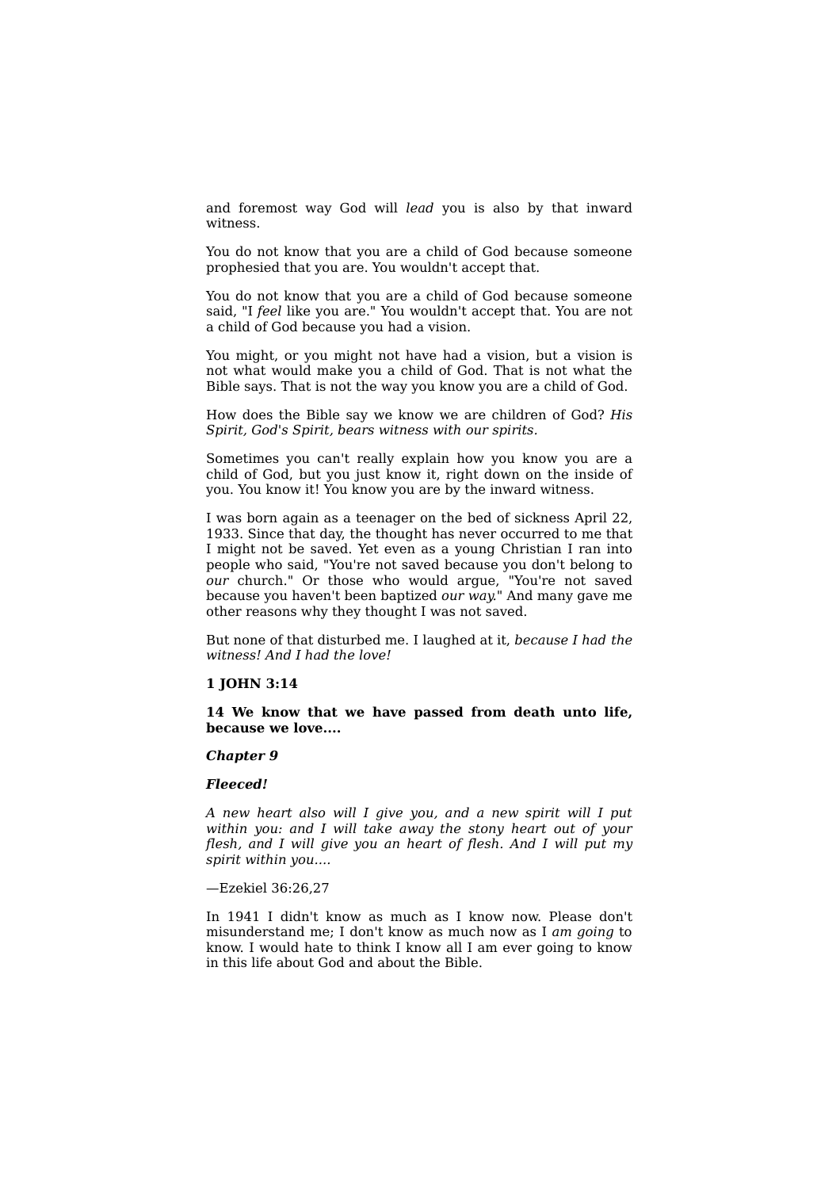and foremost way God will *lead* you is also by that inward witness.

You do not know that you are a child of God because someone prophesied that you are. You wouldn't accept that.

You do not know that you are a child of God because someone said, "I *feel* like you are." You wouldn't accept that. You are not a child of God because you had a vision.

You might, or you might not have had a vision, but a vision is not what would make you a child of God. That is not what the Bible says. That is not the way you know you are a child of God.

How does the Bible say we know we are children of God? *His Spirit, God's Spirit, bears witness with our spirits.*

Sometimes you can't really explain how you know you are a child of God, but you just know it, right down on the inside of you. You know it! You know you are by the inward witness.

I was born again as a teenager on the bed of sickness April 22, 1933. Since that day, the thought has never occurred to me that I might not be saved. Yet even as a young Christian I ran into people who said, "You're not saved because you don't belong to *our* church." Or those who would argue, "You're not saved because you haven't been baptized *our way*." And many gave me other reasons why they thought I was not saved.

But none of that disturbed me. I laughed at it, *because I had the witness! And I had the love!*

**1 JOHN 3:14**

**14 We know that we have passed from death unto life, because we love....**

## *Chapter 9*

## *Fleeced!*

*A new heart also will I give you, and a new spirit will I put within you: and I will take away the stony heart out of your flesh, and I will give you an heart of flesh. And I will put my spirit within you....*

—Ezekiel 36:26,27

In 1941 I didn't know as much as I know now. Please don't misunderstand me; I don't know as much now as I *am going* to know. I would hate to think I know all I am ever going to know in this life about God and about the Bible.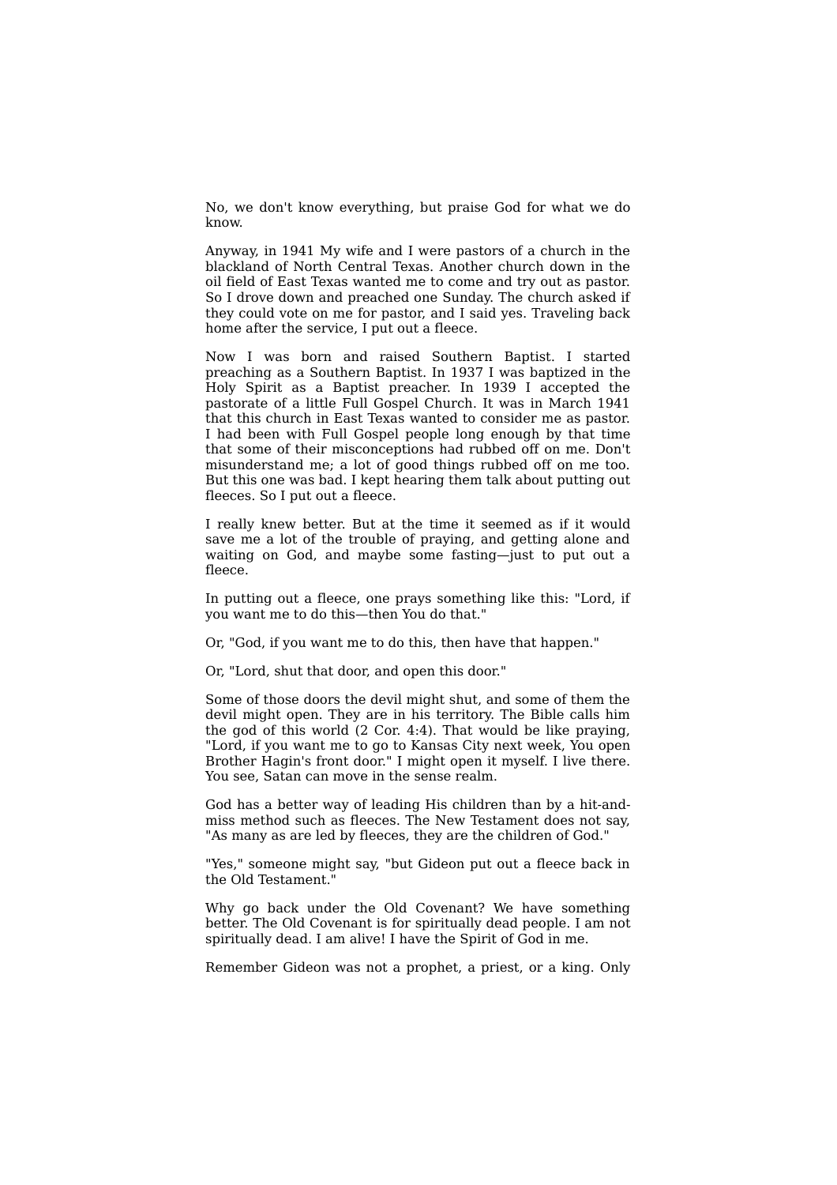No, we don't know everything, but praise God for what we do know.

Anyway, in 1941 My wife and I were pastors of a church in the blackland of North Central Texas. Another church down in the oil field of East Texas wanted me to come and try out as pastor. So I drove down and preached one Sunday. The church asked if they could vote on me for pastor, and I said yes. Traveling back home after the service, I put out a fleece.

Now I was born and raised Southern Baptist. I started preaching as a Southern Baptist. In 1937 I was baptized in the Holy Spirit as a Baptist preacher. In 1939 I accepted the pastorate of a little Full Gospel Church. It was in March 1941 that this church in East Texas wanted to consider me as pastor. I had been with Full Gospel people long enough by that time that some of their misconceptions had rubbed off on me. Don't misunderstand me; a lot of good things rubbed off on me too. But this one was bad. I kept hearing them talk about putting out fleeces. So I put out a fleece.

I really knew better. But at the time it seemed as if it would save me a lot of the trouble of praying, and getting alone and waiting on God, and maybe some fasting—just to put out a fleece.

In putting out a fleece, one prays something like this: "Lord, if you want me to do this—then You do that."

Or, "God, if you want me to do this, then have that happen."

Or, "Lord, shut that door, and open this door."

Some of those doors the devil might shut, and some of them the devil might open. They are in his territory. The Bible calls him the god of this world (2 Cor. 4:4). That would be like praying, "Lord, if you want me to go to Kansas City next week, You open Brother Hagin's front door." I might open it myself. I live there. You see, Satan can move in the sense realm.

God has a better way of leading His children than by a hit-and-miss method such as fleeces. The New Testament does not say, "As many as are led by fleeces, they are the children of God."

"Yes," someone might say, "but Gideon put out a fleece back in the Old Testament."

Why go back under the Old Covenant? We have something better. The Old Covenant is for spiritually dead people. I am not spiritually dead. I am alive! I have the Spirit of God in me.

Remember Gideon was not a prophet, a priest, or a king. Only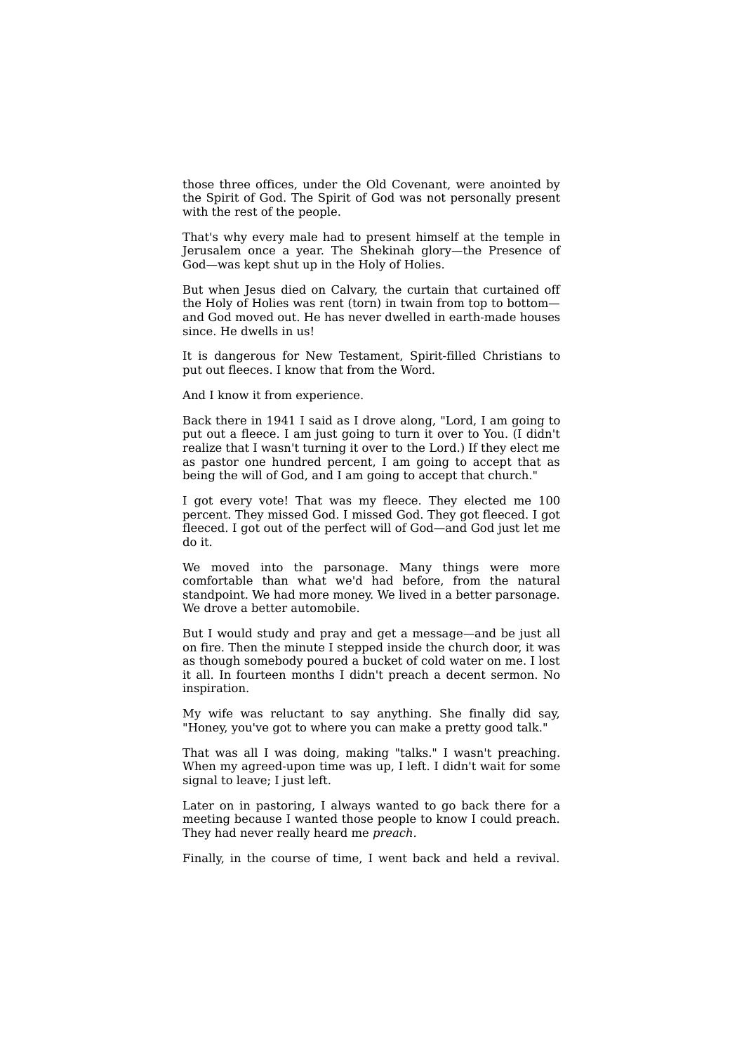those three offices, under the Old Covenant, were anointed by the Spirit of God. The Spirit of God was not personally present with the rest of the people.

That's why every male had to present himself at the temple in Jerusalem once a year. The Shekinah glory—the Presence of God—was kept shut up in the Holy of Holies.

But when Jesus died on Calvary, the curtain that curtained off the Holy of Holies was rent (torn) in twain from top to bottom—and God moved out. He has never dwelled in earth-made houses since. He dwells in us!

It is dangerous for New Testament, Spirit-filled Christians to put out fleeces. I know that from the Word.

And I know it from experience.

Back there in 1941 I said as I drove along, "Lord, I am going to put out a fleece. I am just going to turn it over to You. (I didn't realize that I wasn't turning it over to the Lord.) If they elect me as pastor one hundred percent, I am going to accept that as being the will of God, and I am going to accept that church."

I got every vote! That was my fleece. They elected me 100 percent. They missed God. I missed God. They got fleeced. I got fleeced. I got out of the perfect will of God—and God just let me do it.

We moved into the parsonage. Many things were more comfortable than what we'd had before, from the natural standpoint. We had more money. We lived in a better parsonage. We drove a better automobile.

But I would study and pray and get a message—and be just all on fire. Then the minute I stepped inside the church door, it was as though somebody poured a bucket of cold water on me. I lost it all. In fourteen months I didn't preach a decent sermon. No inspiration.

My wife was reluctant to say anything. She finally did say, "Honey, you've got to where you can make a pretty good talk."

That was all I was doing, making "talks." I wasn't preaching. When my agreed-upon time was up, I left. I didn't wait for some signal to leave; I just left.

Later on in pastoring, I always wanted to go back there for a meeting because I wanted those people to know I could preach. They had never really heard me *preach.*

Finally, in the course of time, I went back and held a revival.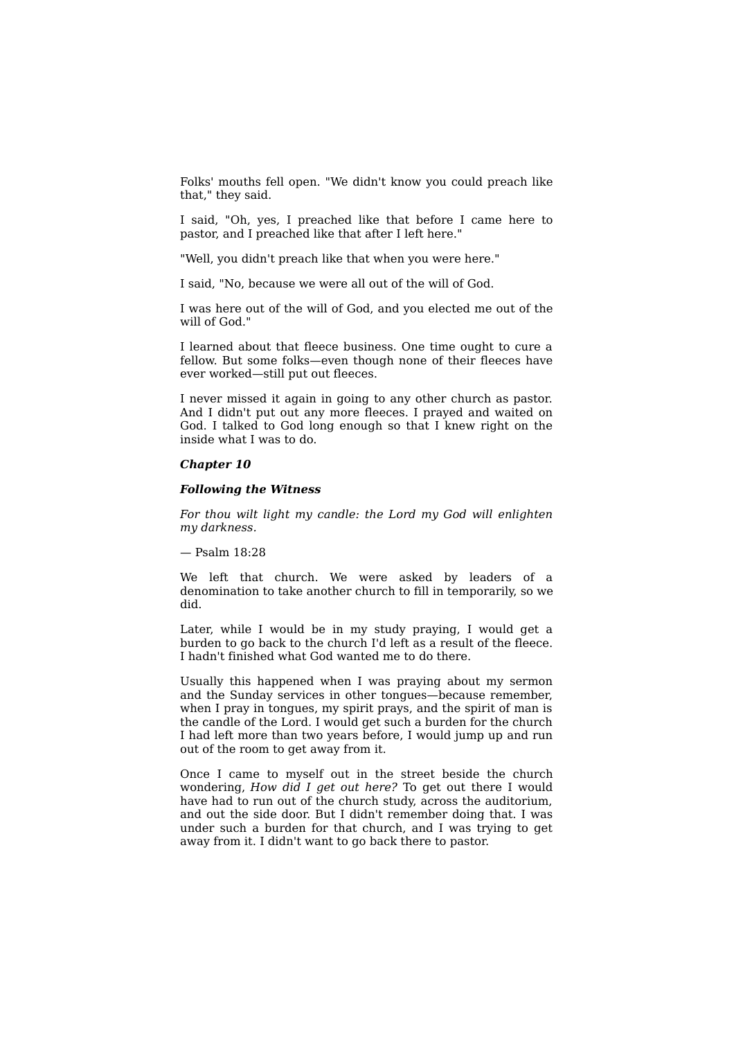Folks' mouths fell open. "We didn't know you could preach like that," they said.

I said, "Oh, yes, I preached like that before I came here to pastor, and I preached like that after I left here."

"Well, you didn't preach like that when you were here."

I said, "No, because we were all out of the will of God.

I was here out of the will of God, and you elected me out of the will of God."

I learned about that fleece business. One time ought to cure a fellow. But some folks—even though none of their fleeces have ever worked—still put out fleeces.

I never missed it again in going to any other church as pastor. And I didn't put out any more fleeces. I prayed and waited on God. I talked to God long enough so that I knew right on the inside what I was to do.

## *Chapter 10*

## *Following the Witness*

*For thou wilt light my candle: the Lord my God will enlighten my darkness.*

— Psalm 18:28

We left that church. We were asked by leaders of a denomination to take another church to fill in temporarily, so we did.

Later, while I would be in my study praying, I would get a burden to go back to the church I'd left as a result of the fleece. I hadn't finished what God wanted me to do there.

Usually this happened when I was praying about my sermon and the Sunday services in other tongues—because remember, when I pray in tongues, my spirit prays, and the spirit of man is the candle of the Lord. I would get such a burden for the church I had left more than two years before, I would jump up and run out of the room to get away from it.

Once I came to myself out in the street beside the church wondering, *How did I get out here?* To get out there I would have had to run out of the church study, across the auditorium, and out the side door. But I didn't remember doing that. I was under such a burden for that church, and I was trying to get away from it. I didn't want to go back there to pastor.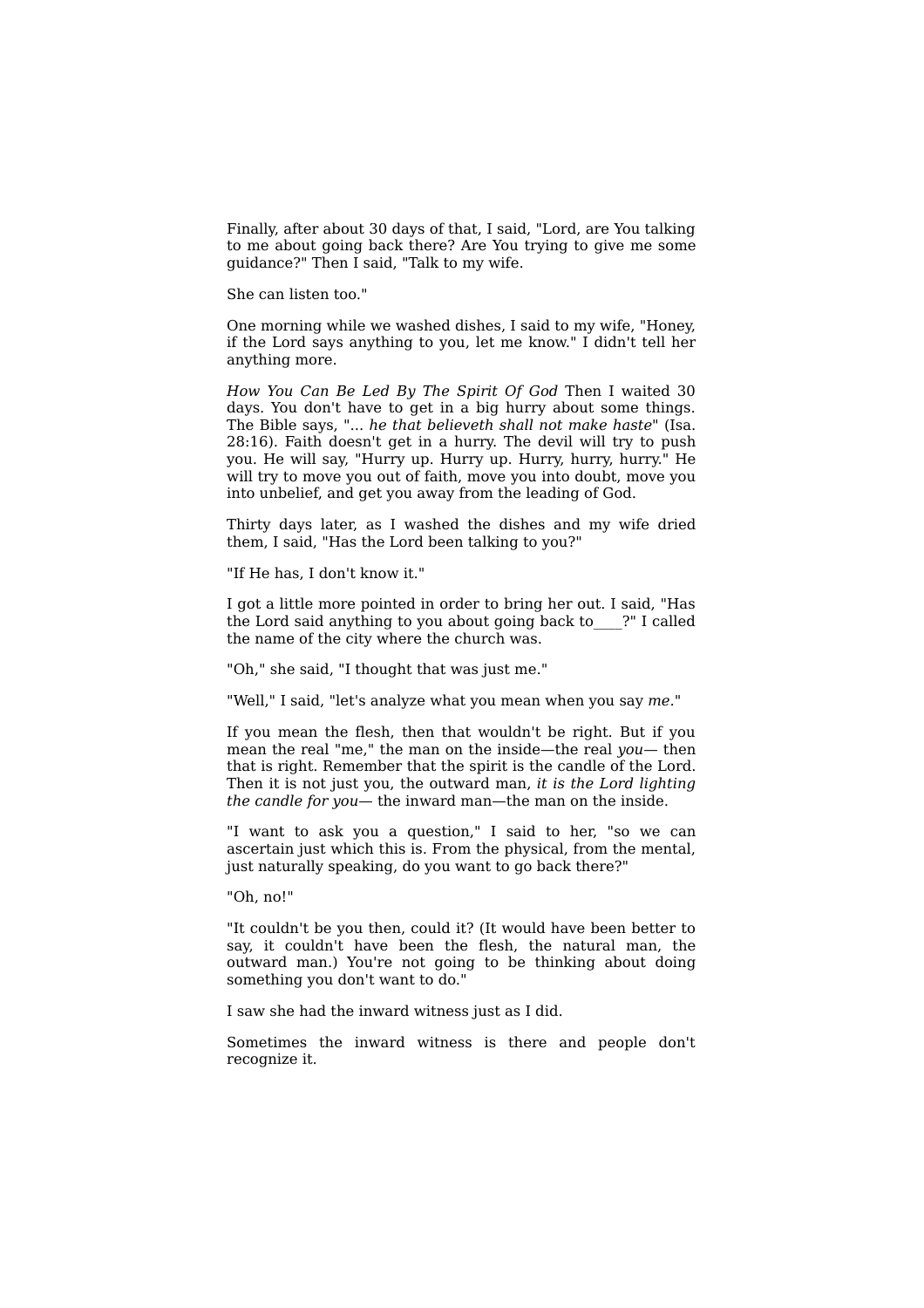Finally, after about 30 days of that, I said, "Lord, are You talking to me about going back there? Are You trying to give me some guidance?" Then I said, "Talk to my wife.

She can listen too."

One morning while we washed dishes, I said to my wife, "Honey, if the Lord says anything to you, let me know." I didn't tell her anything more.

*How You Can Be Led By The Spirit Of God* Then I waited 30 days. You don't have to get in a big hurry about some things. The Bible says, "... *he that believeth shall not make haste*" (Isa. 28:16). Faith doesn't get in a hurry. The devil will try to push you. He will say, "Hurry up. Hurry up. Hurry, hurry, hurry." He will try to move you out of faith, move you into doubt, move you into unbelief, and get you away from the leading of God.

Thirty days later, as I washed the dishes and my wife dried them, I said, "Has the Lord been talking to you?"

"If He has, I don't know it."

I got a little more pointed in order to bring her out. I said, "Has the Lord said anything to you about going back to____?" I called the name of the city where the church was.

"Oh," she said, "I thought that was just me."

"Well," I said, "let's analyze what you mean when you say *me*."

If you mean the flesh, then that wouldn't be right. But if you mean the real "me," the man on the inside—the real *you*— then that is right. Remember that the spirit is the candle of the Lord. Then it is not just you, the outward man, *it is the Lord lighting the candle for you*— the inward man—the man on the inside.

"I want to ask you a question," I said to her, "so we can ascertain just which this is. From the physical, from the mental, just naturally speaking, do you want to go back there?"

"Oh, no!"

"It couldn't be you then, could it? (It would have been better to say, it couldn't have been the flesh, the natural man, the outward man.) You're not going to be thinking about doing something you don't want to do."

I saw she had the inward witness just as I did.

Sometimes the inward witness is there and people don't recognize it.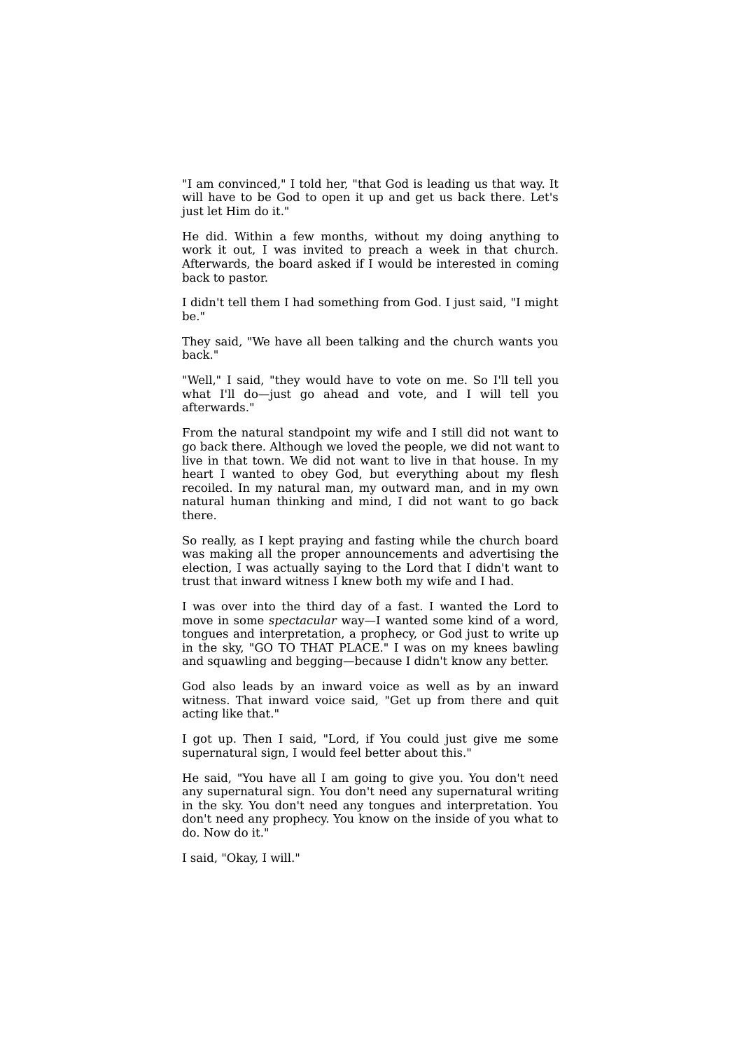"I am convinced," I told her, "that God is leading us that way. It will have to be God to open it up and get us back there. Let's just let Him do it."

He did. Within a few months, without my doing anything to work it out, I was invited to preach a week in that church. Afterwards, the board asked if I would be interested in coming back to pastor.

I didn't tell them I had something from God. I just said, "I might be."

They said, "We have all been talking and the church wants you back."

"Well," I said, "they would have to vote on me. So I'll tell you what I'll do—just go ahead and vote, and I will tell you afterwards."

From the natural standpoint my wife and I still did not want to go back there. Although we loved the people, we did not want to live in that town. We did not want to live in that house. In my heart I wanted to obey God, but everything about my flesh recoiled. In my natural man, my outward man, and in my own natural human thinking and mind, I did not want to go back there.

So really, as I kept praying and fasting while the church board was making all the proper announcements and advertising the election, I was actually saying to the Lord that I didn't want to trust that inward witness I knew both my wife and I had.

I was over into the third day of a fast. I wanted the Lord to move in some *spectacular* way—I wanted some kind of a word, tongues and interpretation, a prophecy, or God just to write up in the sky, "GO TO THAT PLACE." I was on my knees bawling and squawling and begging—because I didn't know any better.

God also leads by an inward voice as well as by an inward witness. That inward voice said, "Get up from there and quit acting like that."

I got up. Then I said, "Lord, if You could just give me some supernatural sign, I would feel better about this."

He said, "You have all I am going to give you. You don't need any supernatural sign. You don't need any supernatural writing in the sky. You don't need any tongues and interpretation. You don't need any prophecy. You know on the inside of you what to do. Now do it."

I said, "Okay, I will."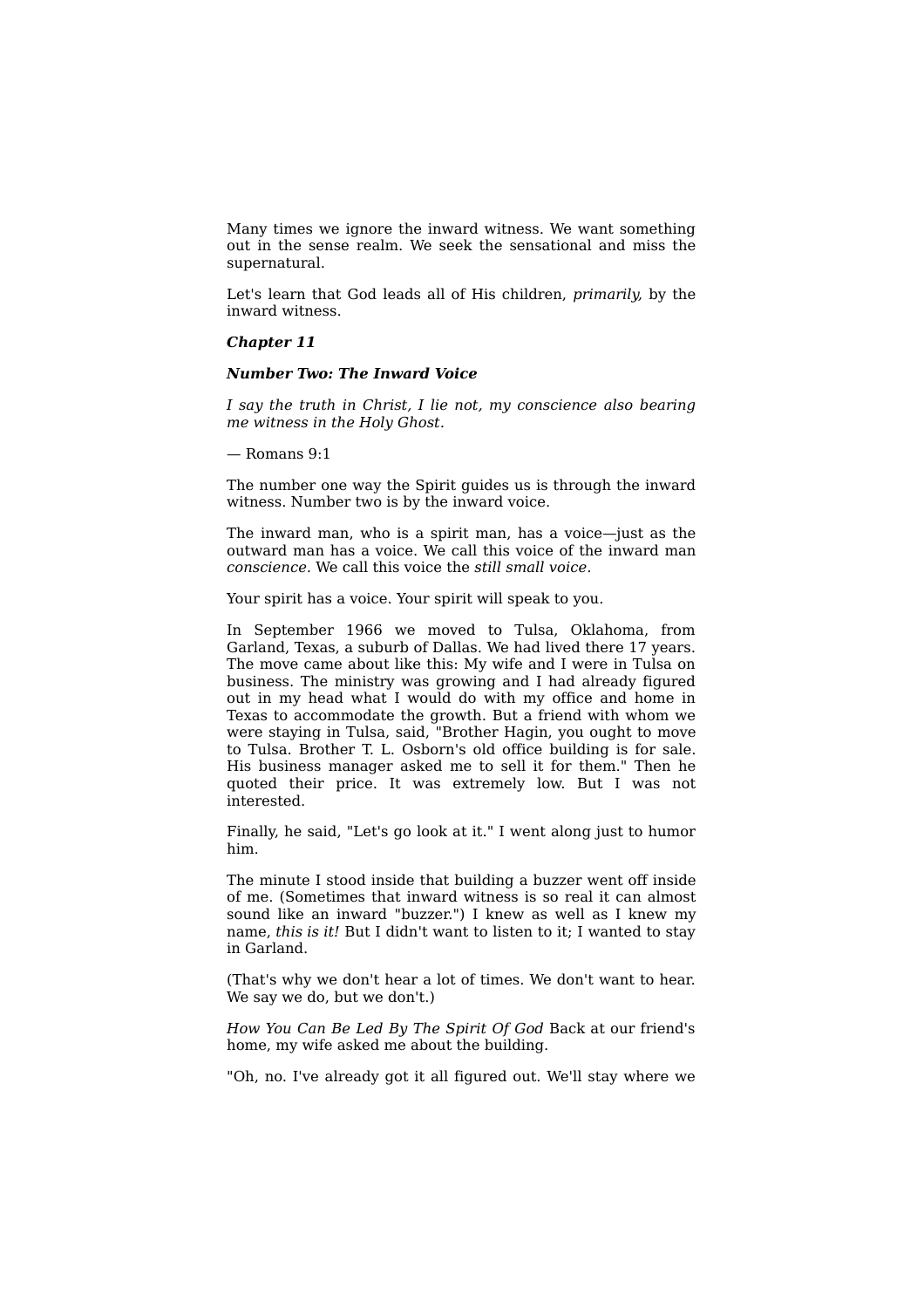Many times we ignore the inward witness. We want something out in the sense realm. We seek the sensational and miss the supernatural.

Let's learn that God leads all of His children, *primarily,* by the inward witness.

## ***Chapter 11***

### ***Number Two: The Inward Voice***

*I say the truth in Christ, I lie not, my conscience also bearing me witness in the Holy Ghost.*

— Romans 9:1

The number one way the Spirit guides us is through the inward witness. Number two is by the inward voice.

The inward man, who is a spirit man, has a voice—just as the outward man has a voice. We call this voice of the inward man *conscience.* We call this voice the *still small voice*.

Your spirit has a voice. Your spirit will speak to you.

In September 1966 we moved to Tulsa, Oklahoma, from Garland, Texas, a suburb of Dallas. We had lived there 17 years. The move came about like this: My wife and I were in Tulsa on business. The ministry was growing and I had already figured out in my head what I would do with my office and home in Texas to accommodate the growth. But a friend with whom we were staying in Tulsa, said, "Brother Hagin, you ought to move to Tulsa. Brother T. L. Osborn's old office building is for sale. His business manager asked me to sell it for them." Then he quoted their price. It was extremely low. But I was not interested.

Finally, he said, "Let's go look at it." I went along just to humor him.

The minute I stood inside that building a buzzer went off inside of me. (Sometimes that inward witness is so real it can almost sound like an inward "buzzer.") I knew as well as I knew my name, *this is it!* But I didn't want to listen to it; I wanted to stay in Garland.

(That's why we don't hear a lot of times. We don't want to hear. We say we do, but we don't.)

Back at our friend's home, my wife asked me about the building.

"Oh, no. I've already got it all figured out. We'll stay where we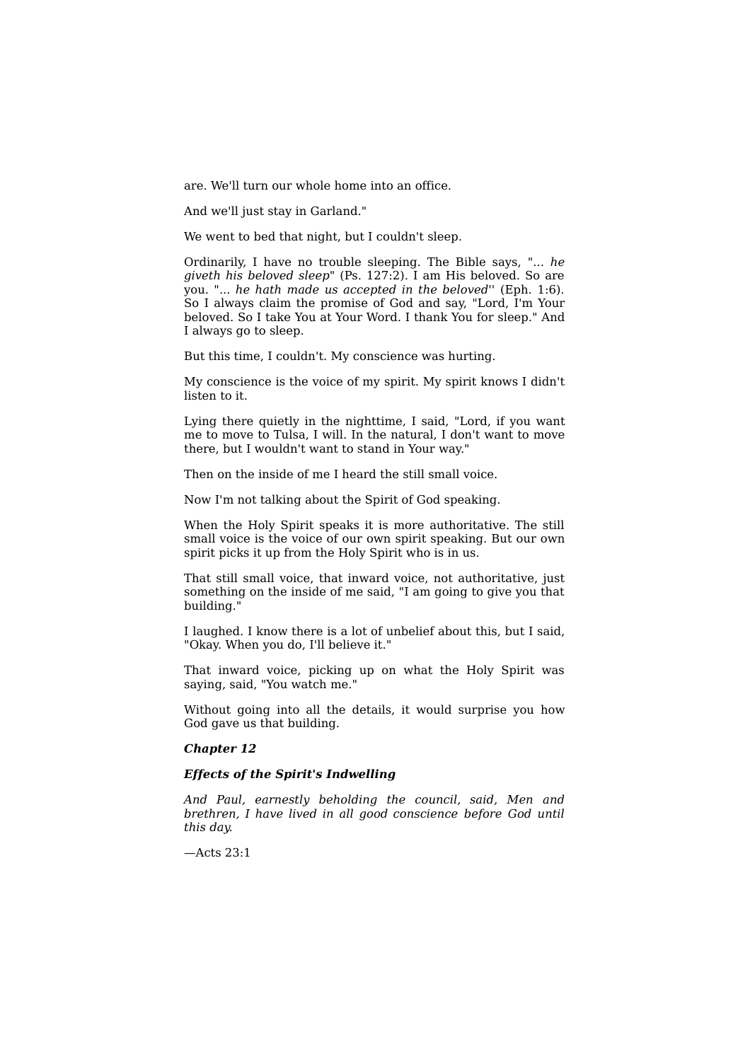are. We'll turn our whole home into an office.

And we'll just stay in Garland."

We went to bed that night, but I couldn't sleep.

Ordinarily, I have no trouble sleeping. The Bible says, "... *he giveth his beloved sleep*" (Ps. 127:2). I am His beloved. So are you. "... *he hath made us accepted in the beloved*'' (Eph. 1:6). So I always claim the promise of God and say, "Lord, I'm Your beloved. So I take You at Your Word. I thank You for sleep." And I always go to sleep.

But this time, I couldn't. My conscience was hurting.

My conscience is the voice of my spirit. My spirit knows I didn't listen to it.

Lying there quietly in the nighttime, I said, "Lord, if you want me to move to Tulsa, I will. In the natural, I don't want to move there, but I wouldn't want to stand in Your way."

Then on the inside of me I heard the still small voice.

Now I'm not talking about the Spirit of God speaking.

When the Holy Spirit speaks it is more authoritative. The still small voice is the voice of our own spirit speaking. But our own spirit picks it up from the Holy Spirit who is in us.

That still small voice, that inward voice, not authoritative, just something on the inside of me said, "I am going to give you that building."

I laughed. I know there is a lot of unbelief about this, but I said, "Okay. When you do, I'll believe it."

That inward voice, picking up on what the Holy Spirit was saying, said, "You watch me."

Without going into all the details, it would surprise you how God gave us that building.

## *Chapter 12*

## *Effects of the Spirit's Indwelling*

*And Paul, earnestly beholding the council, said, Men and brethren, I have lived in all good conscience before God until this day.*

—Acts 23:1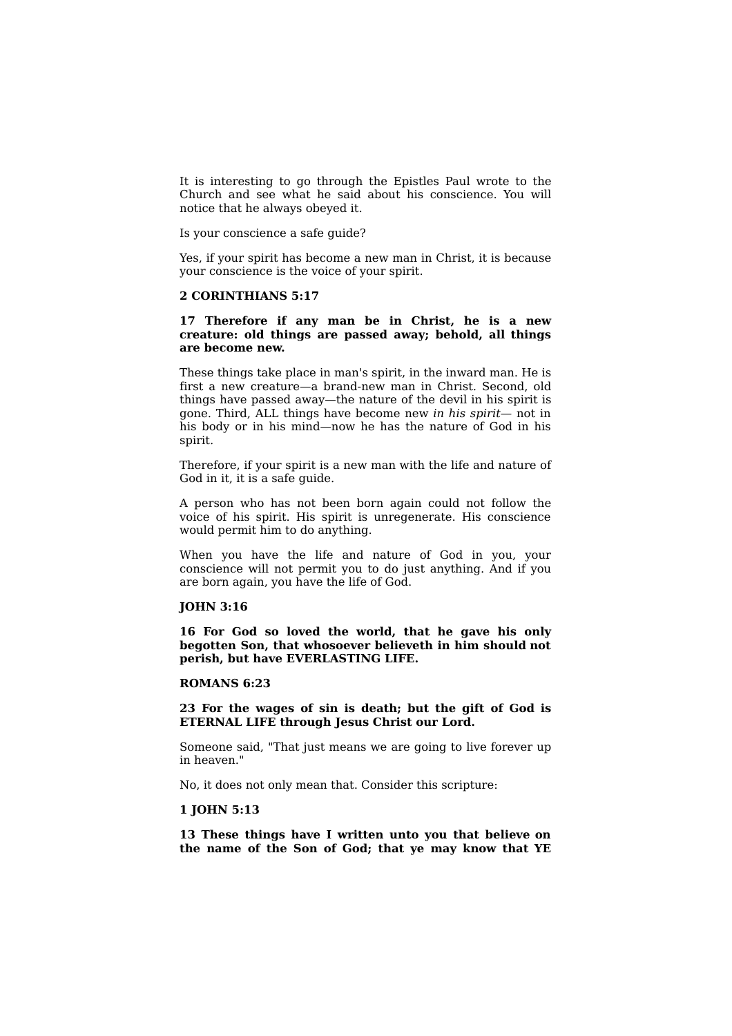It is interesting to go through the Epistles Paul wrote to the Church and see what he said about his conscience. You will notice that he always obeyed it.

Is your conscience a safe guide?

Yes, if your spirit has become a new man in Christ, it is because your conscience is the voice of your spirit.

**2 CORINTHIANS 5:17**

**17 Therefore if any man be in Christ, he is a new creature: old things are passed away; behold, all things are become new.**

These things take place in man's spirit, in the inward man. He is first a new creature—a brand-new man in Christ. Second, old things have passed away—the nature of the devil in his spirit is gone. Third, ALL things have become new *in his spirit*— not in his body or in his mind—now he has the nature of God in his spirit.

Therefore, if your spirit is a new man with the life and nature of God in it, it is a safe guide.

A person who has not been born again could not follow the voice of his spirit. His spirit is unregenerate. His conscience would permit him to do anything.

When you have the life and nature of God in you, your conscience will not permit you to do just anything. And if you are born again, you have the life of God.

**JOHN 3:16**

**16 For God so loved the world, that he gave his only begotten Son, that whosoever believeth in him should not perish, but have EVERLASTING LIFE.**

**ROMANS 6:23**

**23 For the wages of sin is death; but the gift of God is ETERNAL LIFE through Jesus Christ our Lord.**

Someone said, "That just means we are going to live forever up in heaven."

No, it does not only mean that. Consider this scripture:

**1 JOHN 5:13**

**13 These things have I written unto you that believe on the name of the Son of God; that ye may know that YE**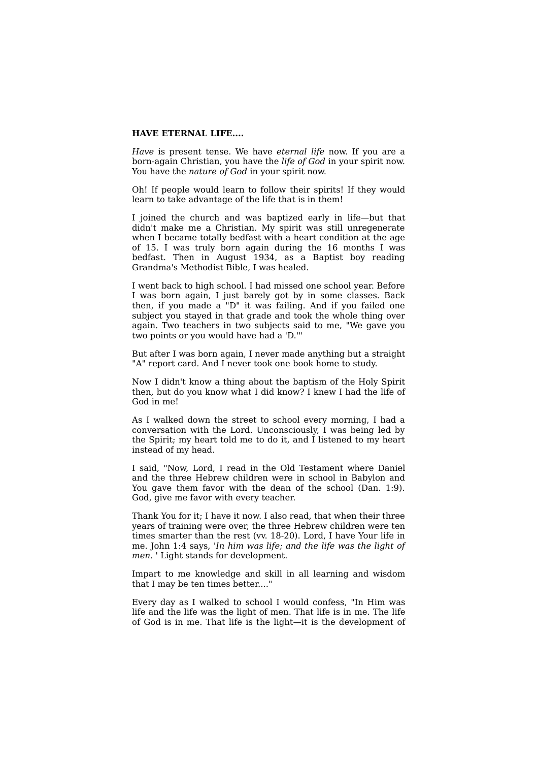**HAVE ETERNAL LIFE....**

*Have* is present tense. We have *eternal life* now. If you are a born-again Christian, you have the *life of God* in your spirit now. You have the *nature of God* in your spirit now.

Oh! If people would learn to follow their spirits! If they would learn to take advantage of the life that is in them!

I joined the church and was baptized early in life—but that didn't make me a Christian. My spirit was still unregenerate when I became totally bedfast with a heart condition at the age of 15. I was truly born again during the 16 months I was bedfast. Then in August 1934, as a Baptist boy reading Grandma's Methodist Bible, I was healed.

I went back to high school. I had missed one school year. Before I was born again, I just barely got by in some classes. Back then, if you made a "D" it was failing. And if you failed one subject you stayed in that grade and took the whole thing over again. Two teachers in two subjects said to me, "We gave you two points or you would have had a 'D.'"

But after I was born again, I never made anything but a straight "A" report card. And I never took one book home to study.

Now I didn't know a thing about the baptism of the Holy Spirit then, but do you know what I did know? I knew I had the life of God in me!

As I walked down the street to school every morning, I had a conversation with the Lord. Unconsciously, I was being led by the Spirit; my heart told me to do it, and I listened to my heart instead of my head.

I said, "Now, Lord, I read in the Old Testament where Daniel and the three Hebrew children were in school in Babylon and You gave them favor with the dean of the school (Dan. 1:9). God, give me favor with every teacher.

Thank You for it; I have it now. I also read, that when their three years of training were over, the three Hebrew children were ten times smarter than the rest (vv. 18-20). Lord, I have Your life in me. John 1:4 says, '*In him was life; and the life was the light of men.* ' Light stands for development.

Impart to me knowledge and skill in all learning and wisdom that I may be ten times better...."

Every day as I walked to school I would confess, "In Him was life and the life was the light of men. That life is in me. The life of God is in me. That life is the light—it is the development of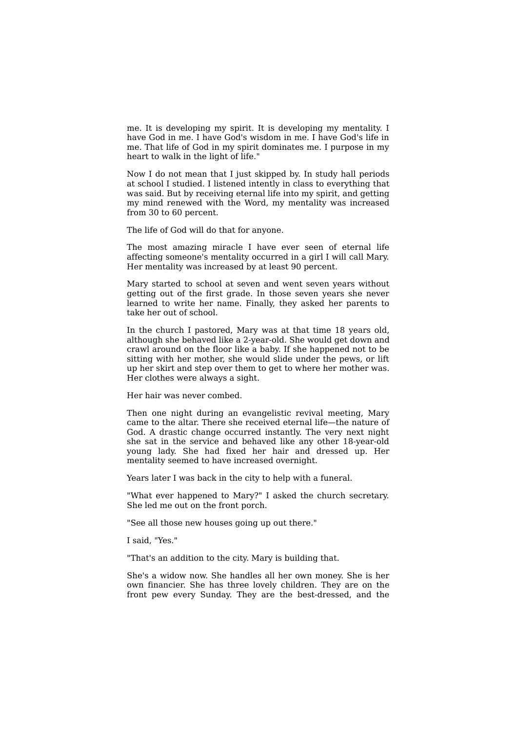me. It is developing my spirit. It is developing my mentality. I have God in me. I have God's wisdom in me. I have God's life in me. That life of God in my spirit dominates me. I purpose in my heart to walk in the light of life."

Now I do not mean that I just skipped by. In study hall periods at school I studied. I listened intently in class to everything that was said. But by receiving eternal life into my spirit, and getting my mind renewed with the Word, my mentality was increased from 30 to 60 percent.

The life of God will do that for anyone.

The most amazing miracle I have ever seen of eternal life affecting someone's mentality occurred in a girl I will call Mary. Her mentality was increased by at least 90 percent.

Mary started to school at seven and went seven years without getting out of the first grade. In those seven years she never learned to write her name. Finally, they asked her parents to take her out of school.

In the church I pastored, Mary was at that time 18 years old, although she behaved like a 2-year-old. She would get down and crawl around on the floor like a baby. If she happened not to be sitting with her mother, she would slide under the pews, or lift up her skirt and step over them to get to where her mother was. Her clothes were always a sight.

Her hair was never combed.

Then one night during an evangelistic revival meeting, Mary came to the altar. There she received eternal life—the nature of God. A drastic change occurred instantly. The very next night she sat in the service and behaved like any other 18-year-old young lady. She had fixed her hair and dressed up. Her mentality seemed to have increased overnight.

Years later I was back in the city to help with a funeral.

"What ever happened to Mary?" I asked the church secretary. She led me out on the front porch.

"See all those new houses going up out there."

I said, "Yes."

"That's an addition to the city. Mary is building that.

She's a widow now. She handles all her own money. She is her own financier. She has three lovely children. They are on the front pew every Sunday. They are the best-dressed, and the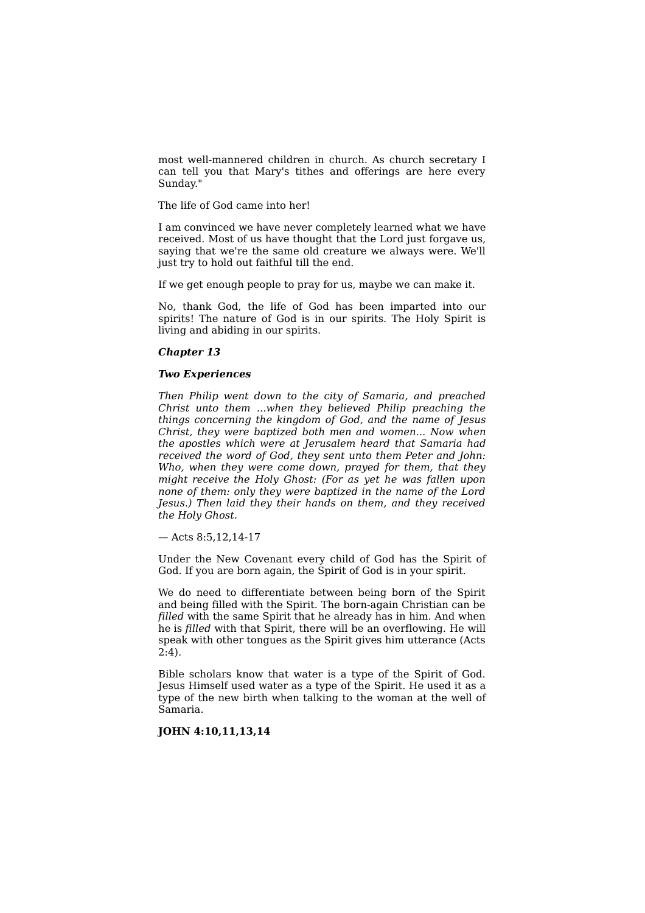most well-mannered children in church. As church secretary I can tell you that Mary's tithes and offerings are here every Sunday."

The life of God came into her!

I am convinced we have never completely learned what we have received. Most of us have thought that the Lord just forgave us, saying that we're the same old creature we always were. We'll just try to hold out faithful till the end.

If we get enough people to pray for us, maybe we can make it.

No, thank God, the life of God has been imparted into our spirits! The nature of God is in our spirits. The Holy Spirit is living and abiding in our spirits.

## ***Chapter 13***

### ***Two Experiences***

*Then Philip went down to the city of Samaria, and preached Christ unto them ...when they believed Philip preaching the things concerning the kingdom of God, and the name of Jesus Christ, they were baptized both men and women... Now when the apostles which were at Jerusalem heard that Samaria had received the word of God, they sent unto them Peter and John: Who, when they were come down, prayed for them, that they might receive the Holy Ghost: (For as yet he was fallen upon none of them: only they were baptized in the name of the Lord Jesus.) Then laid they their hands on them, and they received the Holy Ghost.*

— Acts 8:5,12,14-17

Under the New Covenant every child of God has the Spirit of God. If you are born again, the Spirit of God is in your spirit.

We do need to differentiate between being born of the Spirit and being filled with the Spirit. The born-again Christian can be *filled* with the same Spirit that he already has in him. And when he is *filled* with that Spirit, there will be an overflowing. He will speak with other tongues as the Spirit gives him utterance (Acts 2:4).

Bible scholars know that water is a type of the Spirit of God. Jesus Himself used water as a type of the Spirit. He used it as a type of the new birth when talking to the woman at the well of Samaria.

**JOHN 4:10,11,13,14**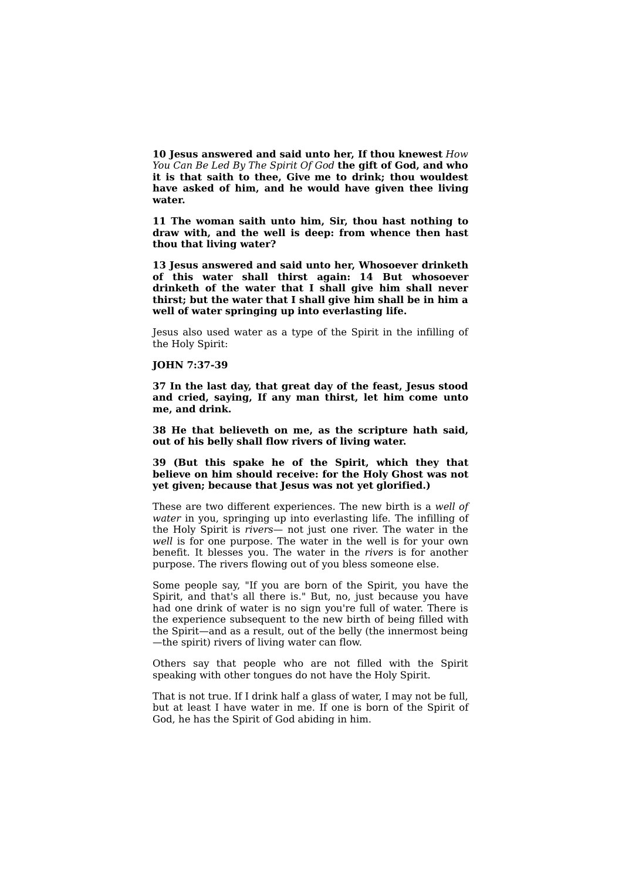**10 Jesus answered and said unto her, If thou knewest** *How You Can Be Led By The Spirit Of God* **the gift of God, and who it is that saith to thee, Give me to drink; thou wouldest have asked of him, and he would have given thee living water.**

**11 The woman saith unto him, Sir, thou hast nothing to draw with, and the well is deep: from whence then hast thou that living water?**

**13 Jesus answered and said unto her, Whosoever drinketh of this water shall thirst again: 14 But whosoever drinketh of the water that I shall give him shall never thirst; but the water that I shall give him shall be in him a well of water springing up into everlasting life.**

Jesus also used water as a type of the Spirit in the infilling of the Holy Spirit:

**JOHN 7:37-39**

**37 In the last day, that great day of the feast, Jesus stood and cried, saying, If any man thirst, let him come unto me, and drink.**

**38 He that believeth on me, as the scripture hath said, out of his belly shall flow rivers of living water.**

**39 (But this spake he of the Spirit, which they that believe on him should receive: for the Holy Ghost was not yet given; because that Jesus was not yet glorified.)**

These are two different experiences. The new birth is a *well of water* in you, springing up into everlasting life. The infilling of the Holy Spirit is *rivers*— not just one river. The water in the *well* is for one purpose. The water in the well is for your own benefit. It blesses you. The water in the *rivers* is for another purpose. The rivers flowing out of you bless someone else.

Some people say, "If you are born of the Spirit, you have the Spirit, and that's all there is." But, no, just because you have had one drink of water is no sign you're full of water. There is the experience subsequent to the new birth of being filled with the Spirit—and as a result, out of the belly (the innermost being —the spirit) rivers of living water can flow.

Others say that people who are not filled with the Spirit speaking with other tongues do not have the Holy Spirit.

That is not true. If I drink half a glass of water, I may not be full, but at least I have water in me. If one is born of the Spirit of God, he has the Spirit of God abiding in him.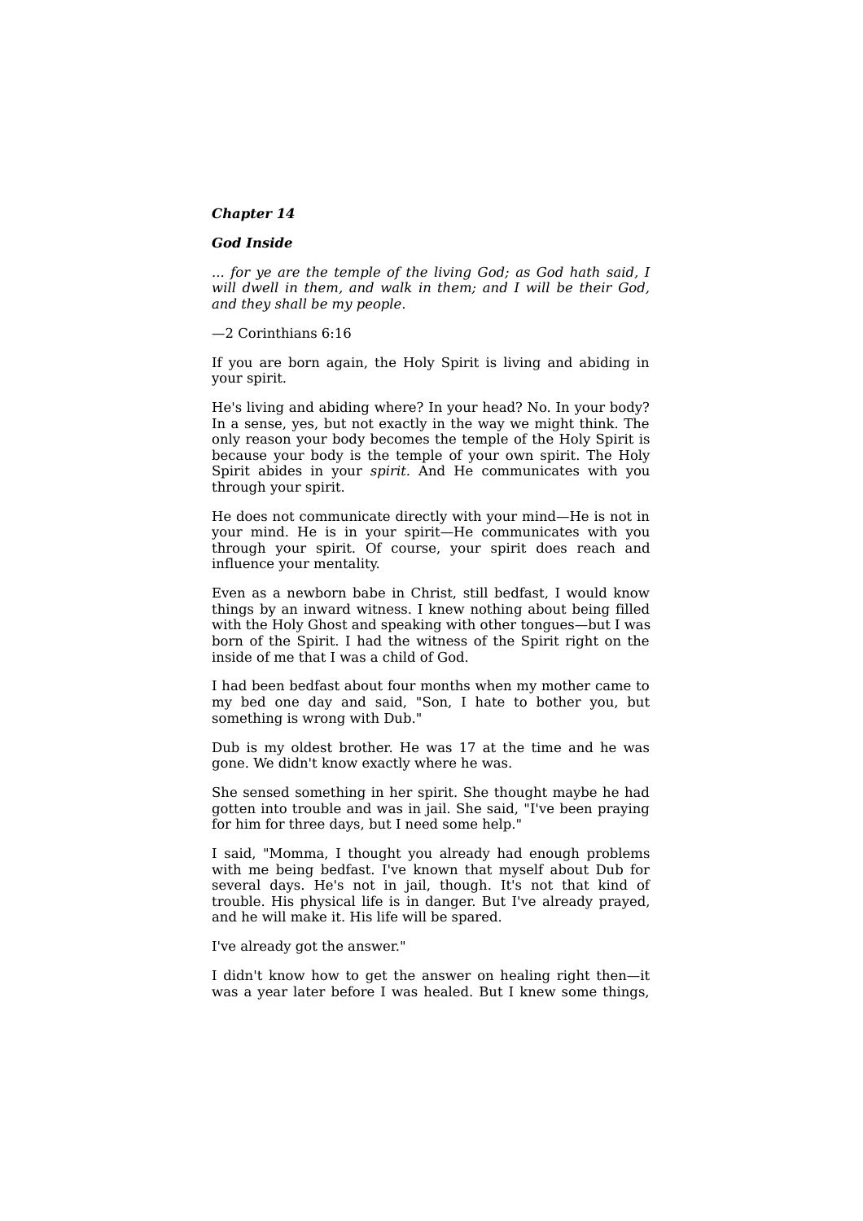## *Chapter 14*

### *God Inside*

*... for ye are the temple of the living God; as God hath said, I will dwell in them, and walk in them; and I will be their God, and they shall be my people.*

—2 Corinthians 6:16

If you are born again, the Holy Spirit is living and abiding in your spirit.

He's living and abiding where? In your head? No. In your body? In a sense, yes, but not exactly in the way we might think. The only reason your body becomes the temple of the Holy Spirit is because your body is the temple of your own spirit. The Holy Spirit abides in your *spirit.* And He communicates with you through your spirit.

He does not communicate directly with your mind—He is not in your mind. He is in your spirit—He communicates with you through your spirit. Of course, your spirit does reach and influence your mentality.

Even as a newborn babe in Christ, still bedfast, I would know things by an inward witness. I knew nothing about being filled with the Holy Ghost and speaking with other tongues—but I was born of the Spirit. I had the witness of the Spirit right on the inside of me that I was a child of God.

I had been bedfast about four months when my mother came to my bed one day and said, "Son, I hate to bother you, but something is wrong with Dub."

Dub is my oldest brother. He was 17 at the time and he was gone. We didn't know exactly where he was.

She sensed something in her spirit. She thought maybe he had gotten into trouble and was in jail. She said, "I've been praying for him for three days, but I need some help."

I said, "Momma, I thought you already had enough problems with me being bedfast. I've known that myself about Dub for several days. He's not in jail, though. It's not that kind of trouble. His physical life is in danger. But I've already prayed, and he will make it. His life will be spared.

I've already got the answer."

I didn't know how to get the answer on healing right then—it was a year later before I was healed. But I knew some things,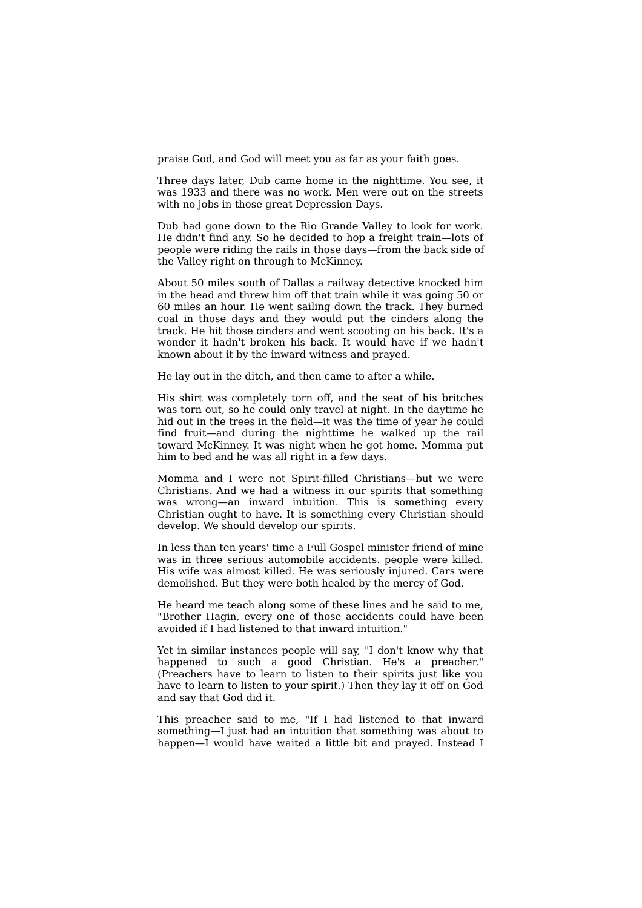praise God, and God will meet you as far as your faith goes.

Three days later, Dub came home in the nighttime. You see, it was 1933 and there was no work. Men were out on the streets with no jobs in those great Depression Days.

Dub had gone down to the Rio Grande Valley to look for work. He didn't find any. So he decided to hop a freight train—lots of people were riding the rails in those days—from the back side of the Valley right on through to McKinney.

About 50 miles south of Dallas a railway detective knocked him in the head and threw him off that train while it was going 50 or 60 miles an hour. He went sailing down the track. They burned coal in those days and they would put the cinders along the track. He hit those cinders and went scooting on his back. It's a wonder it hadn't broken his back. It would have if we hadn't known about it by the inward witness and prayed.

He lay out in the ditch, and then came to after a while.

His shirt was completely torn off, and the seat of his britches was torn out, so he could only travel at night. In the daytime he hid out in the trees in the field—it was the time of year he could find fruit—and during the nighttime he walked up the rail toward McKinney. It was night when he got home. Momma put him to bed and he was all right in a few days.

Momma and I were not Spirit-filled Christians—but we were Christians. And we had a witness in our spirits that something was wrong—an inward intuition. This is something every Christian ought to have. It is something every Christian should develop. We should develop our spirits.

In less than ten years' time a Full Gospel minister friend of mine was in three serious automobile accidents. people were killed. His wife was almost killed. He was seriously injured. Cars were demolished. But they were both healed by the mercy of God.

He heard me teach along some of these lines and he said to me, "Brother Hagin, every one of those accidents could have been avoided if I had listened to that inward intuition."

Yet in similar instances people will say, "I don't know why that happened to such a good Christian. He's a preacher." (Preachers have to learn to listen to their spirits just like you have to learn to listen to your spirit.) Then they lay it off on God and say that God did it.

This preacher said to me, "If I had listened to that inward something—I just had an intuition that something was about to happen—I would have waited a little bit and prayed. Instead I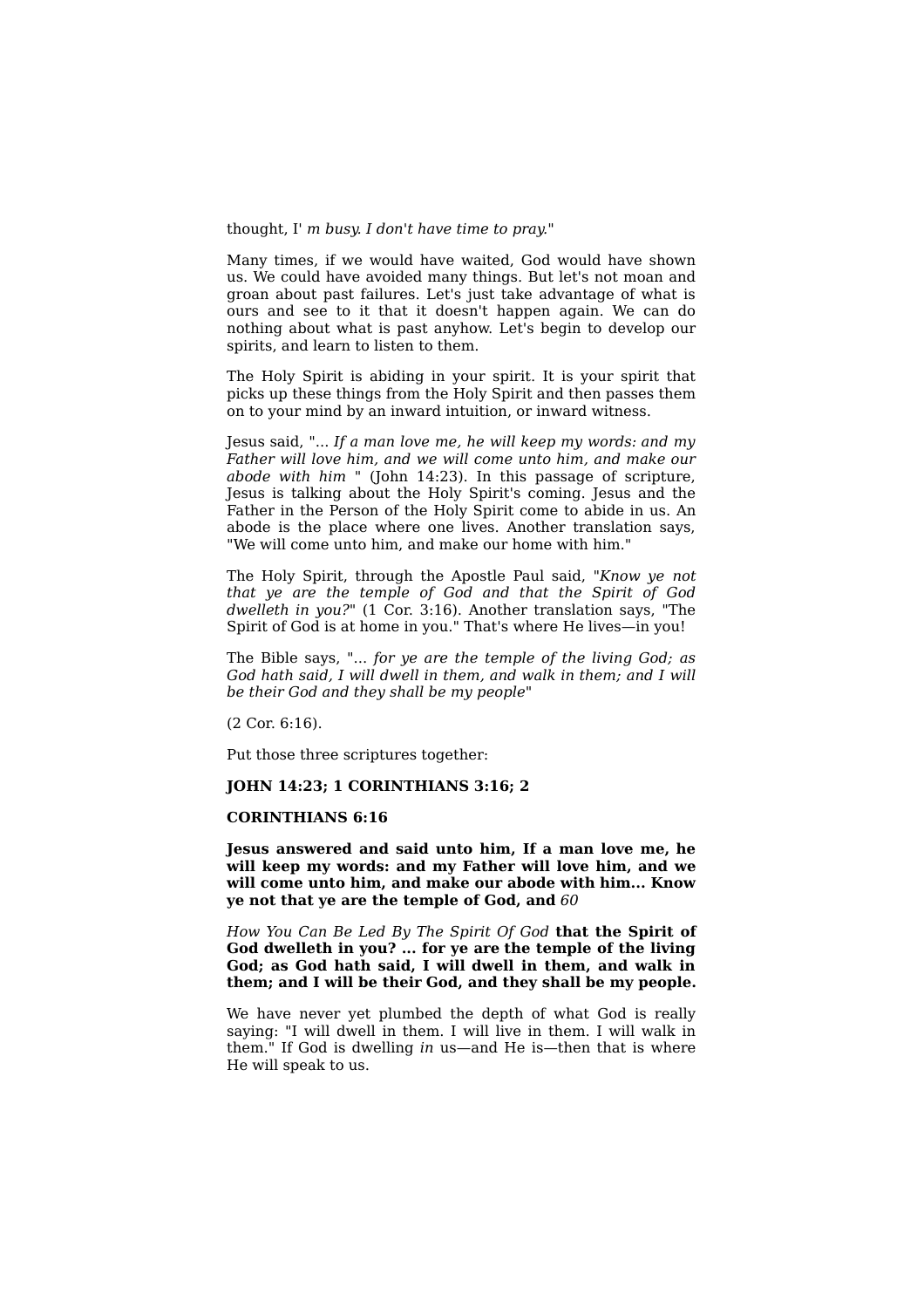thought, I' *m busy. I don't have time to pray.*"

Many times, if we would have waited, God would have shown us. We could have avoided many things. But let's not moan and groan about past failures. Let's just take advantage of what is ours and see to it that it doesn't happen again. We can do nothing about what is past anyhow. Let's begin to develop our spirits, and learn to listen to them.

The Holy Spirit is abiding in your spirit. It is your spirit that picks up these things from the Holy Spirit and then passes them on to your mind by an inward intuition, or inward witness.

Jesus said, "... *If a man love me, he will keep my words: and my Father will love him, and we will come unto him, and make our abode with him* " (John 14:23). In this passage of scripture, Jesus is talking about the Holy Spirit's coming. Jesus and the Father in the Person of the Holy Spirit come to abide in us. An abode is the place where one lives. Another translation says, "We will come unto him, and make our home with him."

The Holy Spirit, through the Apostle Paul said, "*Know ye not that ye are the temple of God and that the Spirit of God dwelleth in you?*" (1 Cor. 3:16). Another translation says, "The Spirit of God is at home in you." That's where He lives—in you!

The Bible says, "... *for ye are the temple of the living God; as God hath said, I will dwell in them, and walk in them; and I will be their God and they shall be my people*"

(2 Cor. 6:16).

Put those three scriptures together:

**JOHN 14:23; 1 CORINTHIANS 3:16; 2**

**CORINTHIANS 6:16**

**Jesus answered and said unto him, If a man love me, he will keep my words: and my Father will love him, and we will come unto him, and make our abode with him... Know ye not that ye are the temple of God, and that the Spirit of God dwelleth in you? ... for ye are the temple of the living God; as God hath said, I will dwell in them, and walk in them; and I will be their God, and they shall be my people.**

We have never yet plumbed the depth of what God is really saying: "I will dwell in them. I will live in them. I will walk in them." If God is dwelling *in* us—and He is—then that is where He will speak to us.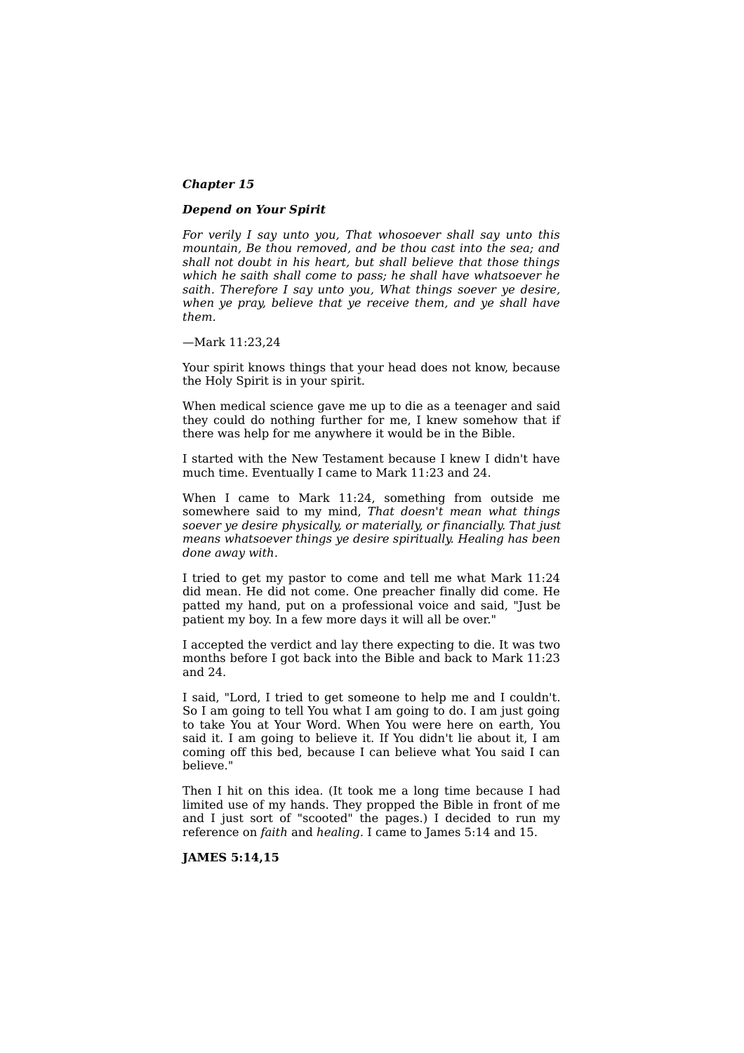## *Chapter 15*

### *Depend on Your Spirit*

*For verily I say unto you, That whosoever shall say unto this mountain, Be thou removed, and be thou cast into the sea; and shall not doubt in his heart, but shall believe that those things which he saith shall come to pass; he shall have whatsoever he saith. Therefore I say unto you, What things soever ye desire, when ye pray, believe that ye receive them, and ye shall have them.*

—Mark 11:23,24

Your spirit knows things that your head does not know, because the Holy Spirit is in your spirit.

When medical science gave me up to die as a teenager and said they could do nothing further for me, I knew somehow that if there was help for me anywhere it would be in the Bible.

I started with the New Testament because I knew I didn't have much time. Eventually I came to Mark 11:23 and 24.

When I came to Mark 11:24, something from outside me somewhere said to my mind, *That doesn't mean what things soever ye desire physically, or materially, or financially. That just means whatsoever things ye desire spiritually. Healing has been done away with.*

I tried to get my pastor to come and tell me what Mark 11:24 did mean. He did not come. One preacher finally did come. He patted my hand, put on a professional voice and said, "Just be patient my boy. In a few more days it will all be over."

I accepted the verdict and lay there expecting to die. It was two months before I got back into the Bible and back to Mark 11:23 and 24.

I said, "Lord, I tried to get someone to help me and I couldn't. So I am going to tell You what I am going to do. I am just going to take You at Your Word. When You were here on earth, You said it. I am going to believe it. If You didn't lie about it, I am coming off this bed, because I can believe what You said I can believe."

Then I hit on this idea. (It took me a long time because I had limited use of my hands. They propped the Bible in front of me and I just sort of "scooted" the pages.) I decided to run my reference on *faith* and *healing*. I came to James 5:14 and 15.

**JAMES 5:14,15**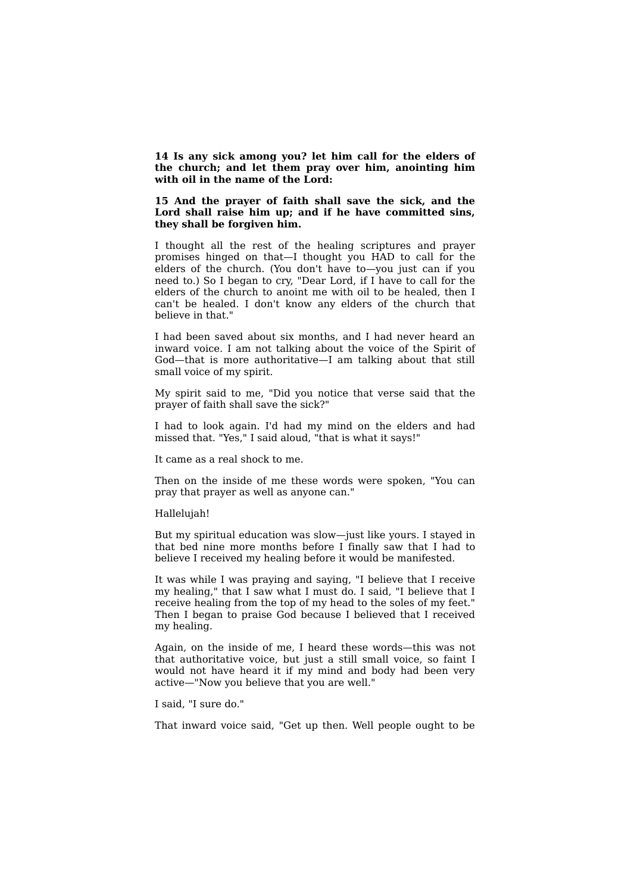**14 Is any sick among you? let him call for the elders of the church; and let them pray over him, anointing him with oil in the name of the Lord:**

**15 And the prayer of faith shall save the sick, and the Lord shall raise him up; and if he have committed sins, they shall be forgiven him.**

I thought all the rest of the healing scriptures and prayer promises hinged on that—I thought you HAD to call for the elders of the church. (You don't have to—you just can if you need to.) So I began to cry, "Dear Lord, if I have to call for the elders of the church to anoint me with oil to be healed, then I can't be healed. I don't know any elders of the church that believe in that."

I had been saved about six months, and I had never heard an inward voice. I am not talking about the voice of the Spirit of God—that is more authoritative—I am talking about that still small voice of my spirit.

My spirit said to me, "Did you notice that verse said that the prayer of faith shall save the sick?"

I had to look again. I'd had my mind on the elders and had missed that. "Yes," I said aloud, "that is what it says!"

It came as a real shock to me.

Then on the inside of me these words were spoken, "You can pray that prayer as well as anyone can."

Hallelujah!

But my spiritual education was slow—just like yours. I stayed in that bed nine more months before I finally saw that I had to believe I received my healing before it would be manifested.

It was while I was praying and saying, "I believe that I receive my healing," that I saw what I must do. I said, "I believe that I receive healing from the top of my head to the soles of my feet." Then I began to praise God because I believed that I received my healing.

Again, on the inside of me, I heard these words—this was not that authoritative voice, but just a still small voice, so faint I would not have heard it if my mind and body had been very active—"Now you believe that you are well."

I said, "I sure do."

That inward voice said, "Get up then. Well people ought to be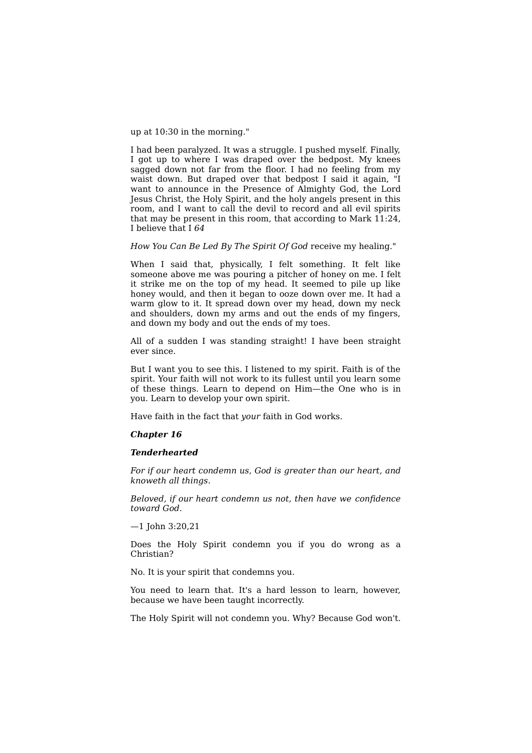up at 10:30 in the morning."

I had been paralyzed. It was a struggle. I pushed myself. Finally, I got up to where I was draped over the bedpost. My knees sagged down not far from the floor. I had no feeling from my waist down. But draped over that bedpost I said it again, "I want to announce in the Presence of Almighty God, the Lord Jesus Christ, the Holy Spirit, and the holy angels present in this room, and I want to call the devil to record and all evil spirits that may be present in this room, that according to Mark 11:24, I believe that I receive my healing."

When I said that, physically, I felt something. It felt like someone above me was pouring a pitcher of honey on me. I felt it strike me on the top of my head. It seemed to pile up like honey would, and then it began to ooze down over me. It had a warm glow to it. It spread down over my head, down my neck and shoulders, down my arms and out the ends of my fingers, and down my body and out the ends of my toes.

All of a sudden I was standing straight! I have been straight ever since.

But I want you to see this. I listened to my spirit. Faith is of the spirit. Your faith will not work to its fullest until you learn some of these things. Learn to depend on Him—the One who is in you. Learn to develop your own spirit.

Have faith in the fact that *your* faith in God works.

## Chapter 16

## Tenderhearted

*For if our heart condemn us, God is greater than our heart, and knoweth all things.*

*Beloved, if our heart condemn us not, then have we confidence toward God.*

—1 John 3:20,21

Does the Holy Spirit condemn you if you do wrong as a Christian?

No. It is your spirit that condemns you.

You need to learn that. It's a hard lesson to learn, however, because we have been taught incorrectly.

The Holy Spirit will not condemn you. Why? Because God won't.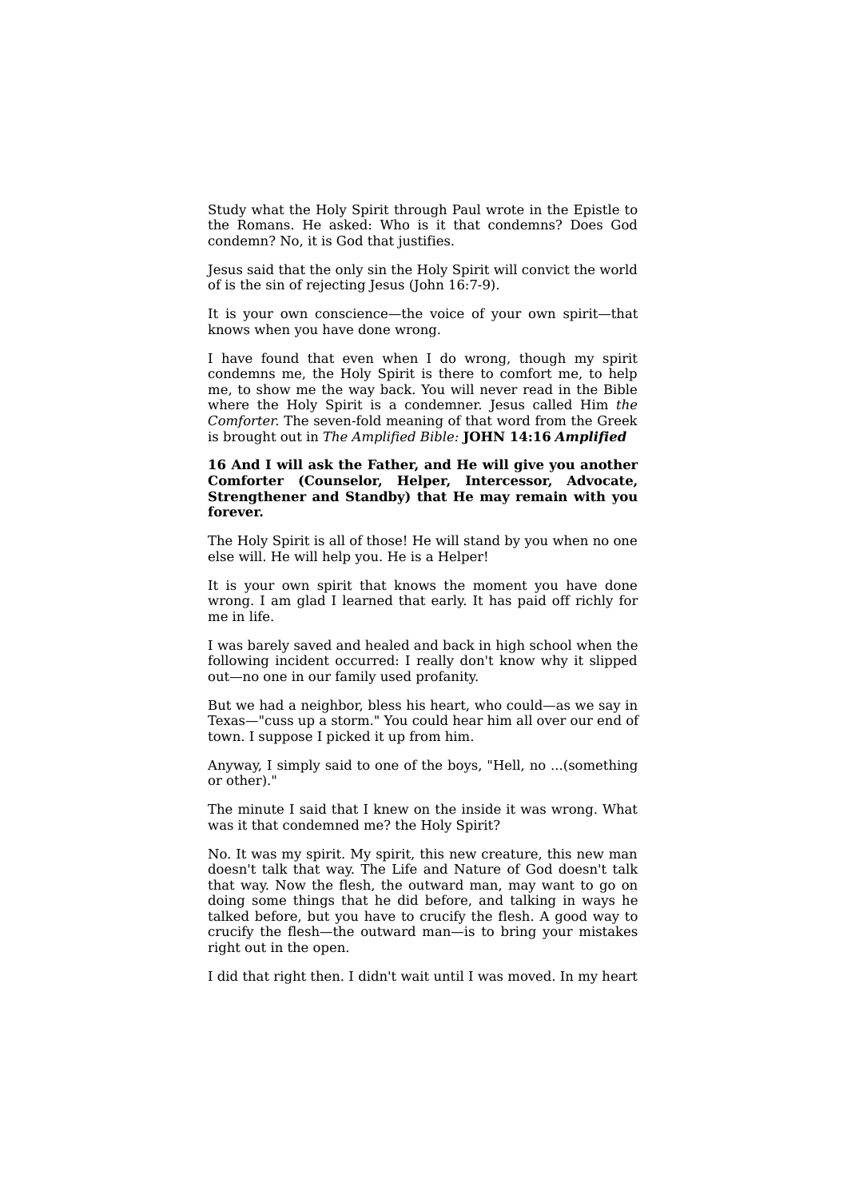Study what the Holy Spirit through Paul wrote in the Epistle to the Romans. He asked: Who is it that condemns? Does God condemn? No, it is God that justifies.

Jesus said that the only sin the Holy Spirit will convict the world of is the sin of rejecting Jesus (John 16:7-9).

It is your own conscience—the voice of your own spirit—that knows when you have done wrong.

I have found that even when I do wrong, though my spirit condemns me, the Holy Spirit is there to comfort me, to help me, to show me the way back. You will never read in the Bible where the Holy Spirit is a condemner. Jesus called Him *the Comforter*. The seven-fold meaning of that word from the Greek is brought out in *The Amplified Bible:* **JOHN 14:16 *Amplified***

**16 And I will ask the Father, and He will give you another Comforter (Counselor, Helper, Intercessor, Advocate, Strengthener and Standby) that He may remain with you forever.**

The Holy Spirit is all of those! He will stand by you when no one else will. He will help you. He is a Helper!

It is your own spirit that knows the moment you have done wrong. I am glad I learned that early. It has paid off richly for me in life.

I was barely saved and healed and back in high school when the following incident occurred: I really don't know why it slipped out—no one in our family used profanity.

But we had a neighbor, bless his heart, who could—as we say in Texas—"cuss up a storm." You could hear him all over our end of town. I suppose I picked it up from him.

Anyway, I simply said to one of the boys, "Hell, no ...(something or other)."

The minute I said that I knew on the inside it was wrong. What was it that condemned me? the Holy Spirit?

No. It was my spirit. My spirit, this new creature, this new man doesn't talk that way. The Life and Nature of God doesn't talk that way. Now the flesh, the outward man, may want to go on doing some things that he did before, and talking in ways he talked before, but you have to crucify the flesh. A good way to crucify the flesh—the outward man—is to bring your mistakes right out in the open.

I did that right then. I didn't wait until I was moved. In my heart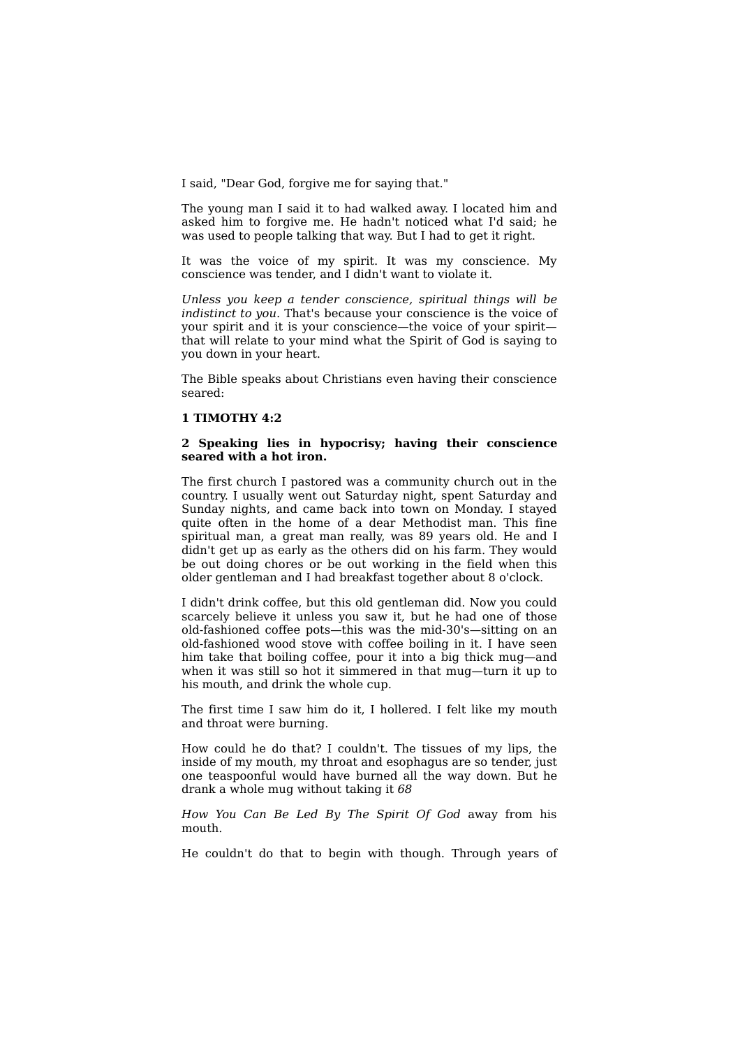I said, "Dear God, forgive me for saying that."

The young man I said it to had walked away. I located him and asked him to forgive me. He hadn't noticed what I'd said; he was used to people talking that way. But I had to get it right.

It was the voice of my spirit. It was my conscience. My conscience was tender, and I didn't want to violate it.

*Unless you keep a tender conscience, spiritual things will be indistinct to you.* That's because your conscience is the voice of your spirit and it is your conscience—the voice of your spirit—that will relate to your mind what the Spirit of God is saying to you down in your heart.

The Bible speaks about Christians even having their conscience seared:

**1 TIMOTHY 4:2**

**2 Speaking lies in hypocrisy; having their conscience seared with a hot iron.**

The first church I pastored was a community church out in the country. I usually went out Saturday night, spent Saturday and Sunday nights, and came back into town on Monday. I stayed quite often in the home of a dear Methodist man. This fine spiritual man, a great man really, was 89 years old. He and I didn't get up as early as the others did on his farm. They would be out doing chores or be out working in the field when this older gentleman and I had breakfast together about 8 o'clock.

I didn't drink coffee, but this old gentleman did. Now you could scarcely believe it unless you saw it, but he had one of those old-fashioned coffee pots—this was the mid-30's—sitting on an old-fashioned wood stove with coffee boiling in it. I have seen him take that boiling coffee, pour it into a big thick mug—and when it was still so hot it simmered in that mug—turn it up to his mouth, and drink the whole cup.

The first time I saw him do it, I hollered. I felt like my mouth and throat were burning.

How could he do that? I couldn't. The tissues of my lips, the inside of my mouth, my throat and esophagus are so tender, just one teaspoonful would have burned all the way down. But he drank a whole mug without taking it away from his mouth.

He couldn't do that to begin with though. Through years of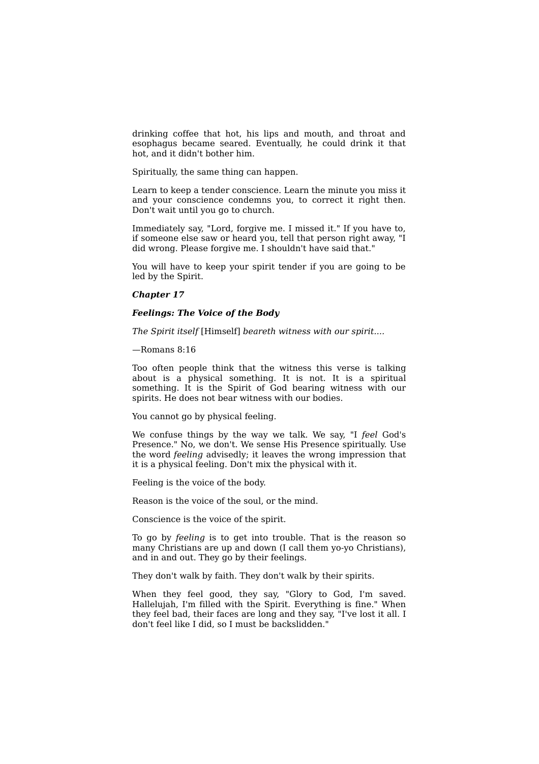drinking coffee that hot, his lips and mouth, and throat and esophagus became seared. Eventually, he could drink it that hot, and it didn't bother him.

Spiritually, the same thing can happen.

Learn to keep a tender conscience. Learn the minute you miss it and your conscience condemns you, to correct it right then. Don't wait until you go to church.

Immediately say, "Lord, forgive me. I missed it." If you have to, if someone else saw or heard you, tell that person right away, "I did wrong. Please forgive me. I shouldn't have said that."

You will have to keep your spirit tender if you are going to be led by the Spirit.

## *Chapter 17*

### *Feelings: The Voice of the Body*

*The Spirit itself* [Himself] *beareth witness with our spirit....*

—Romans 8:16

Too often people think that the witness this verse is talking about is a physical something. It is not. It is a spiritual something. It is the Spirit of God bearing witness with our spirits. He does not bear witness with our bodies.

You cannot go by physical feeling.

We confuse things by the way we talk. We say, "I *feel* God's Presence." No, we don't. We sense His Presence spiritually. Use the word *feeling* advisedly; it leaves the wrong impression that it is a physical feeling. Don't mix the physical with it.

Feeling is the voice of the body.

Reason is the voice of the soul, or the mind.

Conscience is the voice of the spirit.

To go by *feeling* is to get into trouble. That is the reason so many Christians are up and down (I call them yo-yo Christians), and in and out. They go by their feelings.

They don't walk by faith. They don't walk by their spirits.

When they feel good, they say, "Glory to God, I'm saved. Hallelujah, I'm filled with the Spirit. Everything is fine." When they feel bad, their faces are long and they say, "I've lost it all. I don't feel like I did, so I must be backslidden."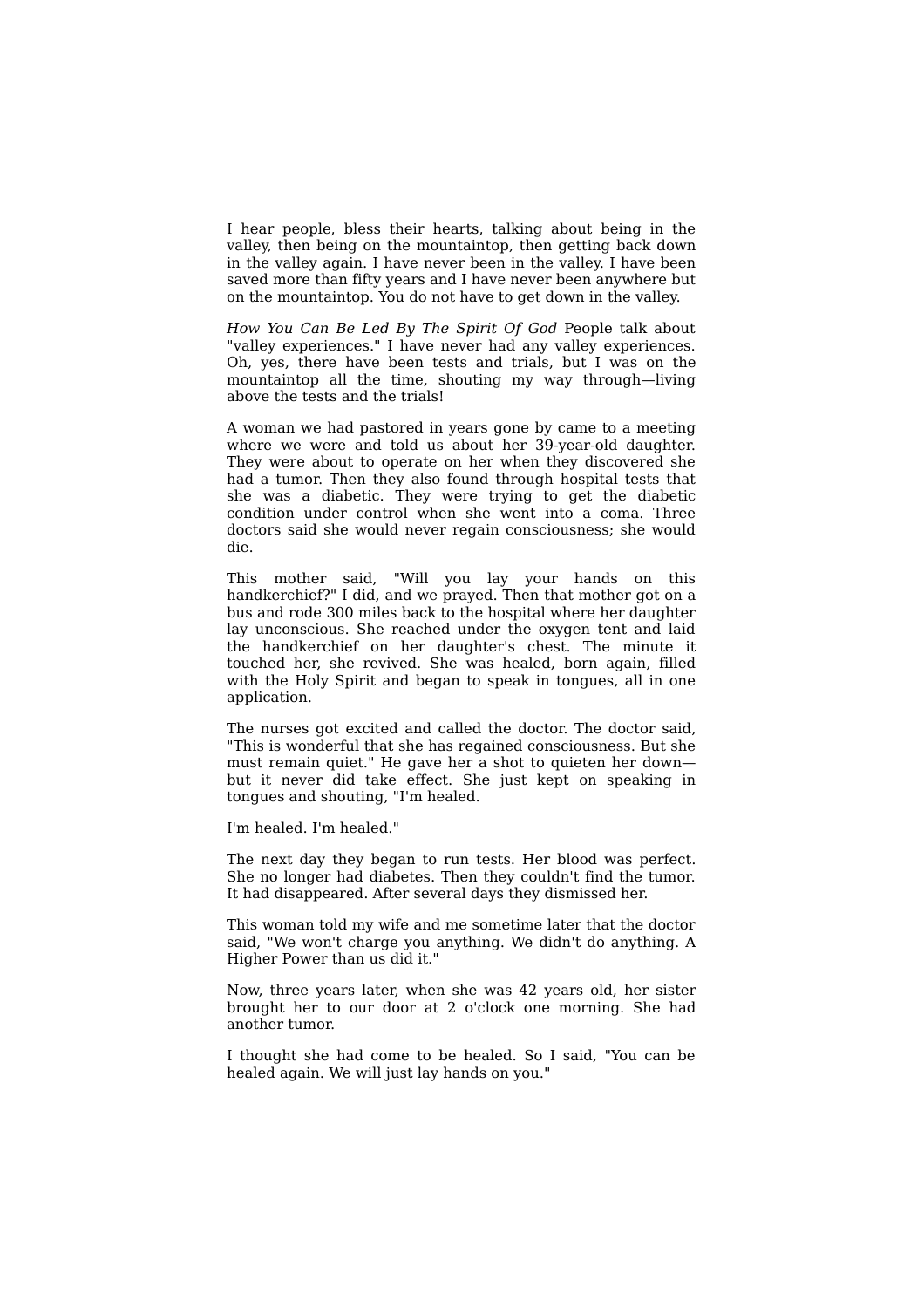I hear people, bless their hearts, talking about being in the valley, then being on the mountaintop, then getting back down in the valley again. I have never been in the valley. I have been saved more than fifty years and I have never been anywhere but on the mountaintop. You do not have to get down in the valley.

*How You Can Be Led By The Spirit Of God* People talk about "valley experiences." I have never had any valley experiences. Oh, yes, there have been tests and trials, but I was on the mountaintop all the time, shouting my way through—living above the tests and the trials!

A woman we had pastored in years gone by came to a meeting where we were and told us about her 39-year-old daughter. They were about to operate on her when they discovered she had a tumor. Then they also found through hospital tests that she was a diabetic. They were trying to get the diabetic condition under control when she went into a coma. Three doctors said she would never regain consciousness; she would die.

This mother said, "Will you lay your hands on this handkerchief?" I did, and we prayed. Then that mother got on a bus and rode 300 miles back to the hospital where her daughter lay unconscious. She reached under the oxygen tent and laid the handkerchief on her daughter's chest. The minute it touched her, she revived. She was healed, born again, filled with the Holy Spirit and began to speak in tongues, all in one application.

The nurses got excited and called the doctor. The doctor said, "This is wonderful that she has regained consciousness. But she must remain quiet." He gave her a shot to quieten her down—but it never did take effect. She just kept on speaking in tongues and shouting, "I'm healed.

I'm healed. I'm healed."

The next day they began to run tests. Her blood was perfect. She no longer had diabetes. Then they couldn't find the tumor. It had disappeared. After several days they dismissed her.

This woman told my wife and me sometime later that the doctor said, "We won't charge you anything. We didn't do anything. A Higher Power than us did it."

Now, three years later, when she was 42 years old, her sister brought her to our door at 2 o'clock one morning. She had another tumor.

I thought she had come to be healed. So I said, "You can be healed again. We will just lay hands on you."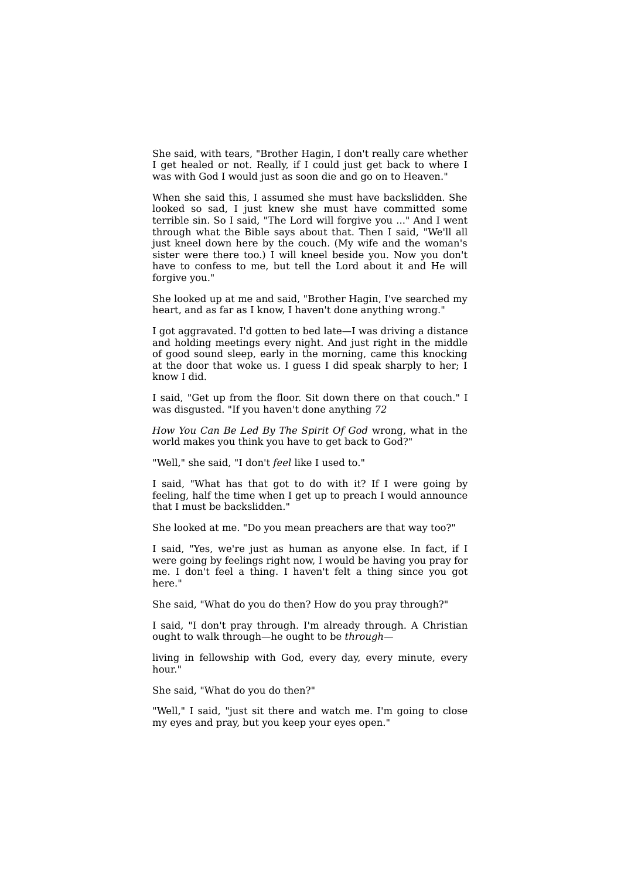She said, with tears, "Brother Hagin, I don't really care whether I get healed or not. Really, if I could just get back to where I was with God I would just as soon die and go on to Heaven."

When she said this, I assumed she must have backslidden. She looked so sad, I just knew she must have committed some terrible sin. So I said, "The Lord will forgive you ..." And I went through what the Bible says about that. Then I said, "We'll all just kneel down here by the couch. (My wife and the woman's sister were there too.) I will kneel beside you. Now you don't have to confess to me, but tell the Lord about it and He will forgive you."

She looked up at me and said, "Brother Hagin, I've searched my heart, and as far as I know, I haven't done anything wrong."

I got aggravated. I'd gotten to bed late—I was driving a distance and holding meetings every night. And just right in the middle of good sound sleep, early in the morning, came this knocking at the door that woke us. I guess I did speak sharply to her; I know I did.

I said, "Get up from the floor. Sit down there on that couch." I was disgusted. "If you haven't done anything wrong, what in the world makes you think you have to get back to God?"

"Well," she said, "I don't *feel* like I used to."

I said, "What has that got to do with it? If I were going by feeling, half the time when I get up to preach I would announce that I must be backslidden."

She looked at me. "Do you mean preachers are that way too?"

I said, "Yes, we're just as human as anyone else. In fact, if I were going by feelings right now, I would be having you pray for me. I don't feel a thing. I haven't felt a thing since you got here."

She said, "What do you do then? How do you pray through?"

I said, "I don't pray through. I'm already through. A Christian ought to walk through—he ought to be *through*—living in fellowship with God, every day, every minute, every hour."

She said, "What do you do then?"

"Well," I said, "just sit there and watch me. I'm going to close my eyes and pray, but you keep your eyes open."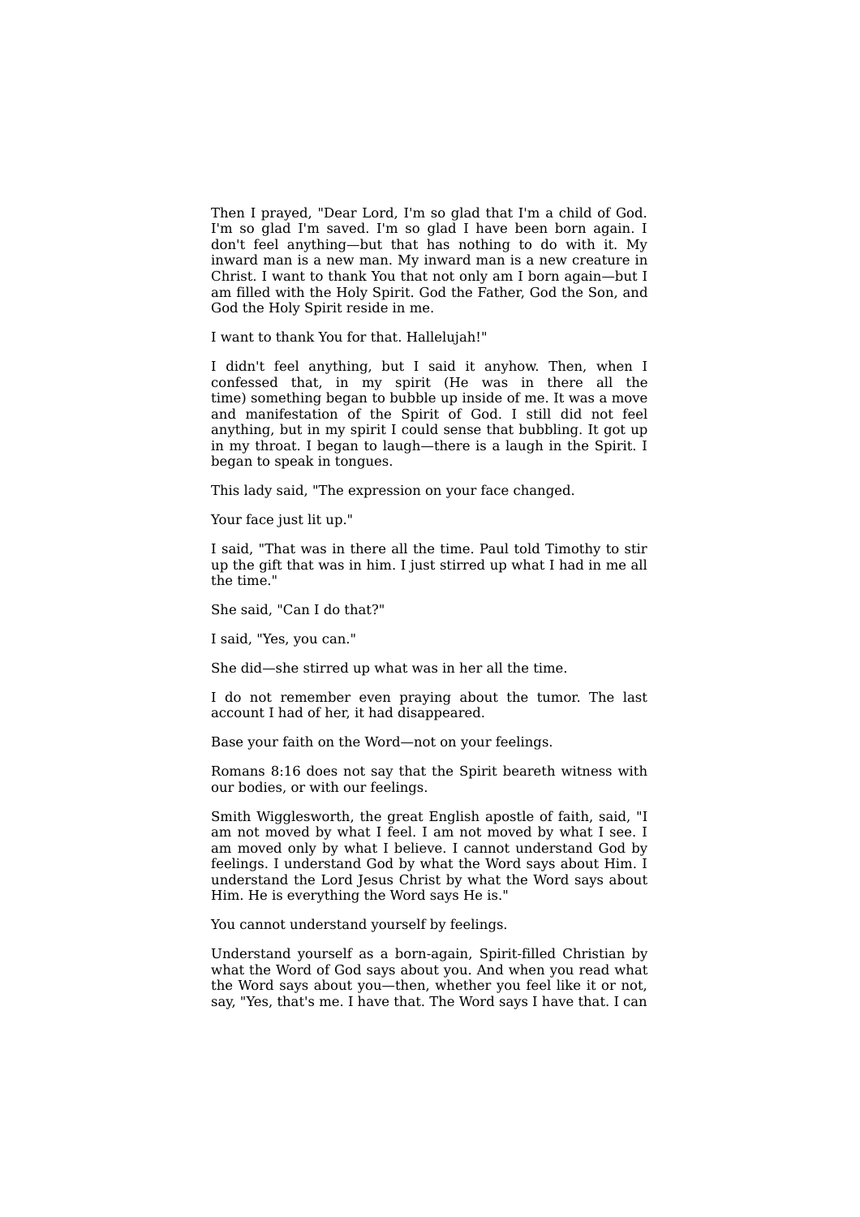Then I prayed, "Dear Lord, I'm so glad that I'm a child of God. I'm so glad I'm saved. I'm so glad I have been born again. I don't feel anything—but that has nothing to do with it. My inward man is a new man. My inward man is a new creature in Christ. I want to thank You that not only am I born again—but I am filled with the Holy Spirit. God the Father, God the Son, and God the Holy Spirit reside in me.

I want to thank You for that. Hallelujah!"

I didn't feel anything, but I said it anyhow. Then, when I confessed that, in my spirit (He was in there all the time) something began to bubble up inside of me. It was a move and manifestation of the Spirit of God. I still did not feel anything, but in my spirit I could sense that bubbling. It got up in my throat. I began to laugh—there is a laugh in the Spirit. I began to speak in tongues.

This lady said, "The expression on your face changed.

Your face just lit up."

I said, "That was in there all the time. Paul told Timothy to stir up the gift that was in him. I just stirred up what I had in me all the time."

She said, "Can I do that?"

I said, "Yes, you can."

She did—she stirred up what was in her all the time.

I do not remember even praying about the tumor. The last account I had of her, it had disappeared.

Base your faith on the Word—not on your feelings.

Romans 8:16 does not say that the Spirit beareth witness with our bodies, or with our feelings.

Smith Wigglesworth, the great English apostle of faith, said, "I am not moved by what I feel. I am not moved by what I see. I am moved only by what I believe. I cannot understand God by feelings. I understand God by what the Word says about Him. I understand the Lord Jesus Christ by what the Word says about Him. He is everything the Word says He is."

You cannot understand yourself by feelings.

Understand yourself as a born-again, Spirit-filled Christian by what the Word of God says about you. And when you read what the Word says about you—then, whether you feel like it or not, say, "Yes, that's me. I have that. The Word says I have that. I can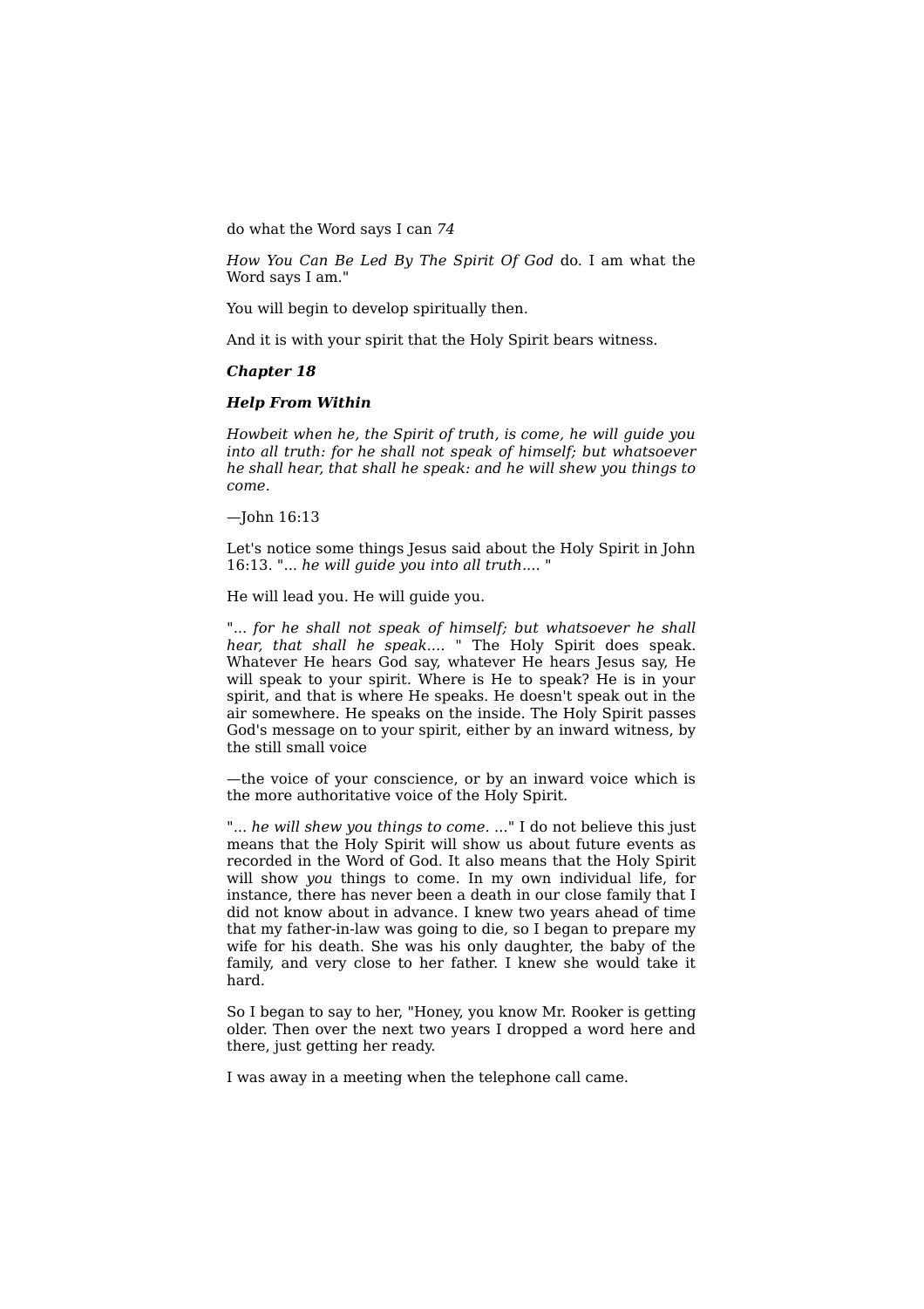do what the Word says I can

do. I am what the Word says I am."

You will begin to develop spiritually then.

And it is with your spirit that the Holy Spirit bears witness.

## Chapter 18

### Help From Within

*Howbeit when he, the Spirit of truth, is come, he will guide you into all truth: for he shall not speak of himself; but whatsoever he shall hear, that shall he speak: and he will shew you things to come.*

—John 16:13

Let's notice some things Jesus said about the Holy Spirit in John 16:13. "*... he will guide you into all truth....* "

He will lead you. He will guide you.

"*... for he shall not speak of himself; but whatsoever he shall hear, that shall he speak....* " The Holy Spirit does speak. Whatever He hears God say, whatever He hears Jesus say, He will speak to your spirit. Where is He to speak? He is in your spirit, and that is where He speaks. He doesn't speak out in the air somewhere. He speaks on the inside. The Holy Spirit passes God's message on to your spirit, either by an inward witness, by the still small voice

—the voice of your conscience, or by an inward voice which is the more authoritative voice of the Holy Spirit.

"*... he will shew you things to come. ...*" I do not believe this just means that the Holy Spirit will show us about future events as recorded in the Word of God. It also means that the Holy Spirit will show *you* things to come. In my own individual life, for instance, there has never been a death in our close family that I did not know about in advance. I knew two years ahead of time that my father-in-law was going to die, so I began to prepare my wife for his death. She was his only daughter, the baby of the family, and very close to her father. I knew she would take it hard.

So I began to say to her, "Honey, you know Mr. Rooker is getting older. Then over the next two years I dropped a word here and there, just getting her ready.

I was away in a meeting when the telephone call came.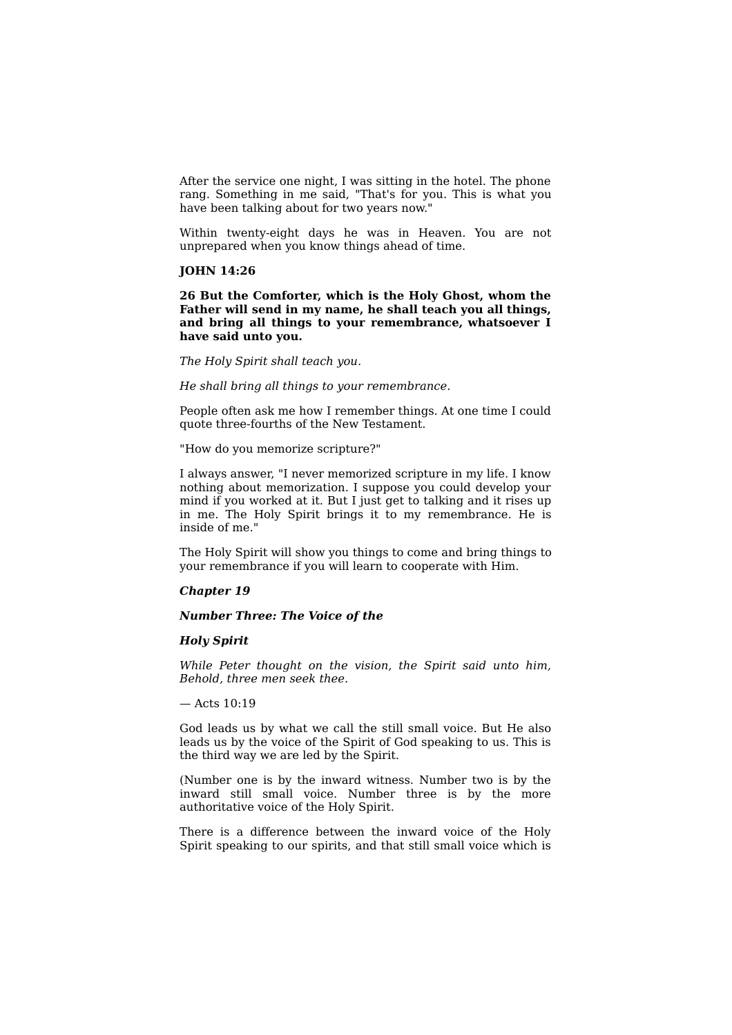After the service one night, I was sitting in the hotel. The phone rang. Something in me said, "That's for you. This is what you have been talking about for two years now."

Within twenty-eight days he was in Heaven. You are not unprepared when you know things ahead of time.

**JOHN 14:26**

**26 But the Comforter, which is the Holy Ghost, whom the Father will send in my name, he shall teach you all things, and bring all things to your remembrance, whatsoever I have said unto you.**

*The Holy Spirit shall teach you.*

*He shall bring all things to your remembrance.*

People often ask me how I remember things. At one time I could quote three-fourths of the New Testament.

"How do you memorize scripture?"

I always answer, "I never memorized scripture in my life. I know nothing about memorization. I suppose you could develop your mind if you worked at it. But I just get to talking and it rises up in me. The Holy Spirit brings it to my remembrance. He is inside of me."

The Holy Spirit will show you things to come and bring things to your remembrance if you will learn to cooperate with Him.

## *Chapter 19*

## *Number Three: The Voice of the Holy Spirit*

*While Peter thought on the vision, the Spirit said unto him, Behold, three men seek thee.*

— Acts 10:19

God leads us by what we call the still small voice. But He also leads us by the voice of the Spirit of God speaking to us. This is the third way we are led by the Spirit.

(Number one is by the inward witness. Number two is by the inward still small voice. Number three is by the more authoritative voice of the Holy Spirit.

There is a difference between the inward voice of the Holy Spirit speaking to our spirits, and that still small voice which is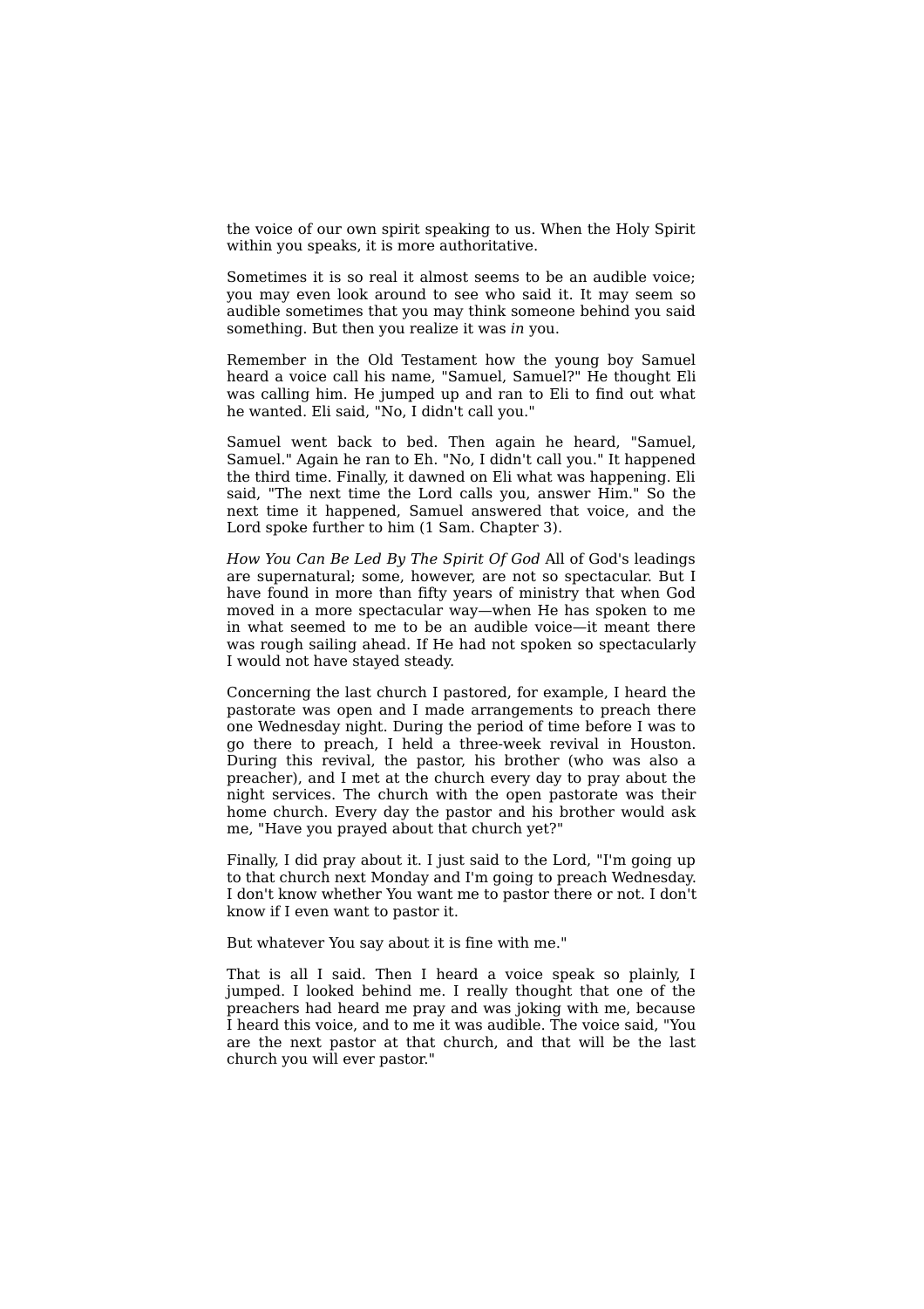the voice of our own spirit speaking to us. When the Holy Spirit within you speaks, it is more authoritative.

Sometimes it is so real it almost seems to be an audible voice; you may even look around to see who said it. It may seem so audible sometimes that you may think someone behind you said something. But then you realize it was *in* you.

Remember in the Old Testament how the young boy Samuel heard a voice call his name, "Samuel, Samuel?" He thought Eli was calling him. He jumped up and ran to Eli to find out what he wanted. Eli said, "No, I didn't call you."

Samuel went back to bed. Then again he heard, "Samuel, Samuel." Again he ran to Eh. "No, I didn't call you." It happened the third time. Finally, it dawned on Eli what was happening. Eli said, "The next time the Lord calls you, answer Him." So the next time it happened, Samuel answered that voice, and the Lord spoke further to him (1 Sam. Chapter 3).

*How You Can Be Led By The Spirit Of God* All of God's leadings are supernatural; some, however, are not so spectacular. But I have found in more than fifty years of ministry that when God moved in a more spectacular way—when He has spoken to me in what seemed to me to be an audible voice—it meant there was rough sailing ahead. If He had not spoken so spectacularly I would not have stayed steady.

Concerning the last church I pastored, for example, I heard the pastorate was open and I made arrangements to preach there one Wednesday night. During the period of time before I was to go there to preach, I held a three-week revival in Houston. During this revival, the pastor, his brother (who was also a preacher), and I met at the church every day to pray about the night services. The church with the open pastorate was their home church. Every day the pastor and his brother would ask me, "Have you prayed about that church yet?"

Finally, I did pray about it. I just said to the Lord, "I'm going up to that church next Monday and I'm going to preach Wednesday. I don't know whether You want me to pastor there or not. I don't know if I even want to pastor it.

But whatever You say about it is fine with me."

That is all I said. Then I heard a voice speak so plainly, I jumped. I looked behind me. I really thought that one of the preachers had heard me pray and was joking with me, because I heard this voice, and to me it was audible. The voice said, "You are the next pastor at that church, and that will be the last church you will ever pastor."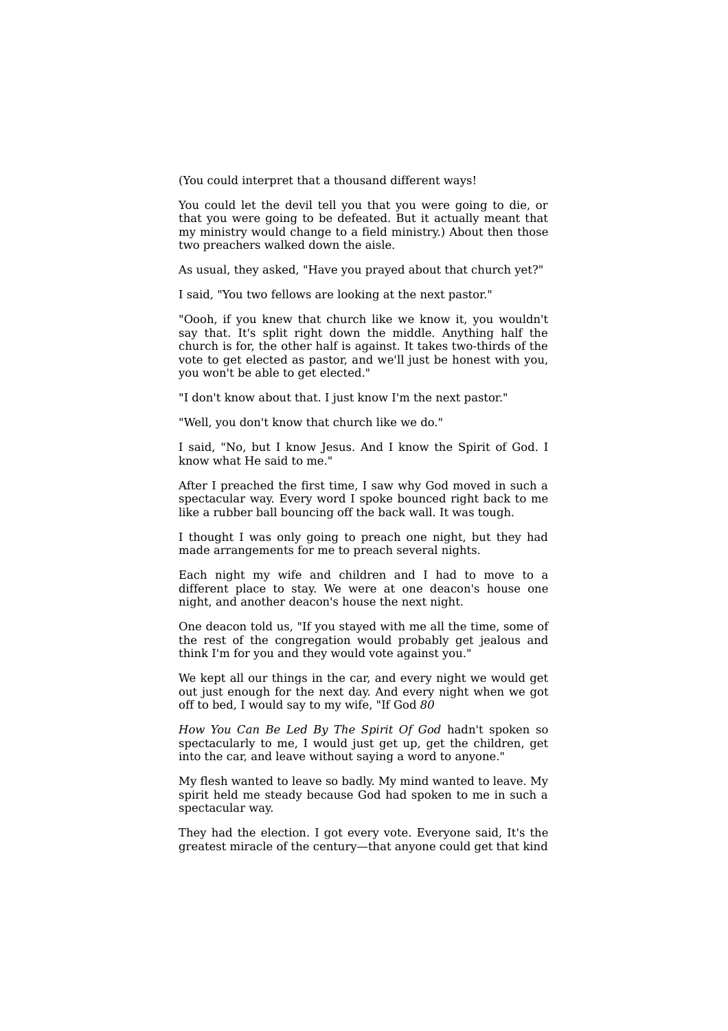(You could interpret that a thousand different ways!

You could let the devil tell you that you were going to die, or that you were going to be defeated. But it actually meant that my ministry would change to a field ministry.) About then those two preachers walked down the aisle.

As usual, they asked, "Have you prayed about that church yet?"

I said, "You two fellows are looking at the next pastor."

"Oooh, if you knew that church like we know it, you wouldn't say that. It's split right down the middle. Anything half the church is for, the other half is against. It takes two-thirds of the vote to get elected as pastor, and we'll just be honest with you, you won't be able to get elected."

"I don't know about that. I just know I'm the next pastor."

"Well, you don't know that church like we do."

I said, "No, but I know Jesus. And I know the Spirit of God. I know what He said to me."

After I preached the first time, I saw why God moved in such a spectacular way. Every word I spoke bounced right back to me like a rubber ball bouncing off the back wall. It was tough.

I thought I was only going to preach one night, but they had made arrangements for me to preach several nights.

Each night my wife and children and I had to move to a different place to stay. We were at one deacon's house one night, and another deacon's house the next night.

One deacon told us, "If you stayed with me all the time, some of the rest of the congregation would probably get jealous and think I'm for you and they would vote against you."

We kept all our things in the car, and every night we would get out just enough for the next day. And every night when we got off to bed, I would say to my wife, "If God hadn't spoken so spectacularly to me, I would just get up, get the children, get into the car, and leave without saying a word to anyone."

My flesh wanted to leave so badly. My mind wanted to leave. My spirit held me steady because God had spoken to me in such a spectacular way.

They had the election. I got every vote. Everyone said, It's the greatest miracle of the century—that anyone could get that kind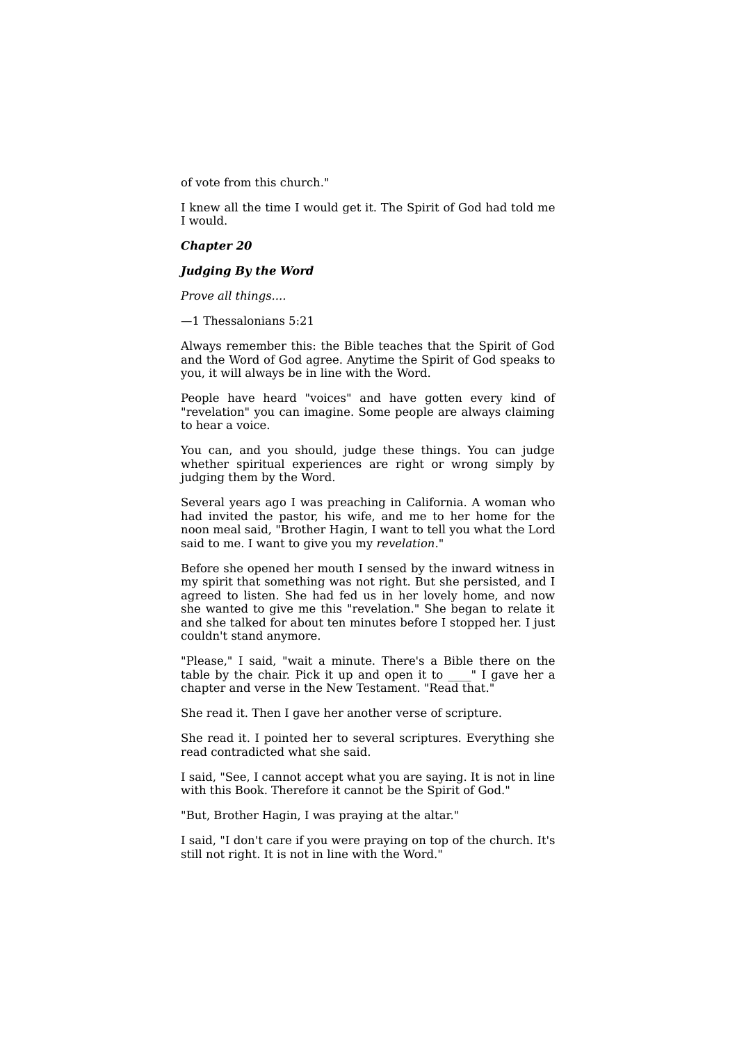of vote from this church."

I knew all the time I would get it. The Spirit of God had told me I would.

## *Chapter 20*

## *Judging By the Word*

*Prove all things....*

—1 Thessalonians 5:21

Always remember this: the Bible teaches that the Spirit of God and the Word of God agree. Anytime the Spirit of God speaks to you, it will always be in line with the Word.

People have heard "voices" and have gotten every kind of "revelation" you can imagine. Some people are always claiming to hear a voice.

You can, and you should, judge these things. You can judge whether spiritual experiences are right or wrong simply by judging them by the Word.

Several years ago I was preaching in California. A woman who had invited the pastor, his wife, and me to her home for the noon meal said, "Brother Hagin, I want to tell you what the Lord said to me. I want to give you my *revelation*."

Before she opened her mouth I sensed by the inward witness in my spirit that something was not right. But she persisted, and I agreed to listen. She had fed us in her lovely home, and now she wanted to give me this "revelation." She began to relate it and she talked for about ten minutes before I stopped her. I just couldn't stand anymore.

"Please," I said, "wait a minute. There's a Bible there on the table by the chair. Pick it up and open it to ____" I gave her a chapter and verse in the New Testament. "Read that."

She read it. Then I gave her another verse of scripture.

She read it. I pointed her to several scriptures. Everything she read contradicted what she said.

I said, "See, I cannot accept what you are saying. It is not in line with this Book. Therefore it cannot be the Spirit of God."

"But, Brother Hagin, I was praying at the altar."

I said, "I don't care if you were praying on top of the church. It's still not right. It is not in line with the Word."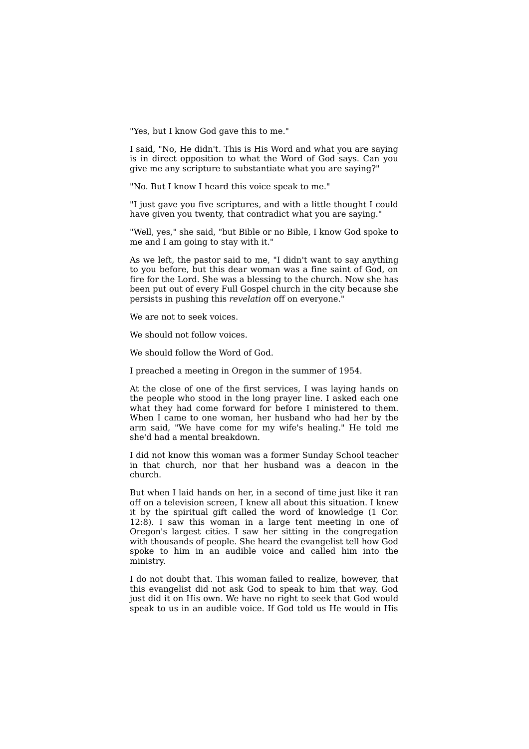"Yes, but I know God gave this to me."

I said, "No, He didn't. This is His Word and what you are saying is in direct opposition to what the Word of God says. Can you give me any scripture to substantiate what you are saying?"

"No. But I know I heard this voice speak to me."

"I just gave you five scriptures, and with a little thought I could have given you twenty, that contradict what you are saying."

"Well, yes," she said, "but Bible or no Bible, I know God spoke to me and I am going to stay with it."

As we left, the pastor said to me, "I didn't want to say anything to you before, but this dear woman was a fine saint of God, on fire for the Lord. She was a blessing to the church. Now she has been put out of every Full Gospel church in the city because she persists in pushing this *revelation* off on everyone."

We are not to seek voices.

We should not follow voices.

We should follow the Word of God.

I preached a meeting in Oregon in the summer of 1954.

At the close of one of the first services, I was laying hands on the people who stood in the long prayer line. I asked each one what they had come forward for before I ministered to them. When I came to one woman, her husband who had her by the arm said, "We have come for my wife's healing." He told me she'd had a mental breakdown.

I did not know this woman was a former Sunday School teacher in that church, nor that her husband was a deacon in the church.

But when I laid hands on her, in a second of time just like it ran off on a television screen, I knew all about this situation. I knew it by the spiritual gift called the word of knowledge (1 Cor. 12:8). I saw this woman in a large tent meeting in one of Oregon's largest cities. I saw her sitting in the congregation with thousands of people. She heard the evangelist tell how God spoke to him in an audible voice and called him into the ministry.

I do not doubt that. This woman failed to realize, however, that this evangelist did not ask God to speak to him that way. God just did it on His own. We have no right to seek that God would speak to us in an audible voice. If God told us He would in His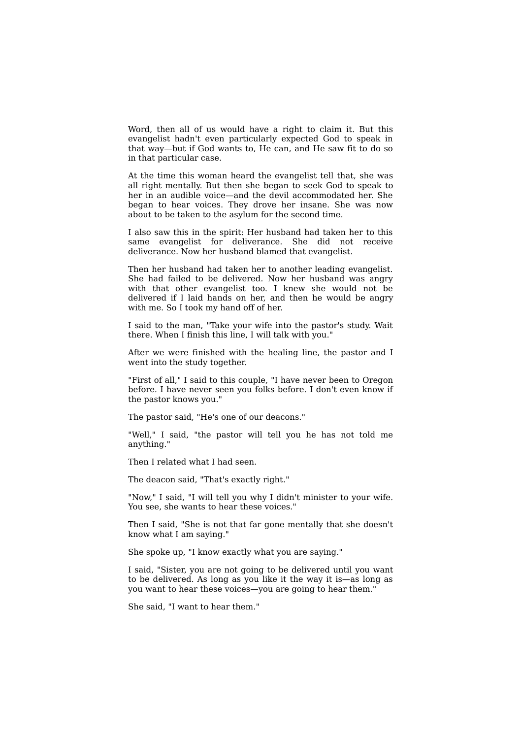Word, then all of us would have a right to claim it. But this evangelist hadn't even particularly expected God to speak in that way—but if God wants to, He can, and He saw fit to do so in that particular case.

At the time this woman heard the evangelist tell that, she was all right mentally. But then she began to seek God to speak to her in an audible voice—and the devil accommodated her. She began to hear voices. They drove her insane. She was now about to be taken to the asylum for the second time.

I also saw this in the spirit: Her husband had taken her to this same evangelist for deliverance. She did not receive deliverance. Now her husband blamed that evangelist.

Then her husband had taken her to another leading evangelist. She had failed to be delivered. Now her husband was angry with that other evangelist too. I knew she would not be delivered if I laid hands on her, and then he would be angry with me. So I took my hand off of her.

I said to the man, "Take your wife into the pastor's study. Wait there. When I finish this line, I will talk with you."

After we were finished with the healing line, the pastor and I went into the study together.

"First of all," I said to this couple, "I have never been to Oregon before. I have never seen you folks before. I don't even know if the pastor knows you."

The pastor said, "He's one of our deacons."

"Well," I said, "the pastor will tell you he has not told me anything."

Then I related what I had seen.

The deacon said, "That's exactly right."

"Now," I said, "I will tell you why I didn't minister to your wife. You see, she wants to hear these voices."

Then I said, "She is not that far gone mentally that she doesn't know what I am saying."

She spoke up, "I know exactly what you are saying."

I said, "Sister, you are not going to be delivered until you want to be delivered. As long as you like it the way it is—as long as you want to hear these voices—you are going to hear them."

She said, "I want to hear them."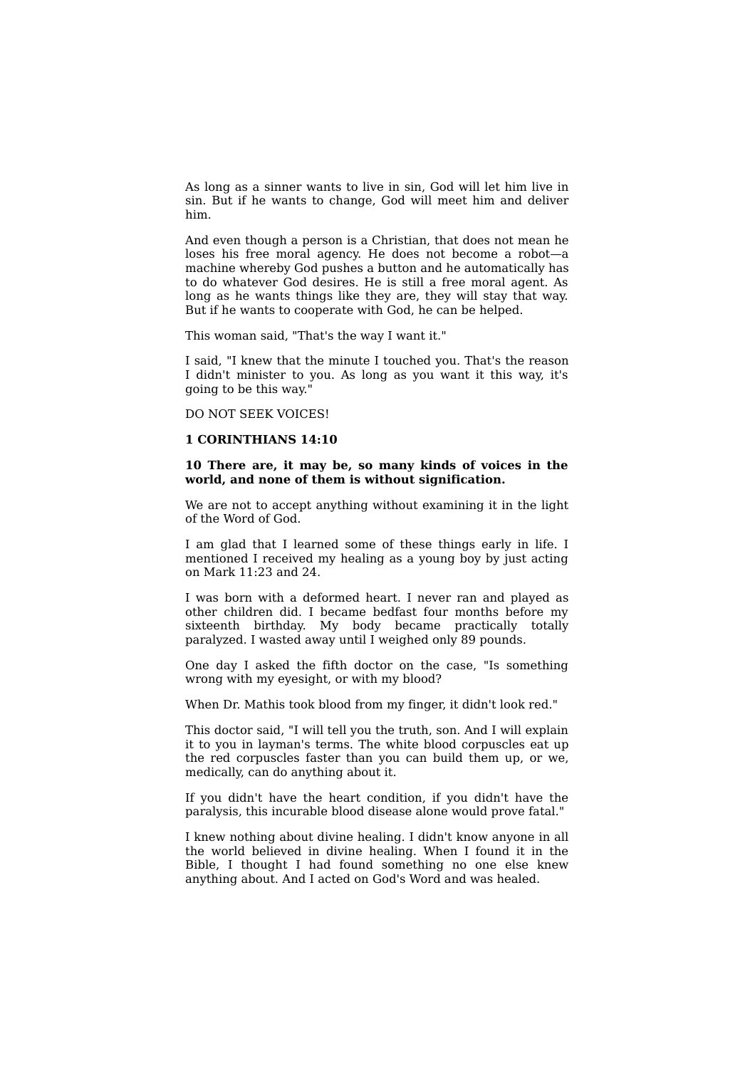As long as a sinner wants to live in sin, God will let him live in sin. But if he wants to change, God will meet him and deliver him.

And even though a person is a Christian, that does not mean he loses his free moral agency. He does not become a robot—a machine whereby God pushes a button and he automatically has to do whatever God desires. He is still a free moral agent. As long as he wants things like they are, they will stay that way. But if he wants to cooperate with God, he can be helped.

This woman said, "That's the way I want it."

I said, "I knew that the minute I touched you. That's the reason I didn't minister to you. As long as you want it this way, it's going to be this way."

DO NOT SEEK VOICES!

**1 CORINTHIANS 14:10**

**10 There are, it may be, so many kinds of voices in the world, and none of them is without signification.**

We are not to accept anything without examining it in the light of the Word of God.

I am glad that I learned some of these things early in life. I mentioned I received my healing as a young boy by just acting on Mark 11:23 and 24.

I was born with a deformed heart. I never ran and played as other children did. I became bedfast four months before my sixteenth birthday. My body became practically totally paralyzed. I wasted away until I weighed only 89 pounds.

One day I asked the fifth doctor on the case, "Is something wrong with my eyesight, or with my blood?

When Dr. Mathis took blood from my finger, it didn't look red."

This doctor said, "I will tell you the truth, son. And I will explain it to you in layman's terms. The white blood corpuscles eat up the red corpuscles faster than you can build them up, or we, medically, can do anything about it.

If you didn't have the heart condition, if you didn't have the paralysis, this incurable blood disease alone would prove fatal."

I knew nothing about divine healing. I didn't know anyone in all the world believed in divine healing. When I found it in the Bible, I thought I had found something no one else knew anything about. And I acted on God's Word and was healed.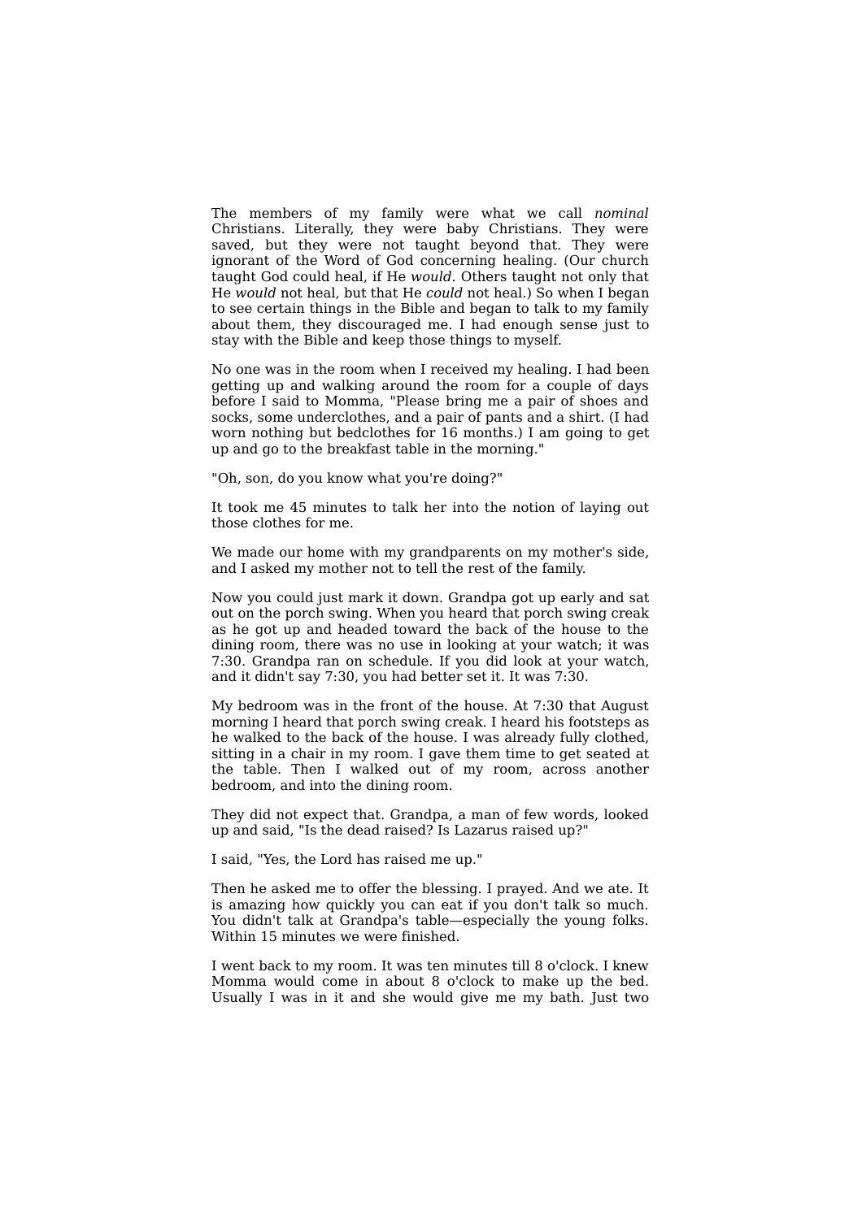The members of my family were what we call *nominal* Christians. Literally, they were baby Christians. They were saved, but they were not taught beyond that. They were ignorant of the Word of God concerning healing. (Our church taught God could heal, if He *would*. Others taught not only that He *would* not heal, but that He *could* not heal.) So when I began to see certain things in the Bible and began to talk to my family about them, they discouraged me. I had enough sense just to stay with the Bible and keep those things to myself.

No one was in the room when I received my healing. I had been getting up and walking around the room for a couple of days before I said to Momma, "Please bring me a pair of shoes and socks, some underclothes, and a pair of pants and a shirt. (I had worn nothing but bedclothes for 16 months.) I am going to get up and go to the breakfast table in the morning."

"Oh, son, do you know what you're doing?"

It took me 45 minutes to talk her into the notion of laying out those clothes for me.

We made our home with my grandparents on my mother's side, and I asked my mother not to tell the rest of the family.

Now you could just mark it down. Grandpa got up early and sat out on the porch swing. When you heard that porch swing creak as he got up and headed toward the back of the house to the dining room, there was no use in looking at your watch; it was 7:30. Grandpa ran on schedule. If you did look at your watch, and it didn't say 7:30, you had better set it. It was 7:30.

My bedroom was in the front of the house. At 7:30 that August morning I heard that porch swing creak. I heard his footsteps as he walked to the back of the house. I was already fully clothed, sitting in a chair in my room. I gave them time to get seated at the table. Then I walked out of my room, across another bedroom, and into the dining room.

They did not expect that. Grandpa, a man of few words, looked up and said, "Is the dead raised? Is Lazarus raised up?"

I said, "Yes, the Lord has raised me up."

Then he asked me to offer the blessing. I prayed. And we ate. It is amazing how quickly you can eat if you don't talk so much. You didn't talk at Grandpa's table—especially the young folks. Within 15 minutes we were finished.

I went back to my room. It was ten minutes till 8 o'clock. I knew Momma would come in about 8 o'clock to make up the bed. Usually I was in it and she would give me my bath. Just two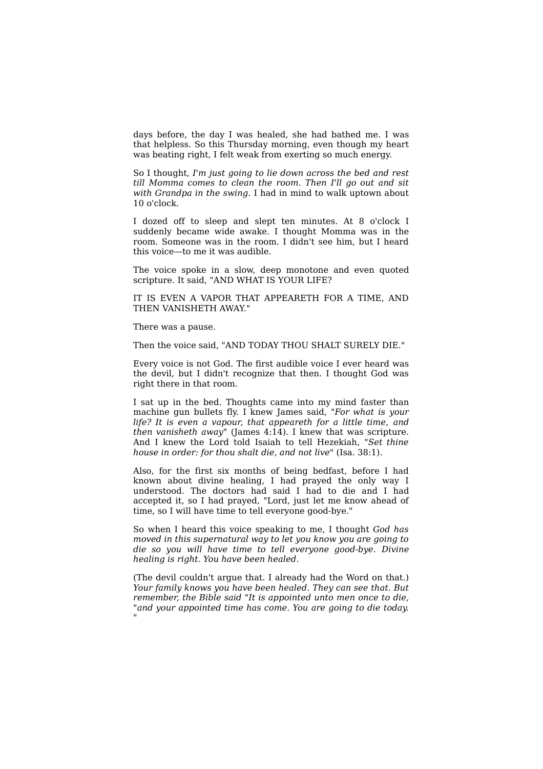days before, the day I was healed, she had bathed me. I was that helpless. So this Thursday morning, even though my heart was beating right, I felt weak from exerting so much energy.

So I thought, *I'm just going to lie down across the bed and rest till Momma comes to clean the room. Then I'll go out and sit with Grandpa in the swing.* I had in mind to walk uptown about 10 o'clock.

I dozed off to sleep and slept ten minutes. At 8 o'clock I suddenly became wide awake. I thought Momma was in the room. Someone was in the room. I didn't see him, but I heard this voice—to me it was audible.

The voice spoke in a slow, deep monotone and even quoted scripture. It said, "AND WHAT IS YOUR LIFE?

IT IS EVEN A VAPOR THAT APPEARETH FOR A TIME, AND THEN VANISHETH AWAY."

There was a pause.

Then the voice said, "AND TODAY THOU SHALT SURELY DIE."

Every voice is not God. The first audible voice I ever heard was the devil, but I didn't recognize that then. I thought God was right there in that room.

I sat up in the bed. Thoughts came into my mind faster than machine gun bullets fly. I knew James said, "*For what is your life? It is even a vapour, that appeareth for a little time, and then vanisheth away*" (James 4:14). I knew that was scripture. And I knew the Lord told Isaiah to tell Hezekiah, "*Set thine house in order: for thou shalt die, and not live*" (Isa. 38:1).

Also, for the first six months of being bedfast, before I had known about divine healing, I had prayed the only way I understood. The doctors had said I had to die and I had accepted it, so I had prayed, "Lord, just let me know ahead of time, so I will have time to tell everyone good-bye."

So when I heard this voice speaking to me, I thought *God has moved in this supernatural way to let you know you are going to die so you will have time to tell everyone good-bye. Divine healing is right. You have been healed.*

(The devil couldn't argue that. I already had the Word on that.) *Your family knows you have been healed. They can see that. But remember, the Bible said "It is appointed unto men once to die,* "*and your appointed time has come. You are going to die today.* "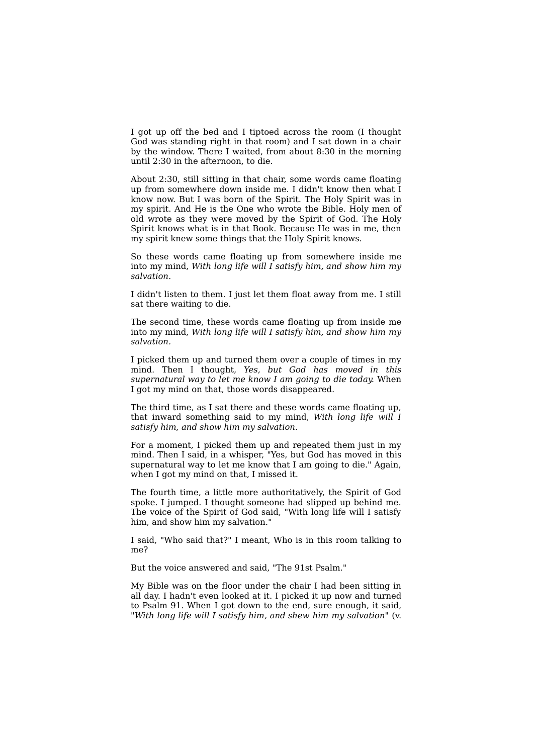I got up off the bed and I tiptoed across the room (I thought God was standing right in that room) and I sat down in a chair by the window. There I waited, from about 8:30 in the morning until 2:30 in the afternoon, to die.

About 2:30, still sitting in that chair, some words came floating up from somewhere down inside me. I didn't know then what I know now. But I was born of the Spirit. The Holy Spirit was in my spirit. And He is the One who wrote the Bible. Holy men of old wrote as they were moved by the Spirit of God. The Holy Spirit knows what is in that Book. Because He was in me, then my spirit knew some things that the Holy Spirit knows.

So these words came floating up from somewhere inside me into my mind, *With long life will I satisfy him, and show him my salvation.*

I didn't listen to them. I just let them float away from me. I still sat there waiting to die.

The second time, these words came floating up from inside me into my mind, *With long life will I satisfy him, and show him my salvation.*

I picked them up and turned them over a couple of times in my mind. Then I thought, *Yes, but God has moved in this supernatural way to let me know I am going to die today.* When I got my mind on that, those words disappeared.

The third time, as I sat there and these words came floating up, that inward something said to my mind, *With long life will I satisfy him, and show him my salvation.*

For a moment, I picked them up and repeated them just in my mind. Then I said, in a whisper, "Yes, but God has moved in this supernatural way to let me know that I am going to die." Again, when I got my mind on that, I missed it.

The fourth time, a little more authoritatively, the Spirit of God spoke. I jumped. I thought someone had slipped up behind me. The voice of the Spirit of God said, "With long life will I satisfy him, and show him my salvation."

I said, "Who said that?" I meant, Who is in this room talking to me?

But the voice answered and said, "The 91st Psalm."

My Bible was on the floor under the chair I had been sitting in all day. I hadn't even looked at it. I picked it up now and turned to Psalm 91. When I got down to the end, sure enough, it said, "*With long life will I satisfy him, and shew him my salvation*" (v.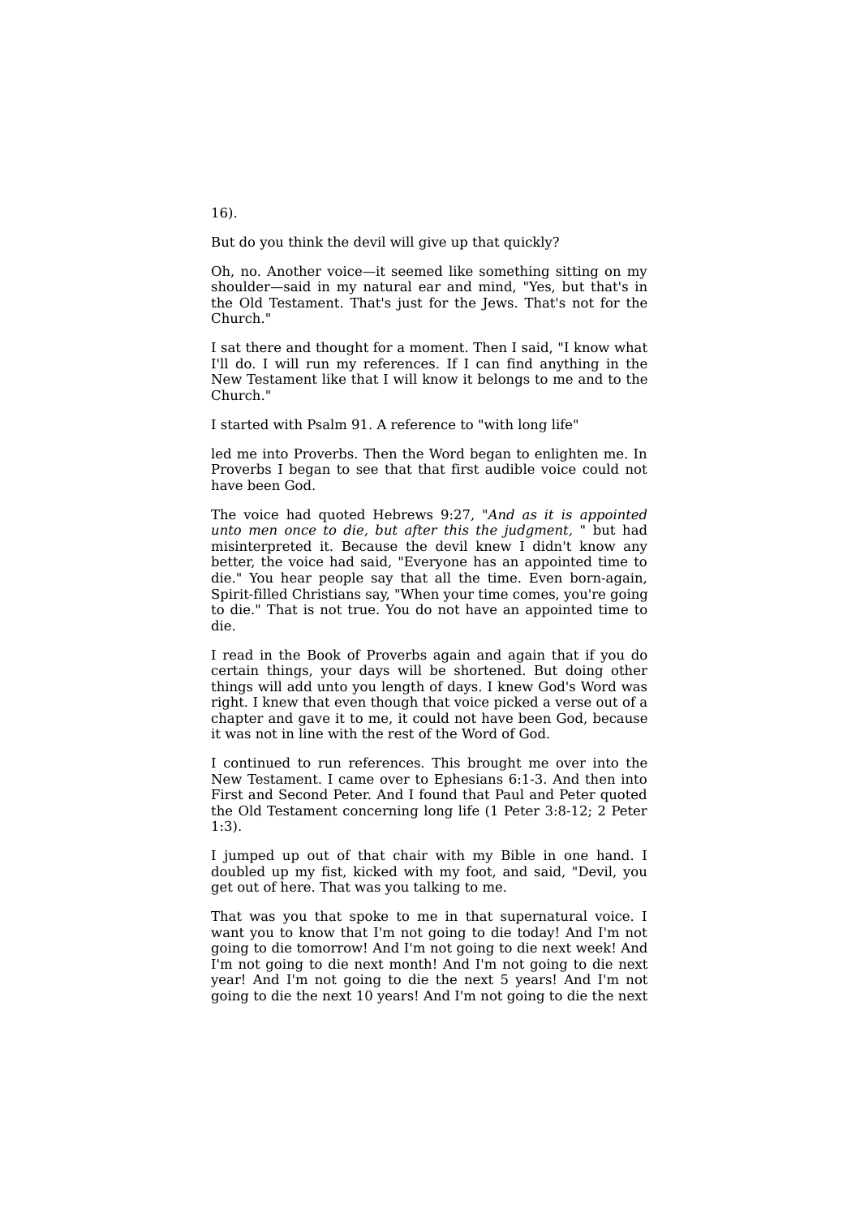16).

But do you think the devil will give up that quickly?

Oh, no. Another voice—it seemed like something sitting on my shoulder—said in my natural ear and mind, "Yes, but that's in the Old Testament. That's just for the Jews. That's not for the Church."

I sat there and thought for a moment. Then I said, "I know what I'll do. I will run my references. If I can find anything in the New Testament like that I will know it belongs to me and to the Church."

I started with Psalm 91. A reference to "with long life"

led me into Proverbs. Then the Word began to enlighten me. In Proverbs I began to see that that first audible voice could not have been God.

The voice had quoted Hebrews 9:27, "*And as it is appointed unto men once to die, but after this the judgment,* " but had misinterpreted it. Because the devil knew I didn't know any better, the voice had said, "Everyone has an appointed time to die." You hear people say that all the time. Even born-again, Spirit-filled Christians say, "When your time comes, you're going to die." That is not true. You do not have an appointed time to die.

I read in the Book of Proverbs again and again that if you do certain things, your days will be shortened. But doing other things will add unto you length of days. I knew God's Word was right. I knew that even though that voice picked a verse out of a chapter and gave it to me, it could not have been God, because it was not in line with the rest of the Word of God.

I continued to run references. This brought me over into the New Testament. I came over to Ephesians 6:1-3. And then into First and Second Peter. And I found that Paul and Peter quoted the Old Testament concerning long life (1 Peter 3:8-12; 2 Peter 1:3).

I jumped up out of that chair with my Bible in one hand. I doubled up my fist, kicked with my foot, and said, "Devil, you get out of here. That was you talking to me.

That was you that spoke to me in that supernatural voice. I want you to know that I'm not going to die today! And I'm not going to die tomorrow! And I'm not going to die next week! And I'm not going to die next month! And I'm not going to die next year! And I'm not going to die the next 5 years! And I'm not going to die the next 10 years! And I'm not going to die the next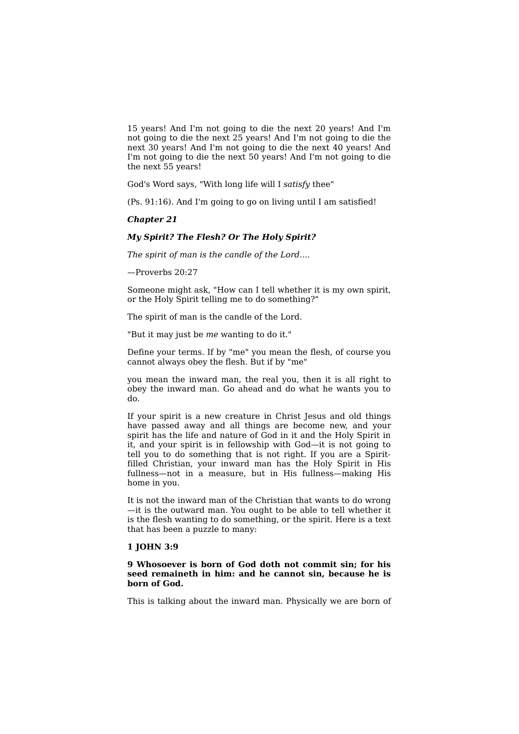15 years! And I'm not going to die the next 20 years! And I'm not going to die the next 25 years! And I'm not going to die the next 30 years! And I'm not going to die the next 40 years! And I'm not going to die the next 50 years! And I'm not going to die the next 55 years!

God's Word says, "With long life will I *satisfy* thee"

(Ps. 91:16). And I'm going to go on living until I am satisfied!

## ***Chapter 21***

### ***My Spirit? The Flesh? Or The Holy Spirit?***

*The spirit of man is the candle of the Lord....*

—Proverbs 20:27

Someone might ask, "How can I tell whether it is my own spirit, or the Holy Spirit telling me to do something?"

The spirit of man is the candle of the Lord.

"But it may just be *me* wanting to do it."

Define your terms. If by "me" you mean the flesh, of course you cannot always obey the flesh. But if by "me"

you mean the inward man, the real you, then it is all right to obey the inward man. Go ahead and do what he wants you to do.

If your spirit is a new creature in Christ Jesus and old things have passed away and all things are become new, and your spirit has the life and nature of God in it and the Holy Spirit in it, and your spirit is in fellowship with God—it is not going to tell you to do something that is not right. If you are a Spirit-filled Christian, your inward man has the Holy Spirit in His fullness—not in a measure, but in His fullness—making His home in you.

It is not the inward man of the Christian that wants to do wrong—it is the outward man. You ought to be able to tell whether it is the flesh wanting to do something, or the spirit. Here is a text that has been a puzzle to many:

**1 JOHN 3:9**

**9 Whosoever is born of God doth not commit sin; for his seed remaineth in him: and he cannot sin, because he is born of God.**

This is talking about the inward man. Physically we are born of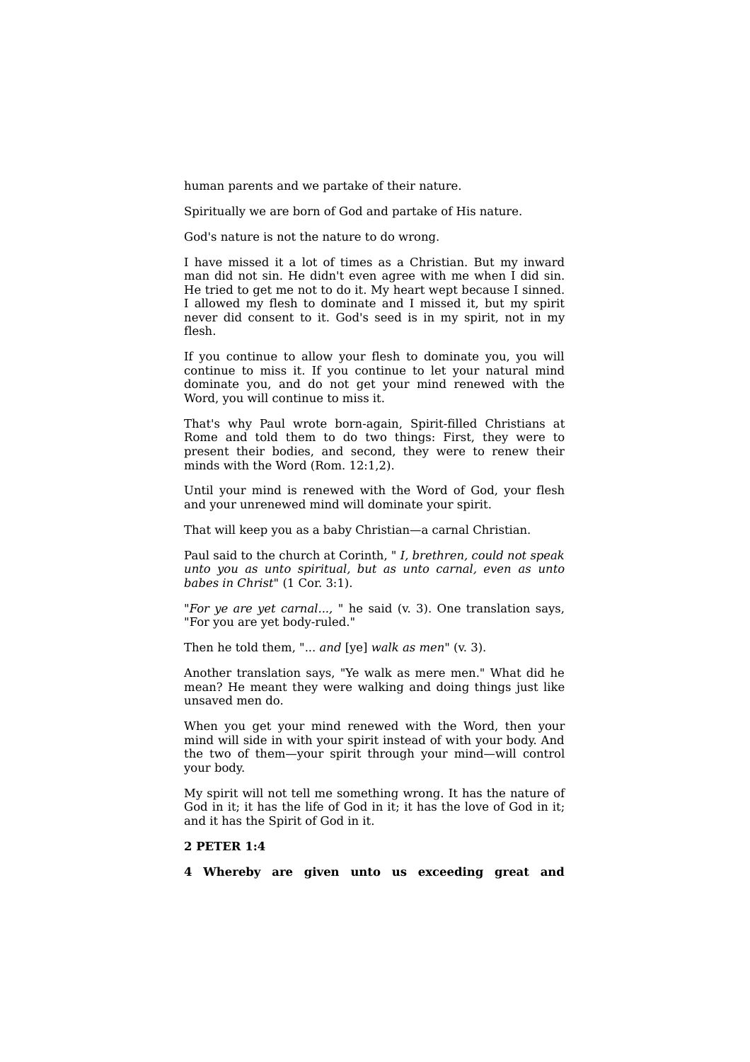human parents and we partake of their nature.

Spiritually we are born of God and partake of His nature.

God's nature is not the nature to do wrong.

I have missed it a lot of times as a Christian. But my inward man did not sin. He didn't even agree with me when I did sin. He tried to get me not to do it. My heart wept because I sinned. I allowed my flesh to dominate and I missed it, but my spirit never did consent to it. God's seed is in my spirit, not in my flesh.

If you continue to allow your flesh to dominate you, you will continue to miss it. If you continue to let your natural mind dominate you, and do not get your mind renewed with the Word, you will continue to miss it.

That's why Paul wrote born-again, Spirit-filled Christians at Rome and told them to do two things: First, they were to present their bodies, and second, they were to renew their minds with the Word (Rom. 12:1,2).

Until your mind is renewed with the Word of God, your flesh and your unrenewed mind will dominate your spirit.

That will keep you as a baby Christian—a carnal Christian.

Paul said to the church at Corinth, " *I, brethren, could not speak unto you as unto spiritual, but as unto carnal, even as unto babes in Christ*" (1 Cor. 3:1).

"*For ye are yet carnal...,* " he said (v. 3). One translation says, "For you are yet body-ruled."

Then he told them, "... *and* [ye] *walk as men*" (v. 3).

Another translation says, "Ye walk as mere men." What did he mean? He meant they were walking and doing things just like unsaved men do.

When you get your mind renewed with the Word, then your mind will side in with your spirit instead of with your body. And the two of them—your spirit through your mind—will control your body.

My spirit will not tell me something wrong. It has the nature of God in it; it has the life of God in it; it has the love of God in it; and it has the Spirit of God in it.

**2 PETER 1:4**

**4 Whereby are given unto us exceeding great and**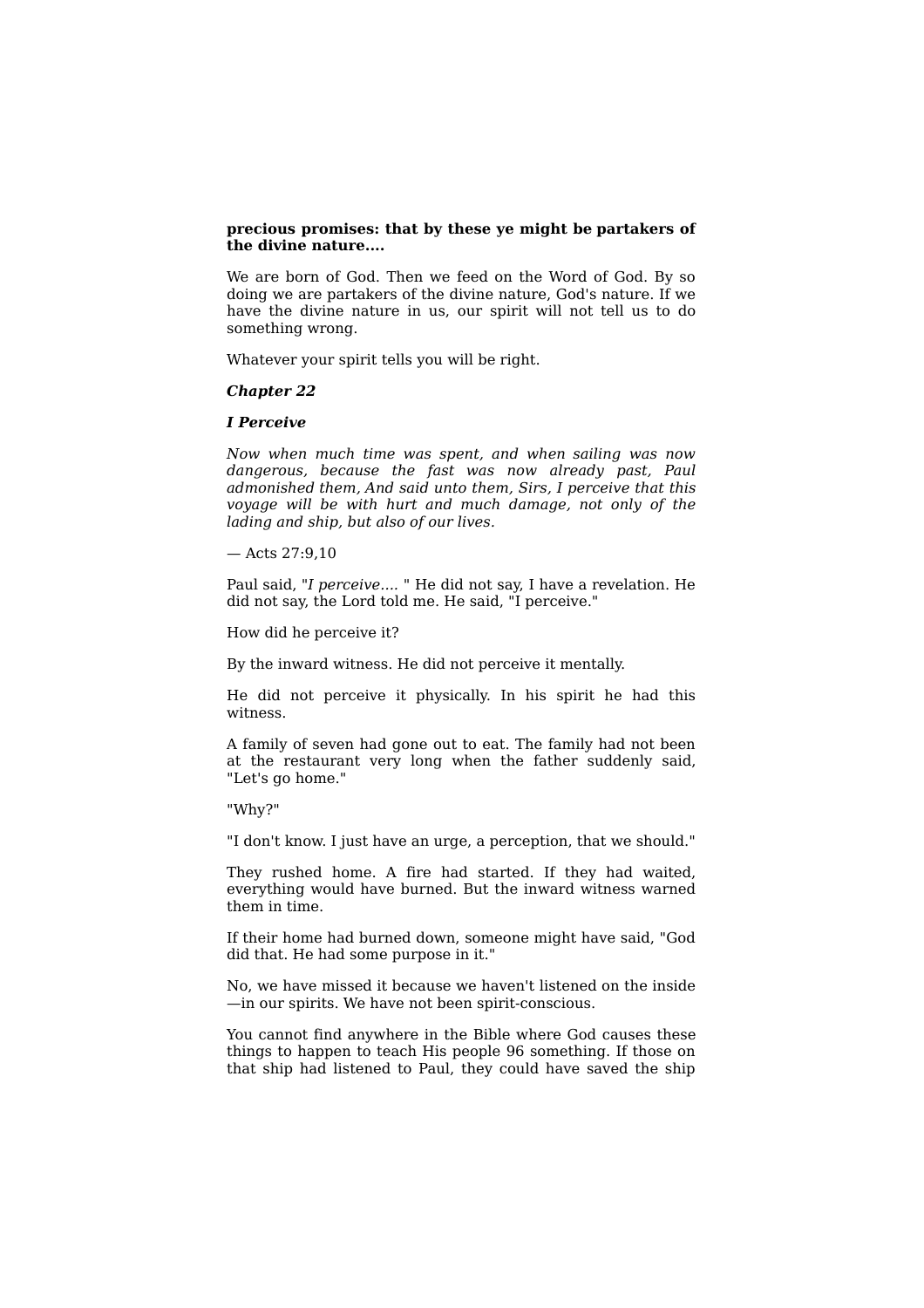**precious promises: that by these ye might be partakers of the divine nature....**

We are born of God. Then we feed on the Word of God. By so doing we are partakers of the divine nature, God's nature. If we have the divine nature in us, our spirit will not tell us to do something wrong.

Whatever your spirit tells you will be right.

***Chapter 22***

***I Perceive***

*Now when much time was spent, and when sailing was now dangerous, because the fast was now already past, Paul admonished them, And said unto them, Sirs, I perceive that this voyage will be with hurt and much damage, not only of the lading and ship, but also of our lives.*

— Acts 27:9,10

Paul said, "*I perceive....* " He did not say, I have a revelation. He did not say, the Lord told me. He said, "I perceive."

How did he perceive it?

By the inward witness. He did not perceive it mentally.

He did not perceive it physically. In his spirit he had this witness.

A family of seven had gone out to eat. The family had not been at the restaurant very long when the father suddenly said, "Let's go home."

"Why?"

"I don't know. I just have an urge, a perception, that we should."

They rushed home. A fire had started. If they had waited, everything would have burned. But the inward witness warned them in time.

If their home had burned down, someone might have said, "God did that. He had some purpose in it."

No, we have missed it because we haven't listened on the inside —in our spirits. We have not been spirit-conscious.

You cannot find anywhere in the Bible where God causes these things to happen to teach His people 96 something. If those on that ship had listened to Paul, they could have saved the ship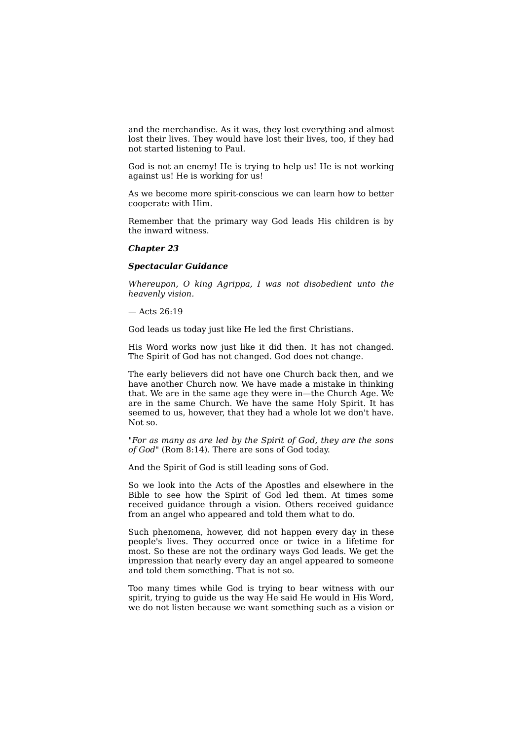and the merchandise. As it was, they lost everything and almost lost their lives. They would have lost their lives, too, if they had not started listening to Paul.

God is not an enemy! He is trying to help us! He is not working against us! He is working for us!

As we become more spirit-conscious we can learn how to better cooperate with Him.

Remember that the primary way God leads His children is by the inward witness.

## Chapter 23

### Spectacular Guidance

*Whereupon, O king Agrippa, I was not disobedient unto the heavenly vision.*

— Acts 26:19

God leads us today just like He led the first Christians.

His Word works now just like it did then. It has not changed. The Spirit of God has not changed. God does not change.

The early believers did not have one Church back then, and we have another Church now. We have made a mistake in thinking that. We are in the same age they were in—the Church Age. We are in the same Church. We have the same Holy Spirit. It has seemed to us, however, that they had a whole lot we don't have. Not so.

"*For as many as are led by the Spirit of God, they are the sons of God*" (Rom 8:14). There are sons of God today.

And the Spirit of God is still leading sons of God.

So we look into the Acts of the Apostles and elsewhere in the Bible to see how the Spirit of God led them. At times some received guidance through a vision. Others received guidance from an angel who appeared and told them what to do.

Such phenomena, however, did not happen every day in these people's lives. They occurred once or twice in a lifetime for most. So these are not the ordinary ways God leads. We get the impression that nearly every day an angel appeared to someone and told them something. That is not so.

Too many times while God is trying to bear witness with our spirit, trying to guide us the way He said He would in His Word, we do not listen because we want something such as a vision or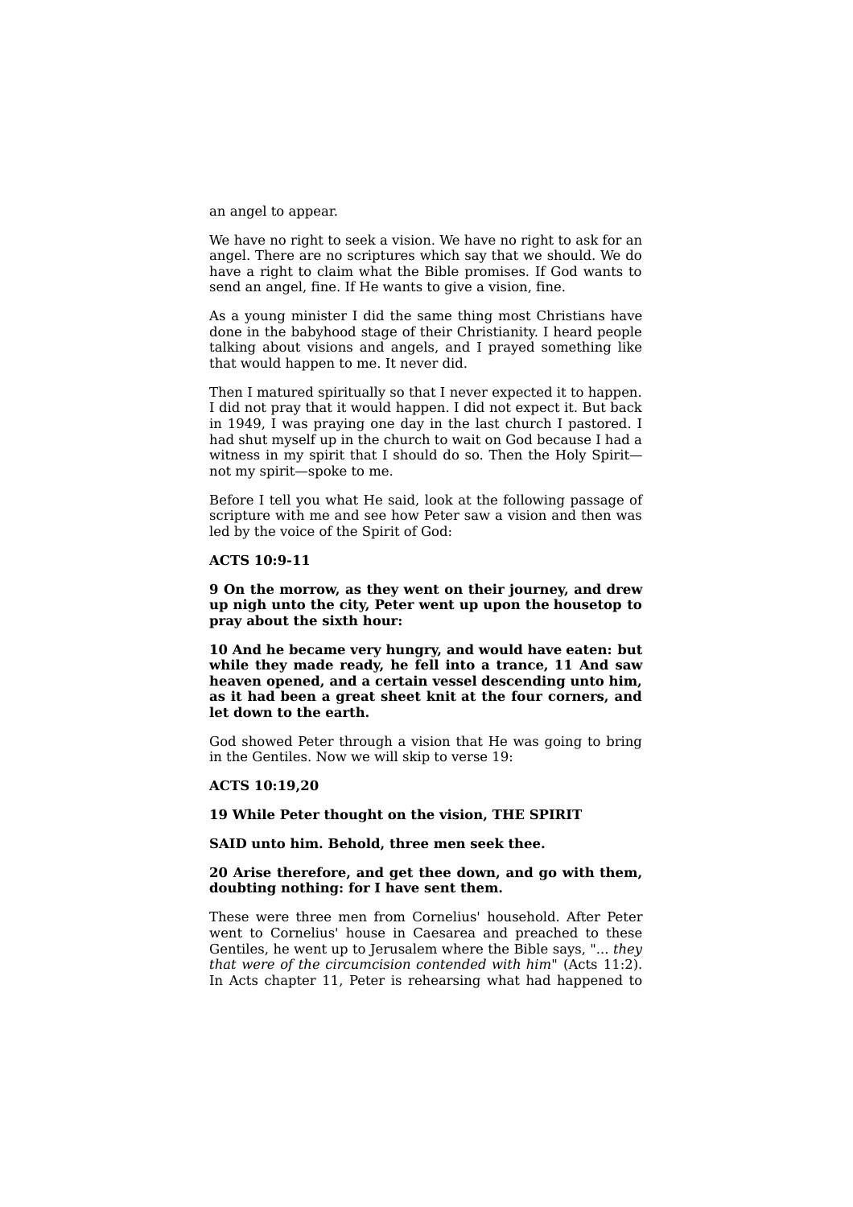an angel to appear.

We have no right to seek a vision. We have no right to ask for an angel. There are no scriptures which say that we should. We do have a right to claim what the Bible promises. If God wants to send an angel, fine. If He wants to give a vision, fine.

As a young minister I did the same thing most Christians have done in the babyhood stage of their Christianity. I heard people talking about visions and angels, and I prayed something like that would happen to me. It never did.

Then I matured spiritually so that I never expected it to happen. I did not pray that it would happen. I did not expect it. But back in 1949, I was praying one day in the last church I pastored. I had shut myself up in the church to wait on God because I had a witness in my spirit that I should do so. Then the Holy Spirit—not my spirit—spoke to me.

Before I tell you what He said, look at the following passage of scripture with me and see how Peter saw a vision and then was led by the voice of the Spirit of God:

**ACTS 10:9-11**

**9 On the morrow, as they went on their journey, and drew up nigh unto the city, Peter went up upon the housetop to pray about the sixth hour:**

**10 And he became very hungry, and would have eaten: but while they made ready, he fell into a trance, 11 And saw heaven opened, and a certain vessel descending unto him, as it had been a great sheet knit at the four corners, and let down to the earth.**

God showed Peter through a vision that He was going to bring in the Gentiles. Now we will skip to verse 19:

**ACTS 10:19,20**

**19 While Peter thought on the vision, THE SPIRIT**

**SAID unto him. Behold, three men seek thee.**

**20 Arise therefore, and get thee down, and go with them, doubting nothing: for I have sent them.**

These were three men from Cornelius' household. After Peter went to Cornelius' house in Caesarea and preached to these Gentiles, he went up to Jerusalem where the Bible says, "... *they that were of the circumcision contended with him*" (Acts 11:2). In Acts chapter 11, Peter is rehearsing what had happened to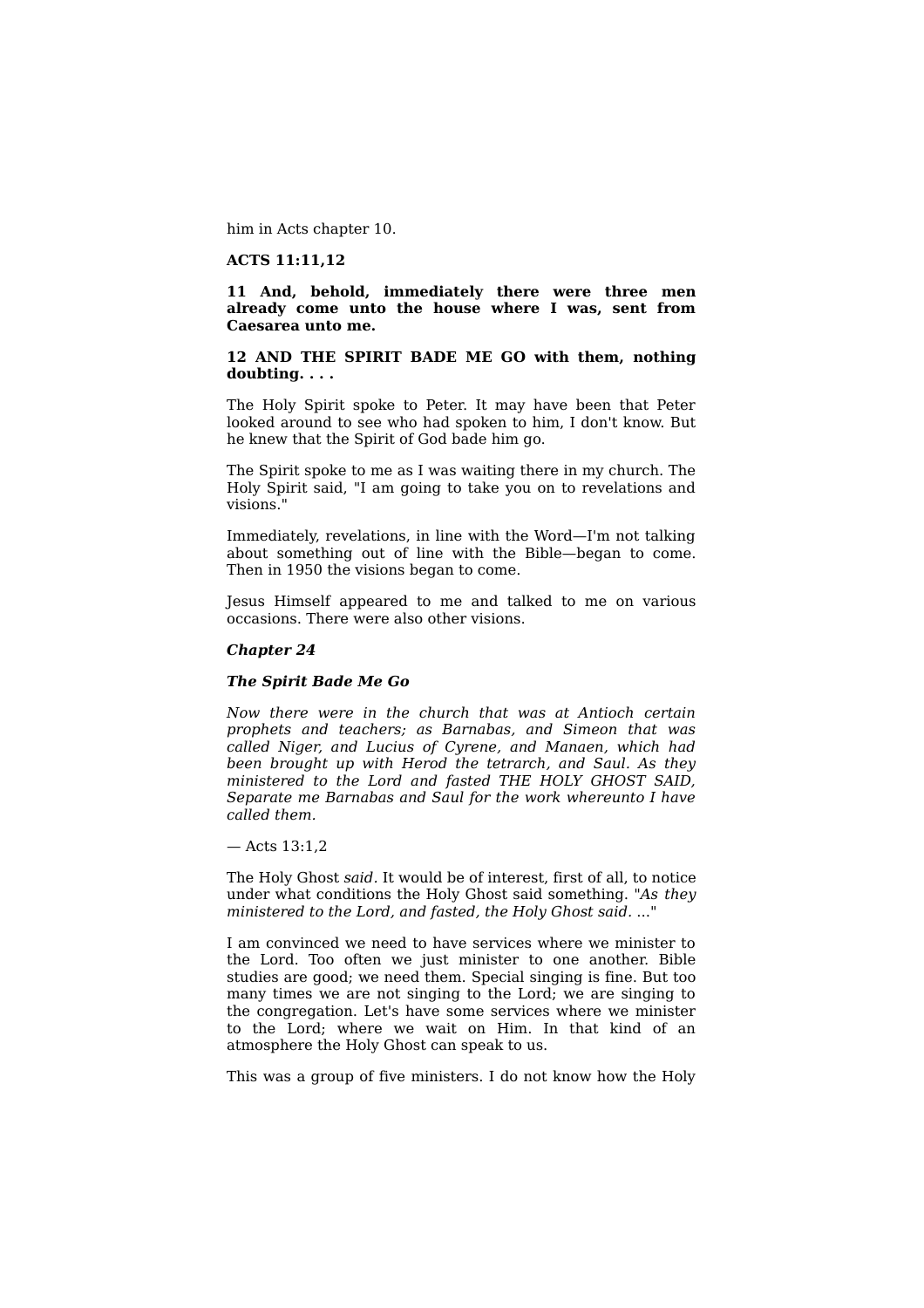him in Acts chapter 10.

**ACTS 11:11,12**

**11 And, behold, immediately there were three men already come unto the house where I was, sent from Caesarea unto me.**

**12 AND THE SPIRIT BADE ME GO with them, nothing doubting. . . .**

The Holy Spirit spoke to Peter. It may have been that Peter looked around to see who had spoken to him, I don't know. But he knew that the Spirit of God bade him go.

The Spirit spoke to me as I was waiting there in my church. The Holy Spirit said, "I am going to take you on to revelations and visions."

Immediately, revelations, in line with the Word—I'm not talking about something out of line with the Bible—began to come. Then in 1950 the visions began to come.

Jesus Himself appeared to me and talked to me on various occasions. There were also other visions.

## ***Chapter 24***

### ***The Spirit Bade Me Go***

*Now there were in the church that was at Antioch certain prophets and teachers; as Barnabas, and Simeon that was called Niger, and Lucius of Cyrene, and Manaen, which had been brought up with Herod the tetrarch, and Saul. As they ministered to the Lord and fasted THE HOLY GHOST SAID, Separate me Barnabas and Saul for the work whereunto I have called them.*

— Acts 13:1,2

The Holy Ghost *said*. It would be of interest, first of all, to notice under what conditions the Holy Ghost said something. "*As they ministered to the Lord, and fasted, the Holy Ghost said*. ..."

I am convinced we need to have services where we minister to the Lord. Too often we just minister to one another. Bible studies are good; we need them. Special singing is fine. But too many times we are not singing to the Lord; we are singing to the congregation. Let's have some services where we minister to the Lord; where we wait on Him. In that kind of an atmosphere the Holy Ghost can speak to us.

This was a group of five ministers. I do not know how the Holy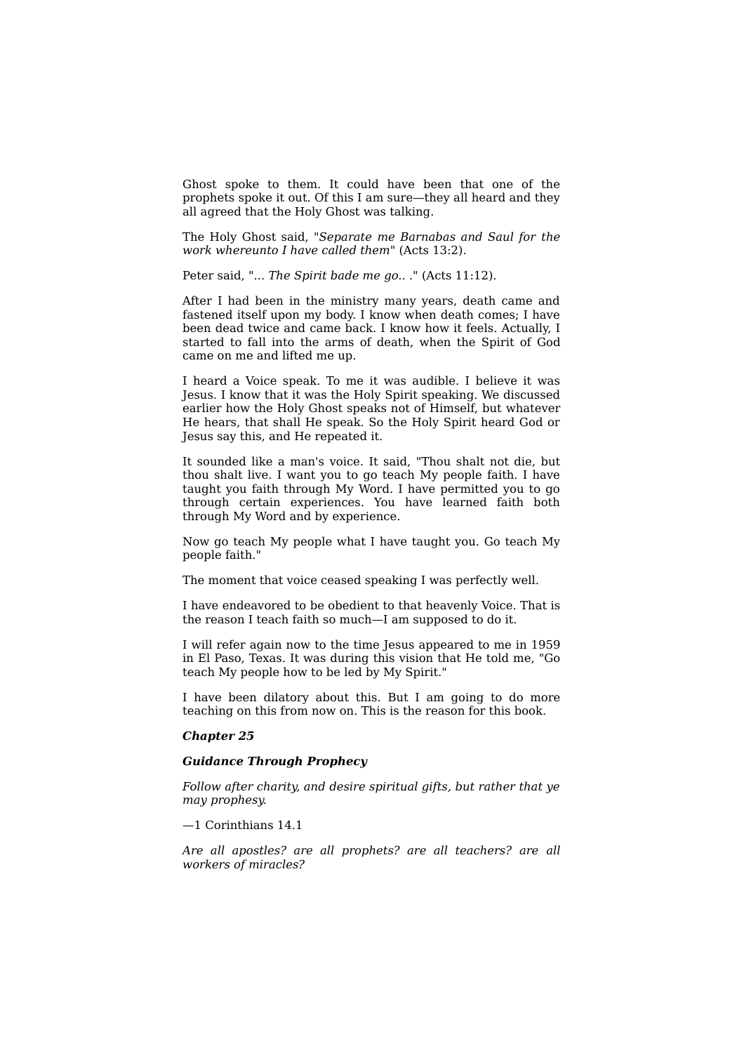Ghost spoke to them. It could have been that one of the prophets spoke it out. Of this I am sure—they all heard and they all agreed that the Holy Ghost was talking.

The Holy Ghost said, "*Separate me Barnabas and Saul for the work whereunto I have called them*" (Acts 13:2).

Peter said, "... *The Spirit bade me go..* ." (Acts 11:12).

After I had been in the ministry many years, death came and fastened itself upon my body. I know when death comes; I have been dead twice and came back. I know how it feels. Actually, I started to fall into the arms of death, when the Spirit of God came on me and lifted me up.

I heard a Voice speak. To me it was audible. I believe it was Jesus. I know that it was the Holy Spirit speaking. We discussed earlier how the Holy Ghost speaks not of Himself, but whatever He hears, that shall He speak. So the Holy Spirit heard God or Jesus say this, and He repeated it.

It sounded like a man's voice. It said, "Thou shalt not die, but thou shalt live. I want you to go teach My people faith. I have taught you faith through My Word. I have permitted you to go through certain experiences. You have learned faith both through My Word and by experience.

Now go teach My people what I have taught you. Go teach My people faith."

The moment that voice ceased speaking I was perfectly well.

I have endeavored to be obedient to that heavenly Voice. That is the reason I teach faith so much—I am supposed to do it.

I will refer again now to the time Jesus appeared to me in 1959 in El Paso, Texas. It was during this vision that He told me, "Go teach My people how to be led by My Spirit."

I have been dilatory about this. But I am going to do more teaching on this from now on. This is the reason for this book.

## *Chapter 25*

## *Guidance Through Prophecy*

*Follow after charity, and desire spiritual gifts, but rather that ye may prophesy.*

—1 Corinthians 14.1

*Are all apostles? are all prophets? are all teachers? are all workers of miracles?*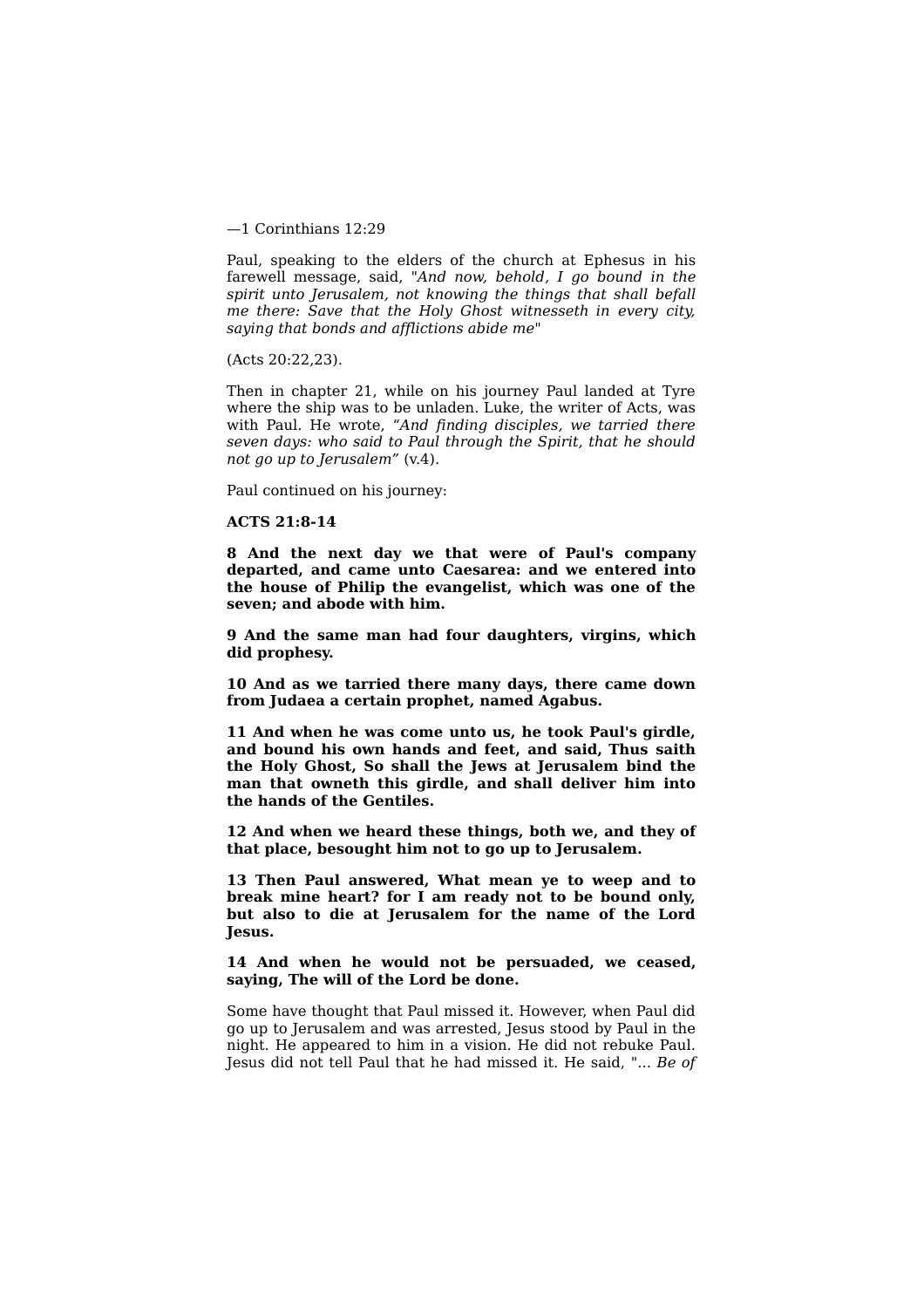—1 Corinthians 12:29

Paul, speaking to the elders of the church at Ephesus in his farewell message, said, "*And now, behold, I go bound in the spirit unto Jerusalem, not knowing the things that shall befall me there: Save that the Holy Ghost witnesseth in every city, saying that bonds and afflictions abide me*"

(Acts 20:22,23).

Then in chapter 21, while on his journey Paul landed at Tyre where the ship was to be unladen. Luke, the writer of Acts, was with Paul. He wrote, *"And finding disciples, we tarried there seven days: who said to Paul through the Spirit, that he should not go up to Jerusalem"* (v.4).

Paul continued on his journey:

**ACTS 21:8-14**

**8 And the next day we that were of Paul's company departed, and came unto Caesarea: and we entered into the house of Philip the evangelist, which was one of the seven; and abode with him.**

**9 And the same man had four daughters, virgins, which did prophesy.**

**10 And as we tarried there many days, there came down from Judaea a certain prophet, named Agabus.**

**11 And when he was come unto us, he took Paul's girdle, and bound his own hands and feet, and said, Thus saith the Holy Ghost, So shall the Jews at Jerusalem bind the man that owneth this girdle, and shall deliver him into the hands of the Gentiles.**

**12 And when we heard these things, both we, and they of that place, besought him not to go up to Jerusalem.**

**13 Then Paul answered, What mean ye to weep and to break mine heart? for I am ready not to be bound only, but also to die at Jerusalem for the name of the Lord Jesus.**

**14 And when he would not be persuaded, we ceased, saying, The will of the Lord be done.**

Some have thought that Paul missed it. However, when Paul did go up to Jerusalem and was arrested, Jesus stood by Paul in the night. He appeared to him in a vision. He did not rebuke Paul. Jesus did not tell Paul that he had missed it. He said, "... *Be of*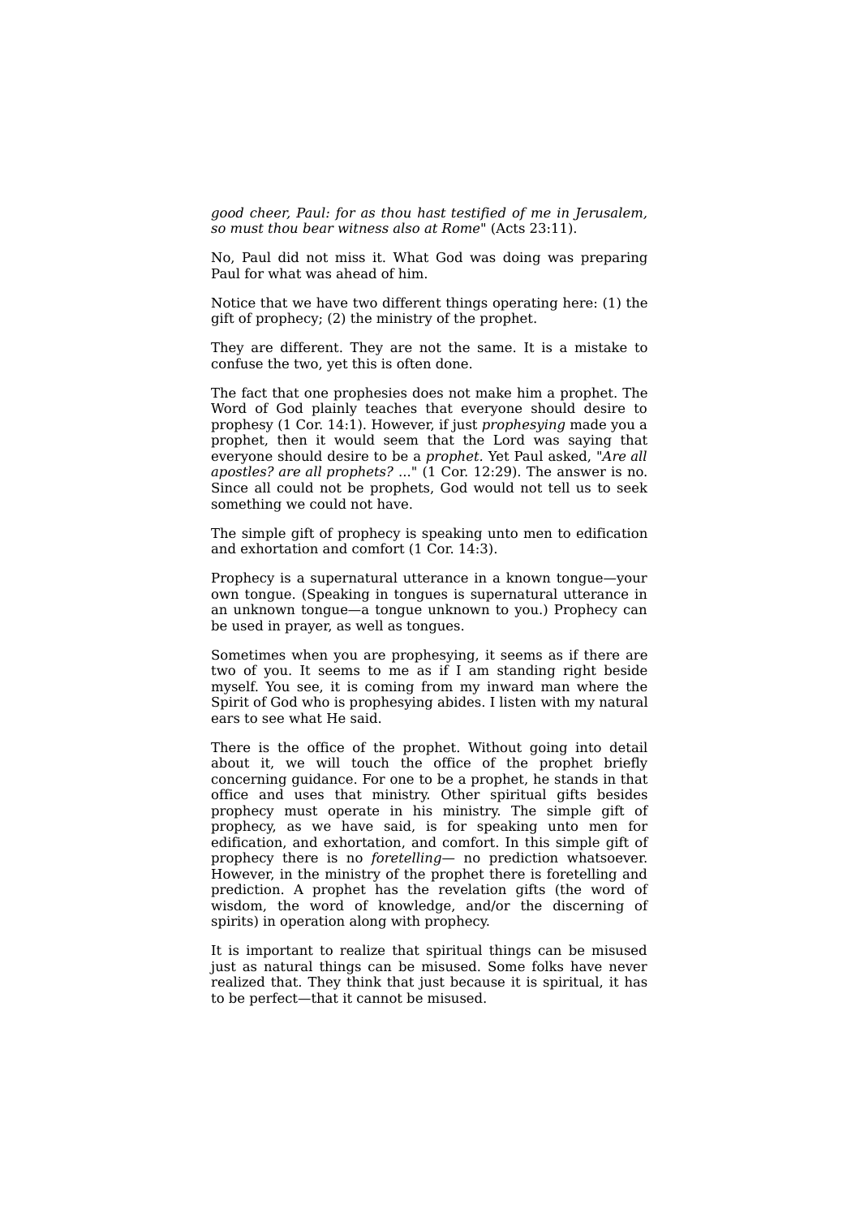*good cheer, Paul: for as thou hast testified of me in Jerusalem, so must thou bear witness also at Rome*" (Acts 23:11).

No, Paul did not miss it. What God was doing was preparing Paul for what was ahead of him.

Notice that we have two different things operating here: (1) the gift of prophecy; (2) the ministry of the prophet.

They are different. They are not the same. It is a mistake to confuse the two, yet this is often done.

The fact that one prophesies does not make him a prophet. The Word of God plainly teaches that everyone should desire to prophesy (1 Cor. 14:1). However, if just *prophesying* made you a prophet, then it would seem that the Lord was saying that everyone should desire to be a *prophet.* Yet Paul asked, "*Are all apostles? are all prophets? ...*" (1 Cor. 12:29). The answer is no. Since all could not be prophets, God would not tell us to seek something we could not have.

The simple gift of prophecy is speaking unto men to edification and exhortation and comfort (1 Cor. 14:3).

Prophecy is a supernatural utterance in a known tongue—your own tongue. (Speaking in tongues is supernatural utterance in an unknown tongue—a tongue unknown to you.) Prophecy can be used in prayer, as well as tongues.

Sometimes when you are prophesying, it seems as if there are two of you. It seems to me as if I am standing right beside myself. You see, it is coming from my inward man where the Spirit of God who is prophesying abides. I listen with my natural ears to see what He said.

There is the office of the prophet. Without going into detail about it, we will touch the office of the prophet briefly concerning guidance. For one to be a prophet, he stands in that office and uses that ministry. Other spiritual gifts besides prophecy must operate in his ministry. The simple gift of prophecy, as we have said, is for speaking unto men for edification, and exhortation, and comfort. In this simple gift of prophecy there is no *foretelling*— no prediction whatsoever. However, in the ministry of the prophet there is foretelling and prediction. A prophet has the revelation gifts (the word of wisdom, the word of knowledge, and/or the discerning of spirits) in operation along with prophecy.

It is important to realize that spiritual things can be misused just as natural things can be misused. Some folks have never realized that. They think that just because it is spiritual, it has to be perfect—that it cannot be misused.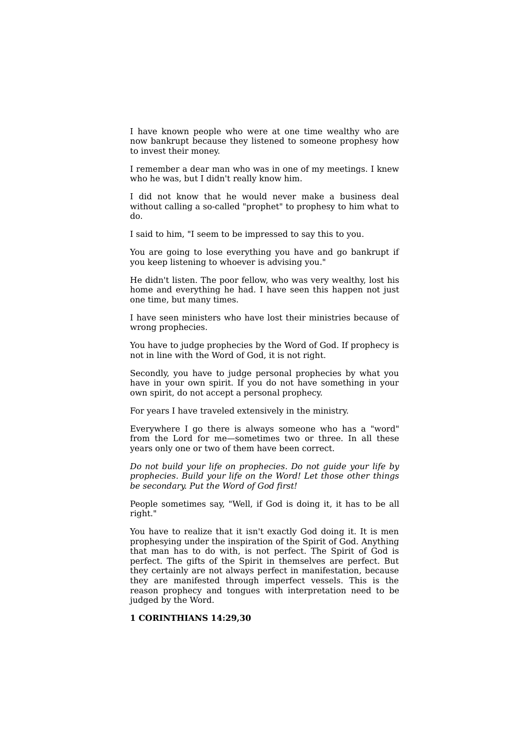I have known people who were at one time wealthy who are now bankrupt because they listened to someone prophesy how to invest their money.

I remember a dear man who was in one of my meetings. I knew who he was, but I didn't really know him.

I did not know that he would never make a business deal without calling a so-called "prophet" to prophesy to him what to do.

I said to him, "I seem to be impressed to say this to you.

You are going to lose everything you have and go bankrupt if you keep listening to whoever is advising you."

He didn't listen. The poor fellow, who was very wealthy, lost his home and everything he had. I have seen this happen not just one time, but many times.

I have seen ministers who have lost their ministries because of wrong prophecies.

You have to judge prophecies by the Word of God. If prophecy is not in line with the Word of God, it is not right.

Secondly, you have to judge personal prophecies by what you have in your own spirit. If you do not have something in your own spirit, do not accept a personal prophecy.

For years I have traveled extensively in the ministry.

Everywhere I go there is always someone who has a "word" from the Lord for me—sometimes two or three. In all these years only one or two of them have been correct.

*Do not build your life on prophecies. Do not guide your life by prophecies. Build your life on the Word! Let those other things be secondary. Put the Word of God first!*

People sometimes say, "Well, if God is doing it, it has to be all right."

You have to realize that it isn't exactly God doing it. It is men prophesying under the inspiration of the Spirit of God. Anything that man has to do with, is not perfect. The Spirit of God is perfect. The gifts of the Spirit in themselves are perfect. But they certainly are not always perfect in manifestation, because they are manifested through imperfect vessels. This is the reason prophecy and tongues with interpretation need to be judged by the Word.

**1 CORINTHIANS 14:29,30**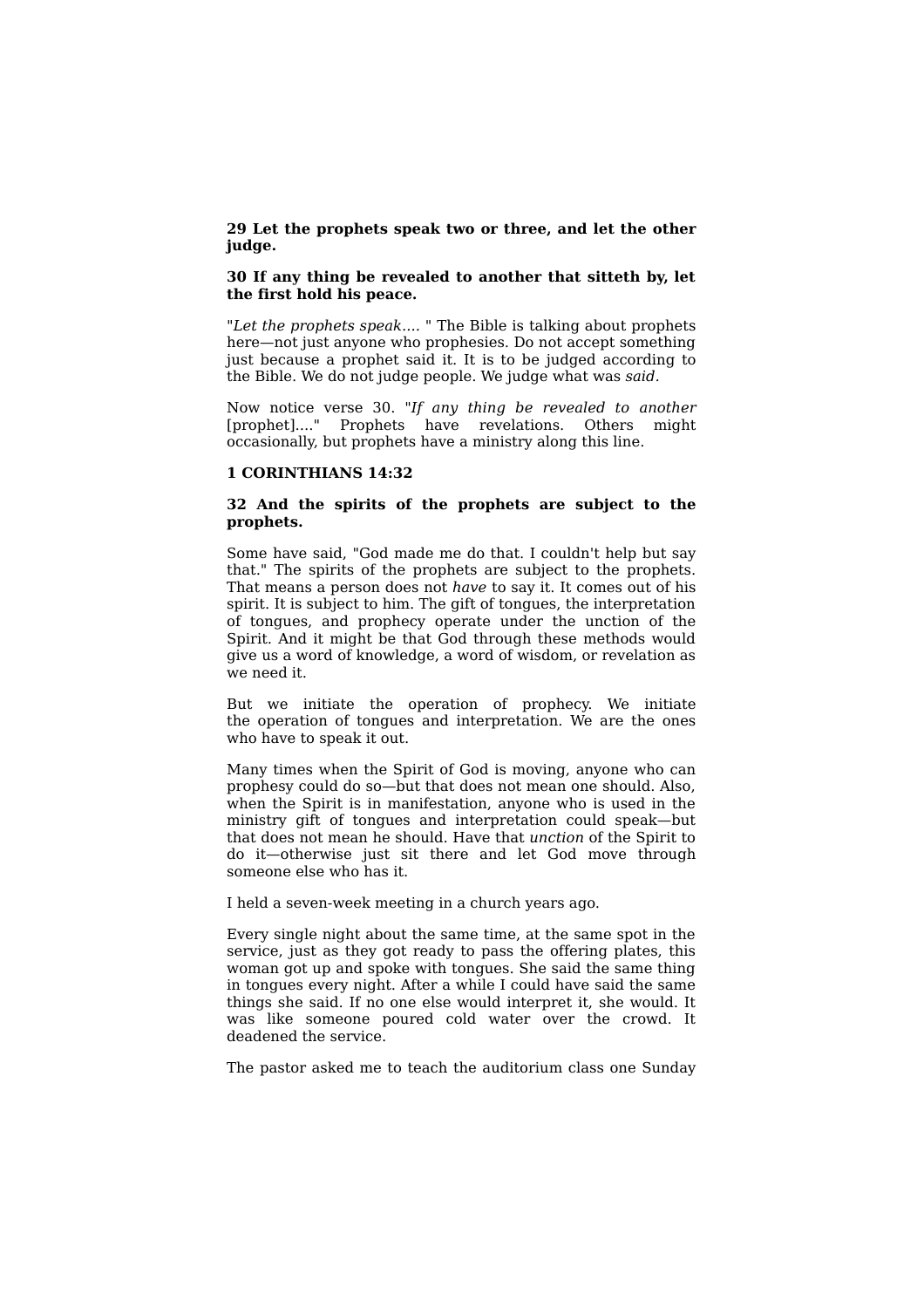**29 Let the prophets speak two or three, and let the other judge.**

**30 If any thing be revealed to another that sitteth by, let the first hold his peace.**

"*Let the prophets speak*.... " The Bible is talking about prophets here—not just anyone who prophesies. Do not accept something just because a prophet said it. It is to be judged according to the Bible. We do not judge people. We judge what was *said*.

Now notice verse 30. "*If any thing be revealed to another* [prophet]...." Prophets have revelations. Others might occasionally, but prophets have a ministry along this line.

**1 CORINTHIANS 14:32**

**32 And the spirits of the prophets are subject to the prophets.**

Some have said, "God made me do that. I couldn't help but say that." The spirits of the prophets are subject to the prophets. That means a person does not *have* to say it. It comes out of his spirit. It is subject to him. The gift of tongues, the interpretation of tongues, and prophecy operate under the unction of the Spirit. And it might be that God through these methods would give us a word of knowledge, a word of wisdom, or revelation as we need it.

But we initiate the operation of prophecy. We initiate the operation of tongues and interpretation. We are the ones who have to speak it out.

Many times when the Spirit of God is moving, anyone who can prophesy could do so—but that does not mean one should. Also, when the Spirit is in manifestation, anyone who is used in the ministry gift of tongues and interpretation could speak—but that does not mean he should. Have that *unction* of the Spirit to do it—otherwise just sit there and let God move through someone else who has it.

I held a seven-week meeting in a church years ago.

Every single night about the same time, at the same spot in the service, just as they got ready to pass the offering plates, this woman got up and spoke with tongues. She said the same thing in tongues every night. After a while I could have said the same things she said. If no one else would interpret it, she would. It was like someone poured cold water over the crowd. It deadened the service.

The pastor asked me to teach the auditorium class one Sunday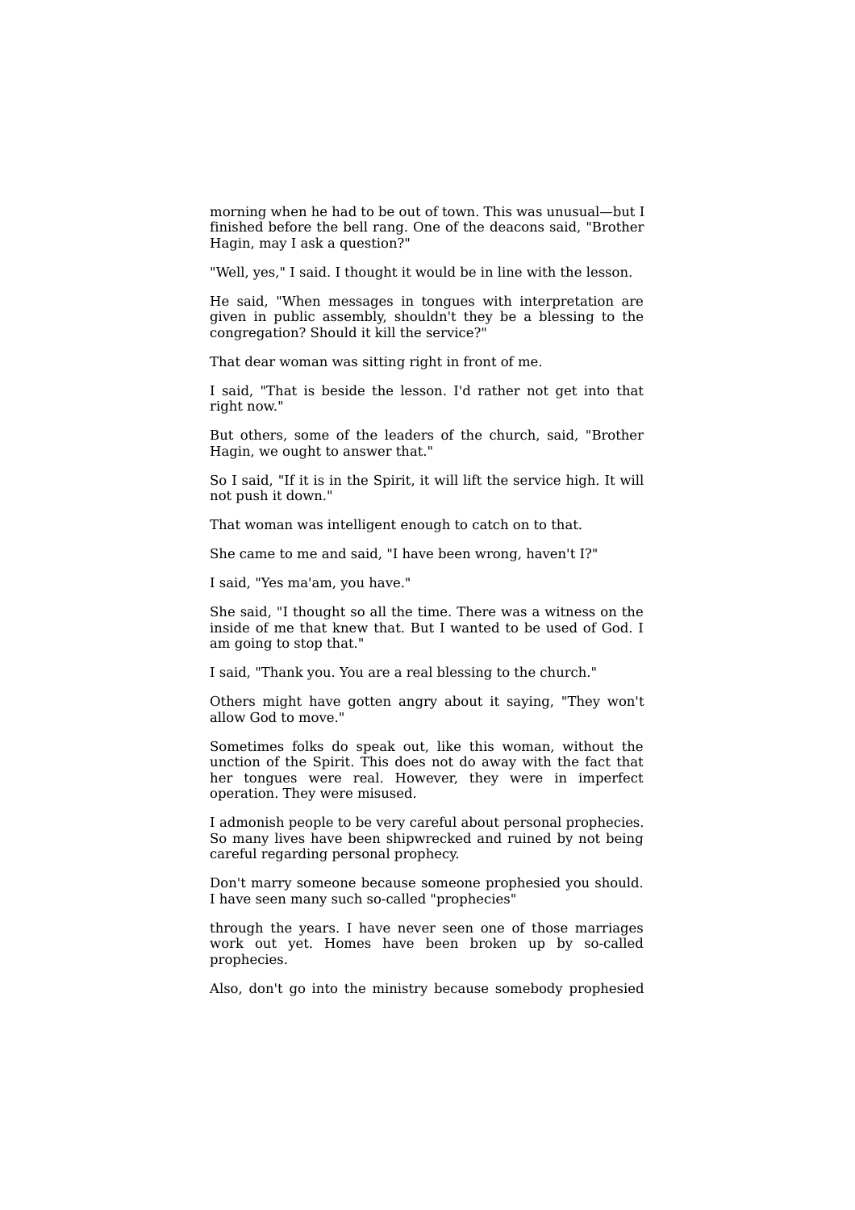morning when he had to be out of town. This was unusual—but I finished before the bell rang. One of the deacons said, "Brother Hagin, may I ask a question?"

"Well, yes," I said. I thought it would be in line with the lesson.

He said, "When messages in tongues with interpretation are given in public assembly, shouldn't they be a blessing to the congregation? Should it kill the service?"

That dear woman was sitting right in front of me.

I said, "That is beside the lesson. I'd rather not get into that right now."

But others, some of the leaders of the church, said, "Brother Hagin, we ought to answer that."

So I said, "If it is in the Spirit, it will lift the service high. It will not push it down."

That woman was intelligent enough to catch on to that.

She came to me and said, "I have been wrong, haven't I?"

I said, "Yes ma'am, you have."

She said, "I thought so all the time. There was a witness on the inside of me that knew that. But I wanted to be used of God. I am going to stop that."

I said, "Thank you. You are a real blessing to the church."

Others might have gotten angry about it saying, "They won't allow God to move."

Sometimes folks do speak out, like this woman, without the unction of the Spirit. This does not do away with the fact that her tongues were real. However, they were in imperfect operation. They were misused.

I admonish people to be very careful about personal prophecies. So many lives have been shipwrecked and ruined by not being careful regarding personal prophecy.

Don't marry someone because someone prophesied you should. I have seen many such so-called "prophecies" through the years. I have never seen one of those marriages work out yet. Homes have been broken up by so-called prophecies.

Also, don't go into the ministry because somebody prophesied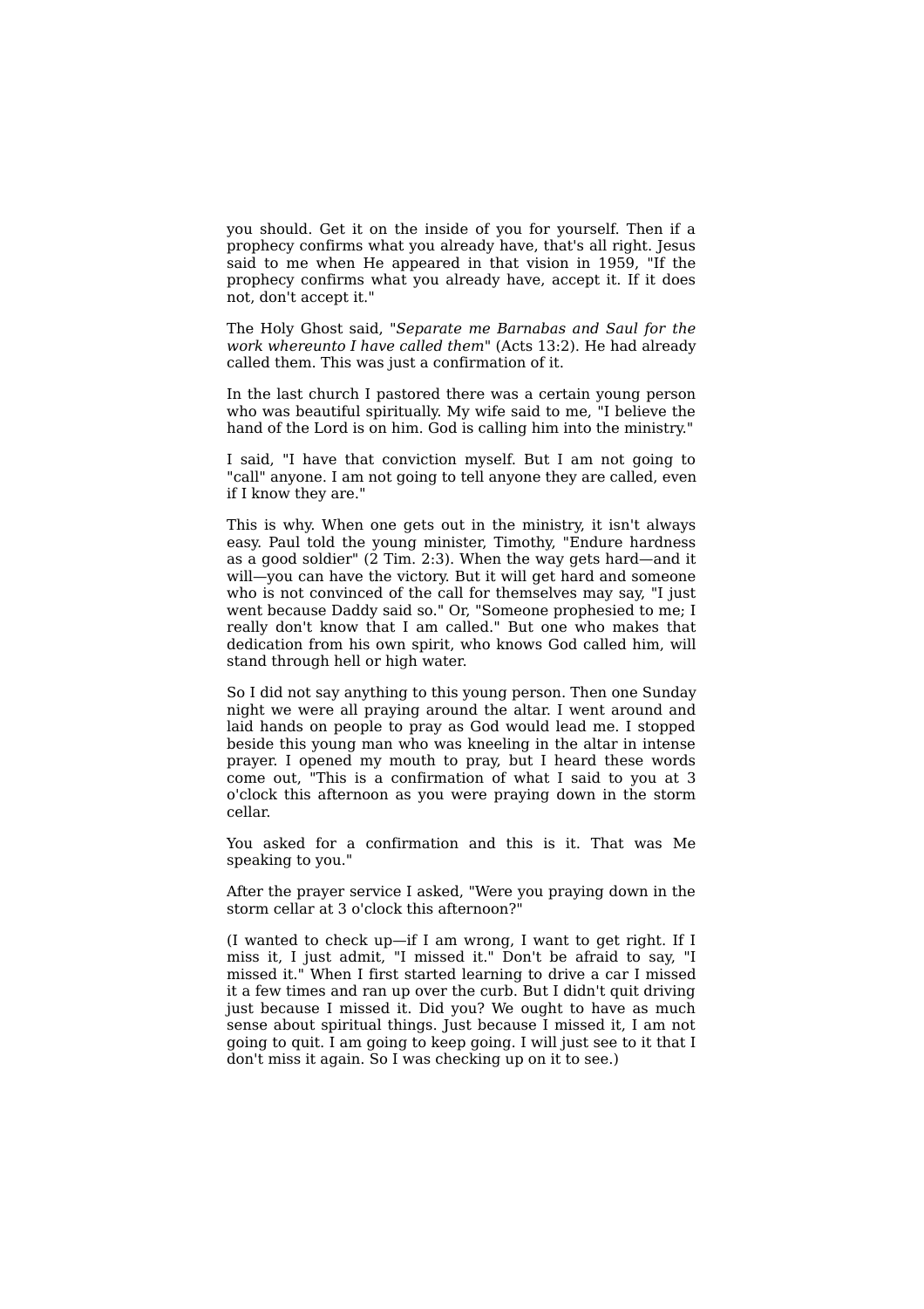you should. Get it on the inside of you for yourself. Then if a prophecy confirms what you already have, that's all right. Jesus said to me when He appeared in that vision in 1959, "If the prophecy confirms what you already have, accept it. If it does not, don't accept it."

The Holy Ghost said, "*Separate me Barnabas and Saul for the work whereunto I have called them*" (Acts 13:2). He had already called them. This was just a confirmation of it.

In the last church I pastored there was a certain young person who was beautiful spiritually. My wife said to me, "I believe the hand of the Lord is on him. God is calling him into the ministry."

I said, "I have that conviction myself. But I am not going to "call" anyone. I am not going to tell anyone they are called, even if I know they are."

This is why. When one gets out in the ministry, it isn't always easy. Paul told the young minister, Timothy, "Endure hardness as a good soldier" (2 Tim. 2:3). When the way gets hard—and it will—you can have the victory. But it will get hard and someone who is not convinced of the call for themselves may say, "I just went because Daddy said so." Or, "Someone prophesied to me; I really don't know that I am called." But one who makes that dedication from his own spirit, who knows God called him, will stand through hell or high water.

So I did not say anything to this young person. Then one Sunday night we were all praying around the altar. I went around and laid hands on people to pray as God would lead me. I stopped beside this young man who was kneeling in the altar in intense prayer. I opened my mouth to pray, but I heard these words come out, "This is a confirmation of what I said to you at 3 o'clock this afternoon as you were praying down in the storm cellar.

You asked for a confirmation and this is it. That was Me speaking to you."

After the prayer service I asked, "Were you praying down in the storm cellar at 3 o'clock this afternoon?"

(I wanted to check up—if I am wrong, I want to get right. If I miss it, I just admit, "I missed it." Don't be afraid to say, "I missed it." When I first started learning to drive a car I missed it a few times and ran up over the curb. But I didn't quit driving just because I missed it. Did you? We ought to have as much sense about spiritual things. Just because I missed it, I am not going to quit. I am going to keep going. I will just see to it that I don't miss it again. So I was checking up on it to see.)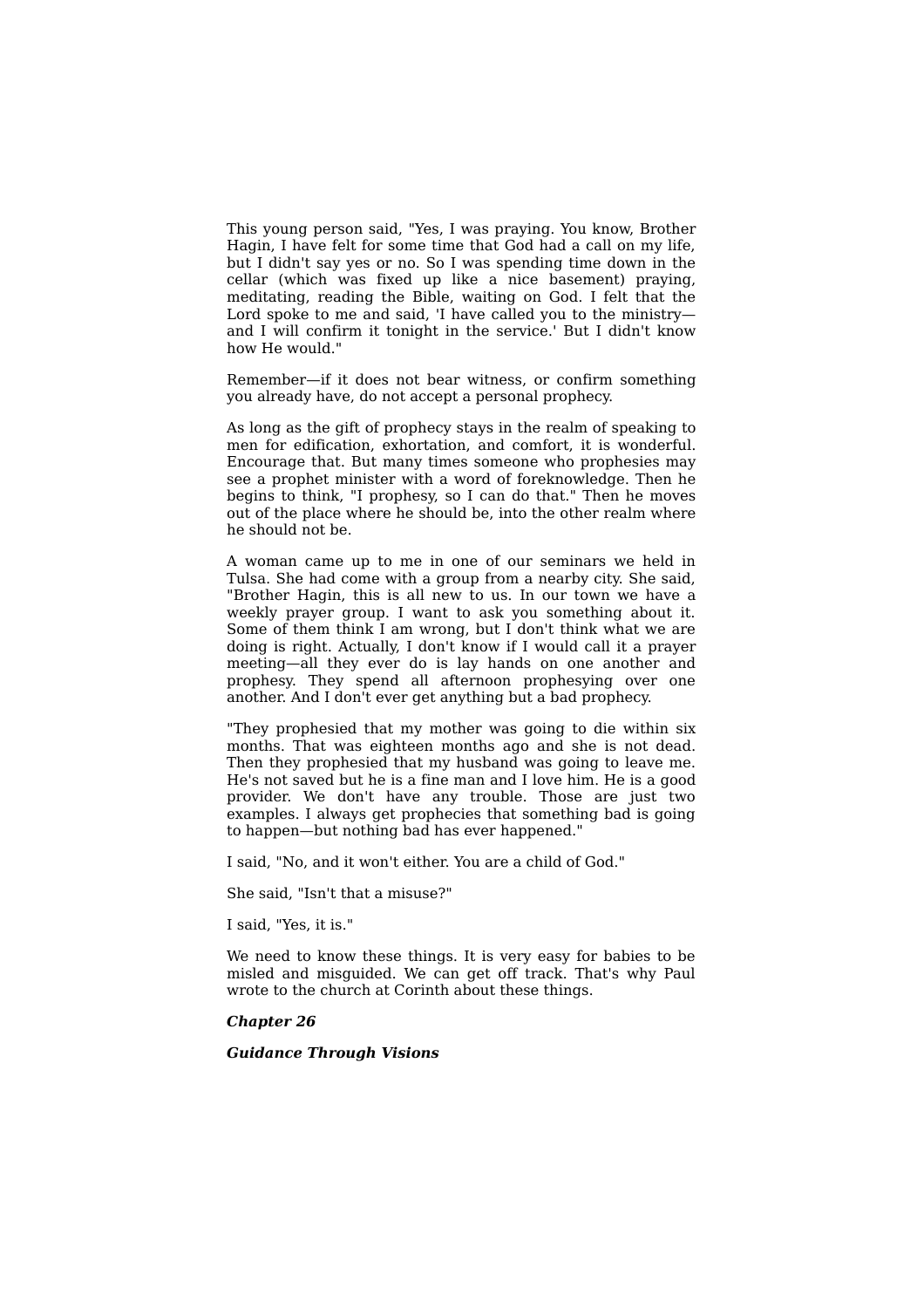This young person said, "Yes, I was praying. You know, Brother Hagin, I have felt for some time that God had a call on my life, but I didn't say yes or no. So I was spending time down in the cellar (which was fixed up like a nice basement) praying, meditating, reading the Bible, waiting on God. I felt that the Lord spoke to me and said, 'I have called you to the ministry—and I will confirm it tonight in the service.' But I didn't know how He would."

Remember—if it does not bear witness, or confirm something you already have, do not accept a personal prophecy.

As long as the gift of prophecy stays in the realm of speaking to men for edification, exhortation, and comfort, it is wonderful. Encourage that. But many times someone who prophesies may see a prophet minister with a word of foreknowledge. Then he begins to think, "I prophesy, so I can do that." Then he moves out of the place where he should be, into the other realm where he should not be.

A woman came up to me in one of our seminars we held in Tulsa. She had come with a group from a nearby city. She said, "Brother Hagin, this is all new to us. In our town we have a weekly prayer group. I want to ask you something about it. Some of them think I am wrong, but I don't think what we are doing is right. Actually, I don't know if I would call it a prayer meeting—all they ever do is lay hands on one another and prophesy. They spend all afternoon prophesying over one another. And I don't ever get anything but a bad prophecy.

"They prophesied that my mother was going to die within six months. That was eighteen months ago and she is not dead. Then they prophesied that my husband was going to leave me. He's not saved but he is a fine man and I love him. He is a good provider. We don't have any trouble. Those are just two examples. I always get prophecies that something bad is going to happen—but nothing bad has ever happened."

I said, "No, and it won't either. You are a child of God."

She said, "Isn't that a misuse?"

I said, "Yes, it is."

We need to know these things. It is very easy for babies to be misled and misguided. We can get off track. That's why Paul wrote to the church at Corinth about these things.

## *Chapter 26*

## *Guidance Through Visions*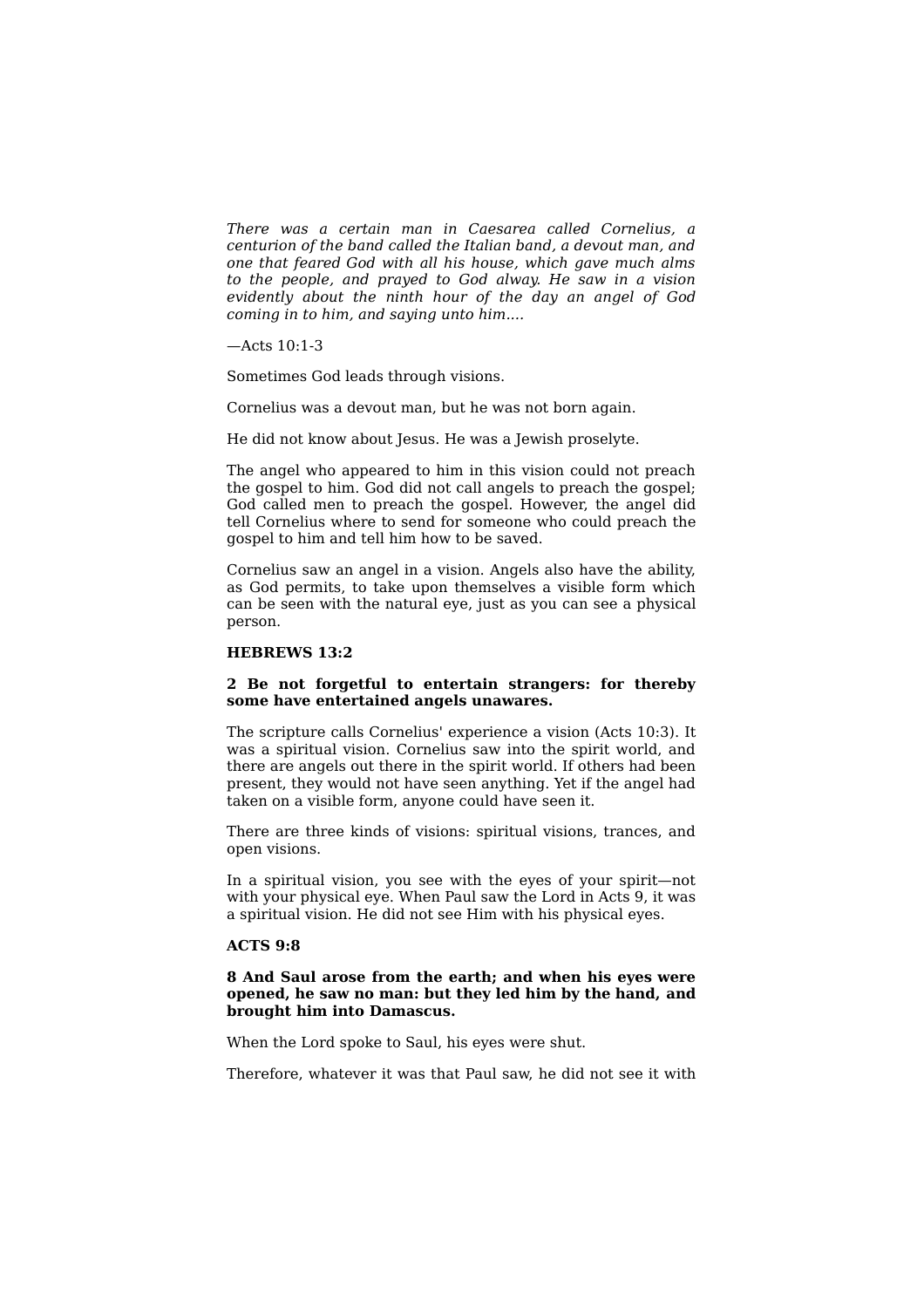*There was a certain man in Caesarea called Cornelius, a centurion of the band called the Italian band, a devout man, and one that feared God with all his house, which gave much alms to the people, and prayed to God alway. He saw in a vision evidently about the ninth hour of the day an angel of God coming in to him, and saying unto him....*

—Acts 10:1-3

Sometimes God leads through visions.

Cornelius was a devout man, but he was not born again.

He did not know about Jesus. He was a Jewish proselyte.

The angel who appeared to him in this vision could not preach the gospel to him. God did not call angels to preach the gospel; God called men to preach the gospel. However, the angel did tell Cornelius where to send for someone who could preach the gospel to him and tell him how to be saved.

Cornelius saw an angel in a vision. Angels also have the ability, as God permits, to take upon themselves a visible form which can be seen with the natural eye, just as you can see a physical person.

**HEBREWS 13:2**

**2 Be not forgetful to entertain strangers: for thereby some have entertained angels unawares.**

The scripture calls Cornelius' experience a vision (Acts 10:3). It was a spiritual vision. Cornelius saw into the spirit world, and there are angels out there in the spirit world. If others had been present, they would not have seen anything. Yet if the angel had taken on a visible form, anyone could have seen it.

There are three kinds of visions: spiritual visions, trances, and open visions.

In a spiritual vision, you see with the eyes of your spirit—not with your physical eye. When Paul saw the Lord in Acts 9, it was a spiritual vision. He did not see Him with his physical eyes.

**ACTS 9:8**

**8 And Saul arose from the earth; and when his eyes were opened, he saw no man: but they led him by the hand, and brought him into Damascus.**

When the Lord spoke to Saul, his eyes were shut.

Therefore, whatever it was that Paul saw, he did not see it with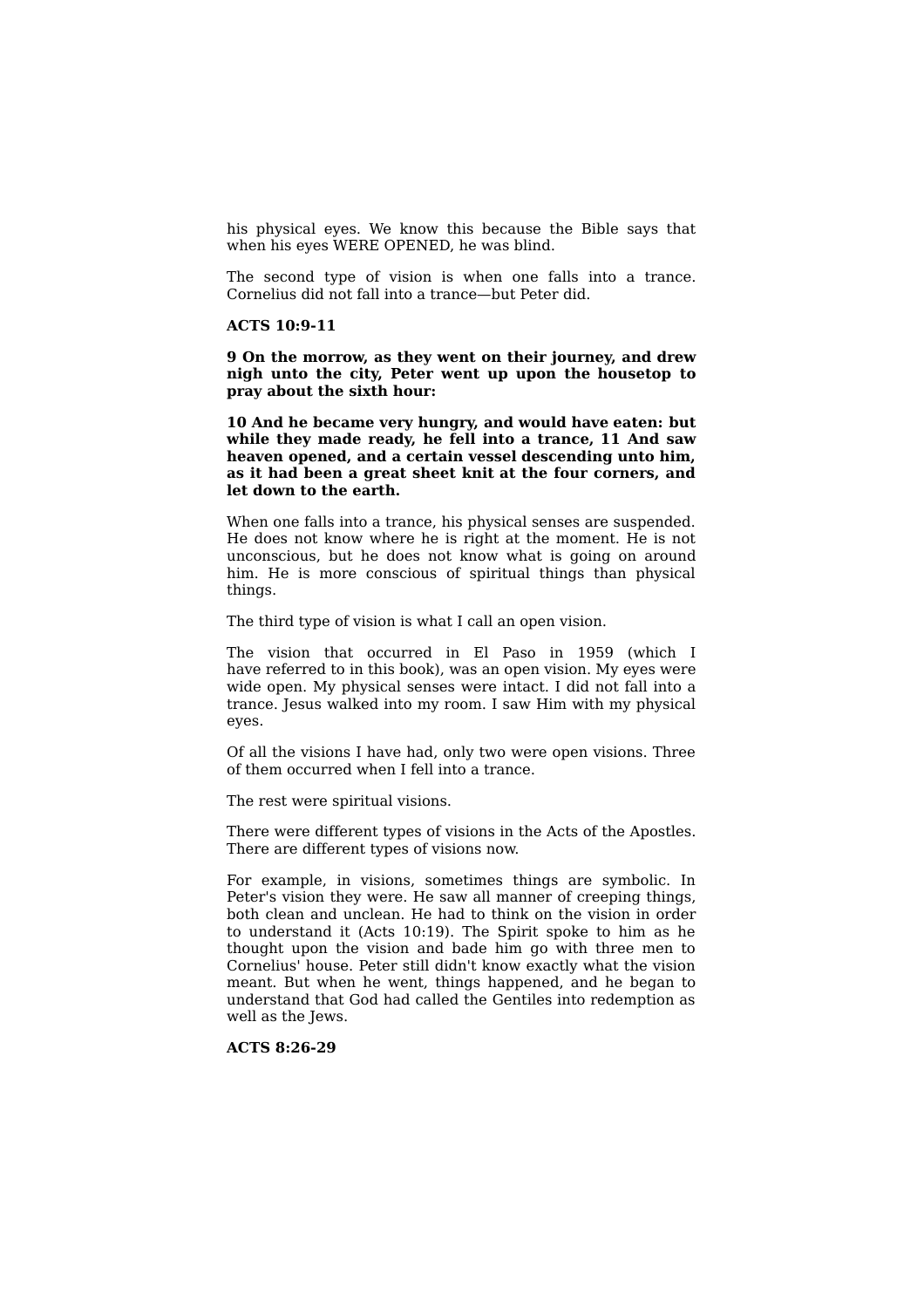his physical eyes. We know this because the Bible says that when his eyes WERE OPENED, he was blind.

The second type of vision is when one falls into a trance. Cornelius did not fall into a trance—but Peter did.

**ACTS 10:9-11**

**9 On the morrow, as they went on their journey, and drew nigh unto the city, Peter went up upon the housetop to pray about the sixth hour:**

**10 And he became very hungry, and would have eaten: but while they made ready, he fell into a trance, 11 And saw heaven opened, and a certain vessel descending unto him, as it had been a great sheet knit at the four corners, and let down to the earth.**

When one falls into a trance, his physical senses are suspended. He does not know where he is right at the moment. He is not unconscious, but he does not know what is going on around him. He is more conscious of spiritual things than physical things.

The third type of vision is what I call an open vision.

The vision that occurred in El Paso in 1959 (which I have referred to in this book), was an open vision. My eyes were wide open. My physical senses were intact. I did not fall into a trance. Jesus walked into my room. I saw Him with my physical eyes.

Of all the visions I have had, only two were open visions. Three of them occurred when I fell into a trance.

The rest were spiritual visions.

There were different types of visions in the Acts of the Apostles. There are different types of visions now.

For example, in visions, sometimes things are symbolic. In Peter's vision they were. He saw all manner of creeping things, both clean and unclean. He had to think on the vision in order to understand it (Acts 10:19). The Spirit spoke to him as he thought upon the vision and bade him go with three men to Cornelius' house. Peter still didn't know exactly what the vision meant. But when he went, things happened, and he began to understand that God had called the Gentiles into redemption as well as the Jews.

**ACTS 8:26-29**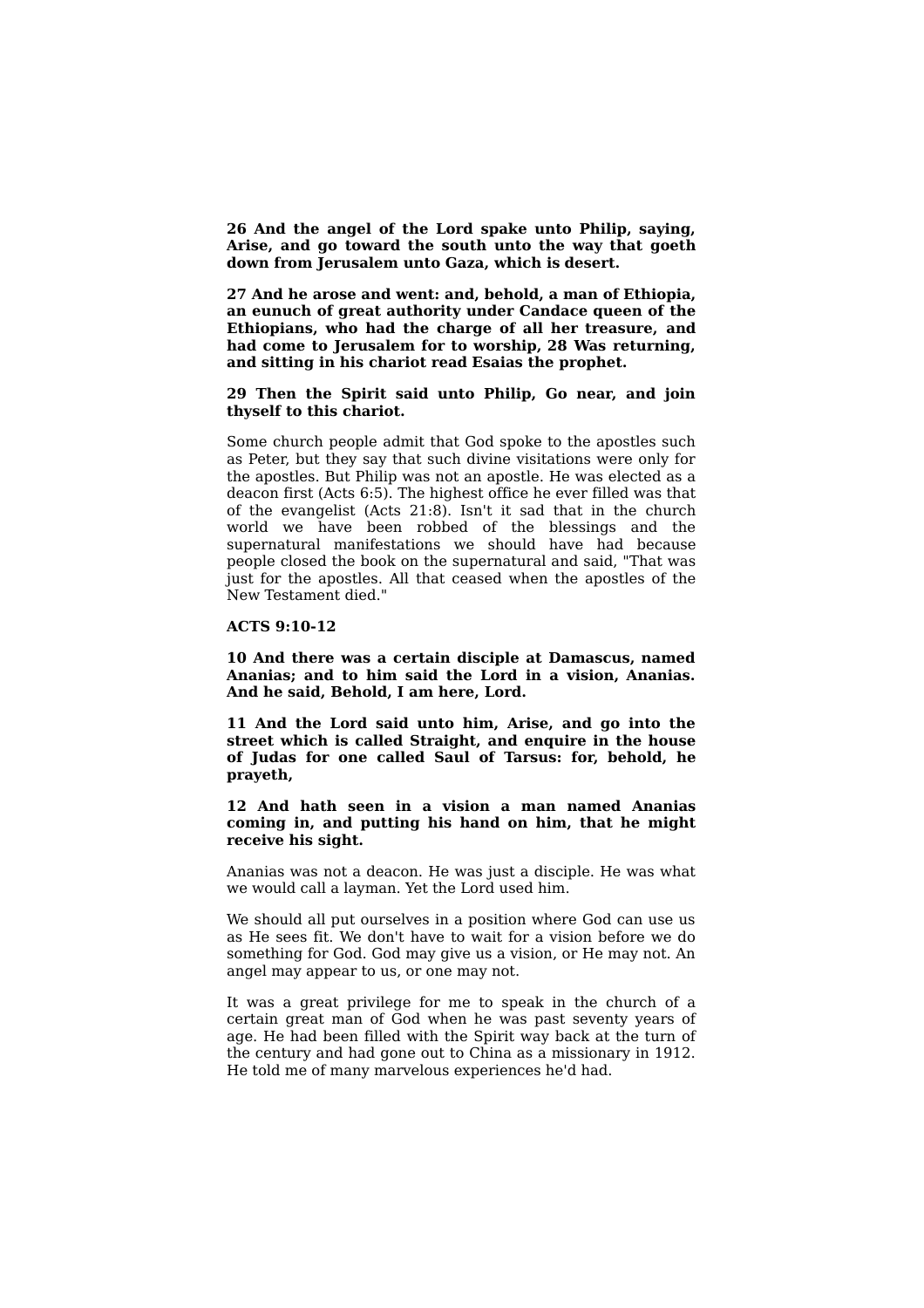**26 And the angel of the Lord spake unto Philip, saying, Arise, and go toward the south unto the way that goeth down from Jerusalem unto Gaza, which is desert.**

**27 And he arose and went: and, behold, a man of Ethiopia, an eunuch of great authority under Candace queen of the Ethiopians, who had the charge of all her treasure, and had come to Jerusalem for to worship, 28 Was returning, and sitting in his chariot read Esaias the prophet.**

**29 Then the Spirit said unto Philip, Go near, and join thyself to this chariot.**

Some church people admit that God spoke to the apostles such as Peter, but they say that such divine visitations were only for the apostles. But Philip was not an apostle. He was elected as a deacon first (Acts 6:5). The highest office he ever filled was that of the evangelist (Acts 21:8). Isn't it sad that in the church world we have been robbed of the blessings and the supernatural manifestations we should have had because people closed the book on the supernatural and said, "That was just for the apostles. All that ceased when the apostles of the New Testament died."

**ACTS 9:10-12**

**10 And there was a certain disciple at Damascus, named Ananias; and to him said the Lord in a vision, Ananias. And he said, Behold, I am here, Lord.**

**11 And the Lord said unto him, Arise, and go into the street which is called Straight, and enquire in the house of Judas for one called Saul of Tarsus: for, behold, he prayeth,**

**12 And hath seen in a vision a man named Ananias coming in, and putting his hand on him, that he might receive his sight.**

Ananias was not a deacon. He was just a disciple. He was what we would call a layman. Yet the Lord used him.

We should all put ourselves in a position where God can use us as He sees fit. We don't have to wait for a vision before we do something for God. God may give us a vision, or He may not. An angel may appear to us, or one may not.

It was a great privilege for me to speak in the church of a certain great man of God when he was past seventy years of age. He had been filled with the Spirit way back at the turn of the century and had gone out to China as a missionary in 1912. He told me of many marvelous experiences he'd had.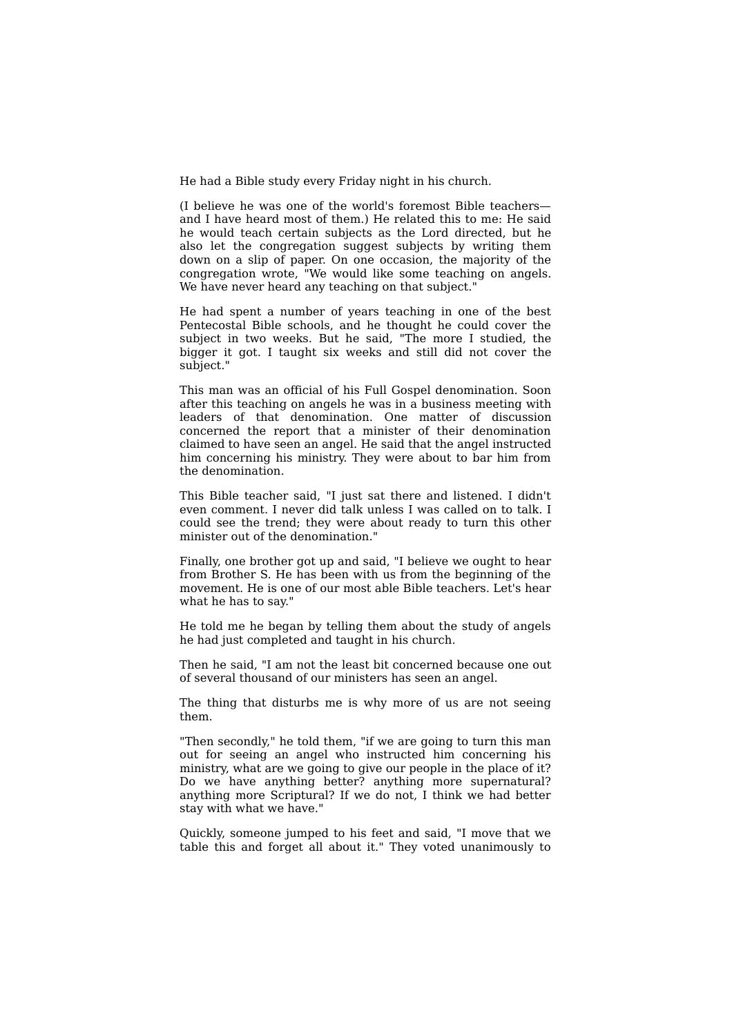He had a Bible study every Friday night in his church.

(I believe he was one of the world's foremost Bible teachers—and I have heard most of them.) He related this to me: He said he would teach certain subjects as the Lord directed, but he also let the congregation suggest subjects by writing them down on a slip of paper. On one occasion, the majority of the congregation wrote, "We would like some teaching on angels. We have never heard any teaching on that subject."

He had spent a number of years teaching in one of the best Pentecostal Bible schools, and he thought he could cover the subject in two weeks. But he said, "The more I studied, the bigger it got. I taught six weeks and still did not cover the subject."

This man was an official of his Full Gospel denomination. Soon after this teaching on angels he was in a business meeting with leaders of that denomination. One matter of discussion concerned the report that a minister of their denomination claimed to have seen an angel. He said that the angel instructed him concerning his ministry. They were about to bar him from the denomination.

This Bible teacher said, "I just sat there and listened. I didn't even comment. I never did talk unless I was called on to talk. I could see the trend; they were about ready to turn this other minister out of the denomination."

Finally, one brother got up and said, "I believe we ought to hear from Brother S. He has been with us from the beginning of the movement. He is one of our most able Bible teachers. Let's hear what he has to say."

He told me he began by telling them about the study of angels he had just completed and taught in his church.

Then he said, "I am not the least bit concerned because one out of several thousand of our ministers has seen an angel.

The thing that disturbs me is why more of us are not seeing them.

"Then secondly," he told them, "if we are going to turn this man out for seeing an angel who instructed him concerning his ministry, what are we going to give our people in the place of it? Do we have anything better? anything more supernatural? anything more Scriptural? If we do not, I think we had better stay with what we have."

Quickly, someone jumped to his feet and said, "I move that we table this and forget all about it." They voted unanimously to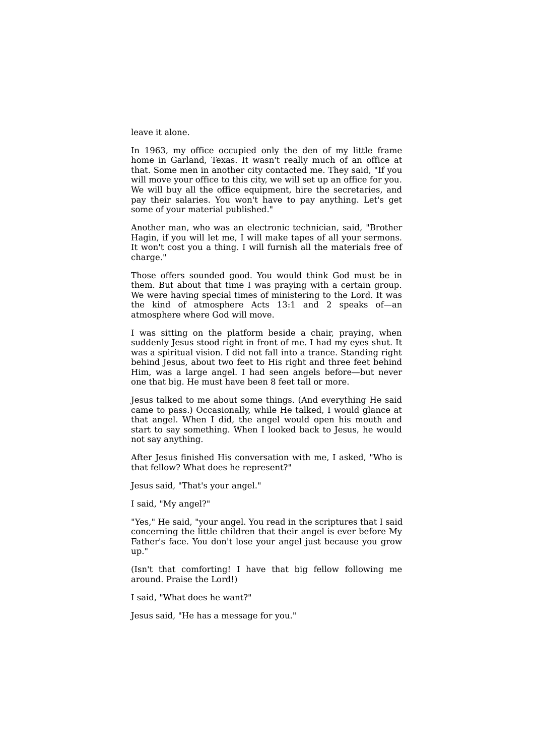leave it alone.

In 1963, my office occupied only the den of my little frame home in Garland, Texas. It wasn't really much of an office at that. Some men in another city contacted me. They said, "If you will move your office to this city, we will set up an office for you. We will buy all the office equipment, hire the secretaries, and pay their salaries. You won't have to pay anything. Let's get some of your material published."

Another man, who was an electronic technician, said, "Brother Hagin, if you will let me, I will make tapes of all your sermons. It won't cost you a thing. I will furnish all the materials free of charge."

Those offers sounded good. You would think God must be in them. But about that time I was praying with a certain group. We were having special times of ministering to the Lord. It was the kind of atmosphere Acts 13:1 and 2 speaks of—an atmosphere where God will move.

I was sitting on the platform beside a chair, praying, when suddenly Jesus stood right in front of me. I had my eyes shut. It was a spiritual vision. I did not fall into a trance. Standing right behind Jesus, about two feet to His right and three feet behind Him, was a large angel. I had seen angels before—but never one that big. He must have been 8 feet tall or more.

Jesus talked to me about some things. (And everything He said came to pass.) Occasionally, while He talked, I would glance at that angel. When I did, the angel would open his mouth and start to say something. When I looked back to Jesus, he would not say anything.

After Jesus finished His conversation with me, I asked, "Who is that fellow? What does he represent?"

Jesus said, "That's your angel."

I said, "My angel?"

"Yes," He said, "your angel. You read in the scriptures that I said concerning the little children that their angel is ever before My Father's face. You don't lose your angel just because you grow up."

(Isn't that comforting! I have that big fellow following me around. Praise the Lord!)

I said, "What does he want?"

Jesus said, "He has a message for you."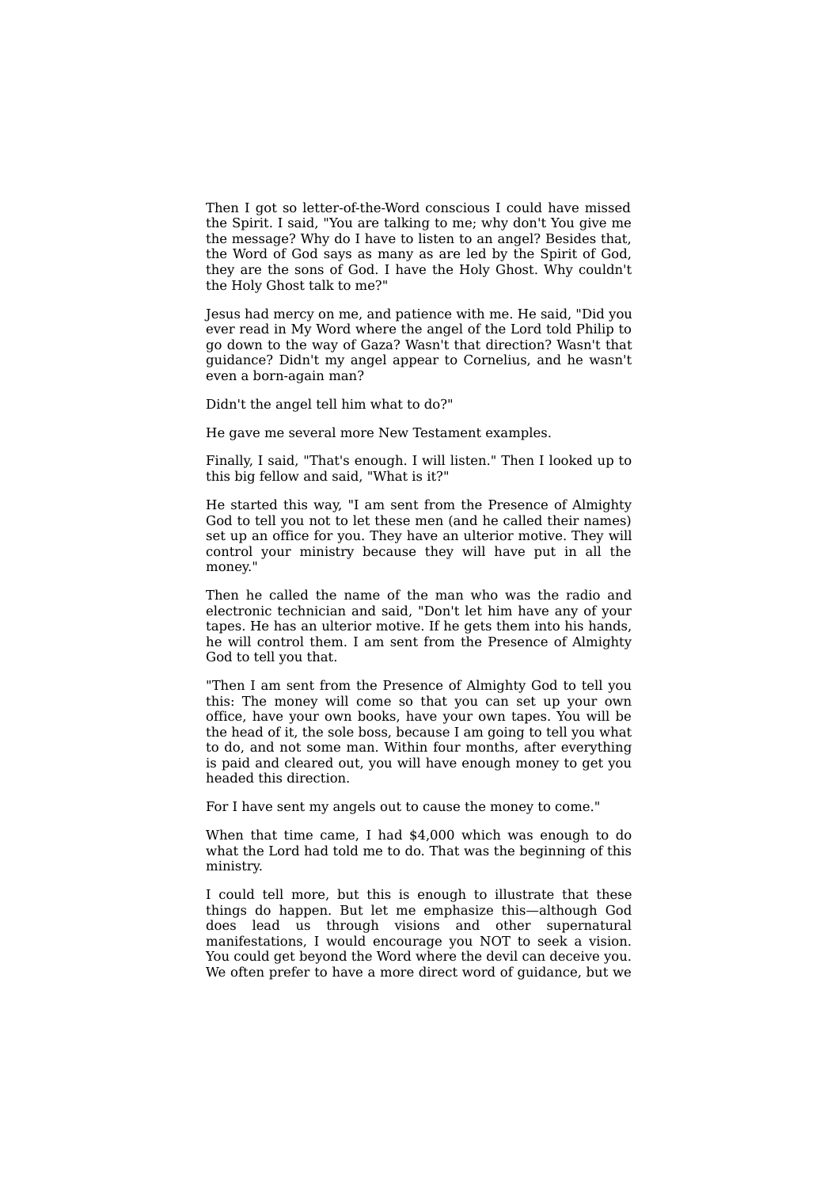Then I got so letter-of-the-Word conscious I could have missed the Spirit. I said, "You are talking to me; why don't You give me the message? Why do I have to listen to an angel? Besides that, the Word of God says as many as are led by the Spirit of God, they are the sons of God. I have the Holy Ghost. Why couldn't the Holy Ghost talk to me?"

Jesus had mercy on me, and patience with me. He said, "Did you ever read in My Word where the angel of the Lord told Philip to go down to the way of Gaza? Wasn't that direction? Wasn't that guidance? Didn't my angel appear to Cornelius, and he wasn't even a born-again man?

Didn't the angel tell him what to do?"

He gave me several more New Testament examples.

Finally, I said, "That's enough. I will listen." Then I looked up to this big fellow and said, "What is it?"

He started this way, "I am sent from the Presence of Almighty God to tell you not to let these men (and he called their names) set up an office for you. They have an ulterior motive. They will control your ministry because they will have put in all the money."

Then he called the name of the man who was the radio and electronic technician and said, "Don't let him have any of your tapes. He has an ulterior motive. If he gets them into his hands, he will control them. I am sent from the Presence of Almighty God to tell you that.

"Then I am sent from the Presence of Almighty God to tell you this: The money will come so that you can set up your own office, have your own books, have your own tapes. You will be the head of it, the sole boss, because I am going to tell you what to do, and not some man. Within four months, after everything is paid and cleared out, you will have enough money to get you headed this direction.

For I have sent my angels out to cause the money to come."

When that time came, I had $4,000 which was enough to do what the Lord had told me to do. That was the beginning of this ministry.

I could tell more, but this is enough to illustrate that these things do happen. But let me emphasize this—although God does lead us through visions and other supernatural manifestations, I would encourage you NOT to seek a vision. You could get beyond the Word where the devil can deceive you. We often prefer to have a more direct word of guidance, but we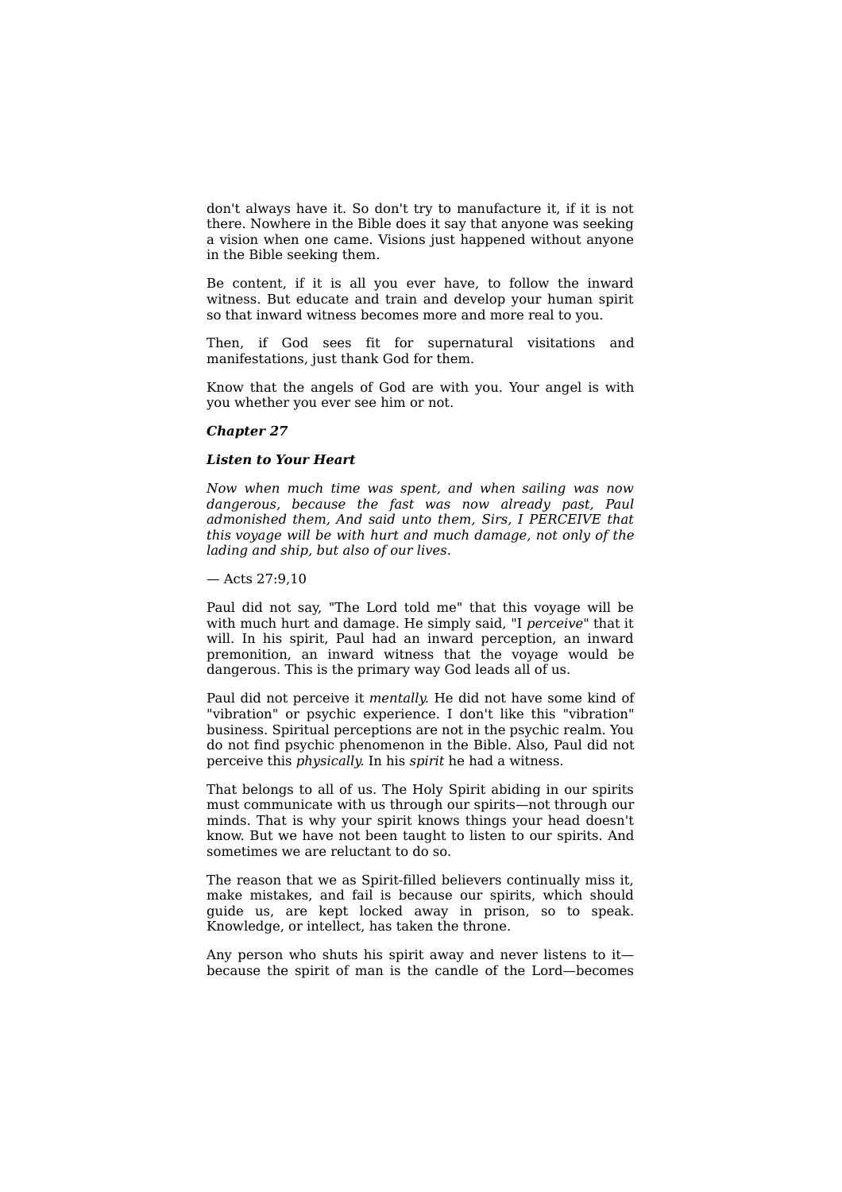don't always have it. So don't try to manufacture it, if it is not there. Nowhere in the Bible does it say that anyone was seeking a vision when one came. Visions just happened without anyone in the Bible seeking them.

Be content, if it is all you ever have, to follow the inward witness. But educate and train and develop your human spirit so that inward witness becomes more and more real to you.

Then, if God sees fit for supernatural visitations and manifestations, just thank God for them.

Know that the angels of God are with you. Your angel is with you whether you ever see him or not.

## *Chapter 27*

### *Listen to Your Heart*

*Now when much time was spent, and when sailing was now dangerous, because the fast was now already past, Paul admonished them, And said unto them, Sirs, I PERCEIVE that this voyage will be with hurt and much damage, not only of the lading and ship, but also of our lives.*

— Acts 27:9,10

Paul did not say, "The Lord told me" that this voyage will be with much hurt and damage. He simply said, "I *perceive*" that it will. In his spirit, Paul had an inward perception, an inward premonition, an inward witness that the voyage would be dangerous. This is the primary way God leads all of us.

Paul did not perceive it *mentally*. He did not have some kind of "vibration" or psychic experience. I don't like this "vibration" business. Spiritual perceptions are not in the psychic realm. You do not find psychic phenomenon in the Bible. Also, Paul did not perceive this *physically*. In his *spirit* he had a witness.

That belongs to all of us. The Holy Spirit abiding in our spirits must communicate with us through our spirits—not through our minds. That is why your spirit knows things your head doesn't know. But we have not been taught to listen to our spirits. And sometimes we are reluctant to do so.

The reason that we as Spirit-filled believers continually miss it, make mistakes, and fail is because our spirits, which should guide us, are kept locked away in prison, so to speak. Knowledge, or intellect, has taken the throne.

Any person who shuts his spirit away and never listens to it—because the spirit of man is the candle of the Lord—becomes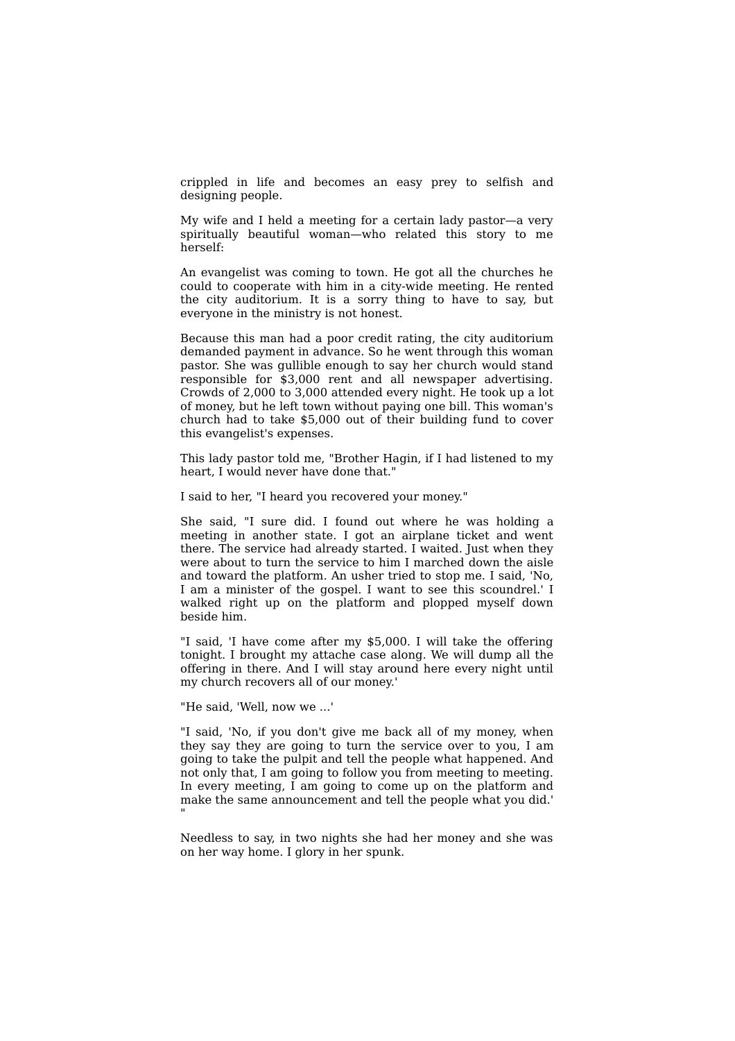crippled in life and becomes an easy prey to selfish and designing people.

My wife and I held a meeting for a certain lady pastor—a very spiritually beautiful woman—who related this story to me herself:

An evangelist was coming to town. He got all the churches he could to cooperate with him in a city-wide meeting. He rented the city auditorium. It is a sorry thing to have to say, but everyone in the ministry is not honest.

Because this man had a poor credit rating, the city auditorium demanded payment in advance. So he went through this woman pastor. She was gullible enough to say her church would stand responsible for $3,000 rent and all newspaper advertising. Crowds of 2,000 to 3,000 attended every night. He took up a lot of money, but he left town without paying one bill. This woman's church had to take $5,000 out of their building fund to cover this evangelist's expenses.

This lady pastor told me, "Brother Hagin, if I had listened to my heart, I would never have done that."

I said to her, "I heard you recovered your money."

She said, "I sure did. I found out where he was holding a meeting in another state. I got an airplane ticket and went there. The service had already started. I waited. Just when they were about to turn the service to him I marched down the aisle and toward the platform. An usher tried to stop me. I said, 'No, I am a minister of the gospel. I want to see this scoundrel.' I walked right up on the platform and plopped myself down beside him.

"I said, 'I have come after my $5,000. I will take the offering tonight. I brought my attache case along. We will dump all the offering in there. And I will stay around here every night until my church recovers all of our money.'

"He said, 'Well, now we ...'

"I said, 'No, if you don't give me back all of my money, when they say they are going to turn the service over to you, I am going to take the pulpit and tell the people what happened. And not only that, I am going to follow you from meeting to meeting. In every meeting, I am going to come up on the platform and make the same announcement and tell the people what you did.' "

Needless to say, in two nights she had her money and she was on her way home. I glory in her spunk.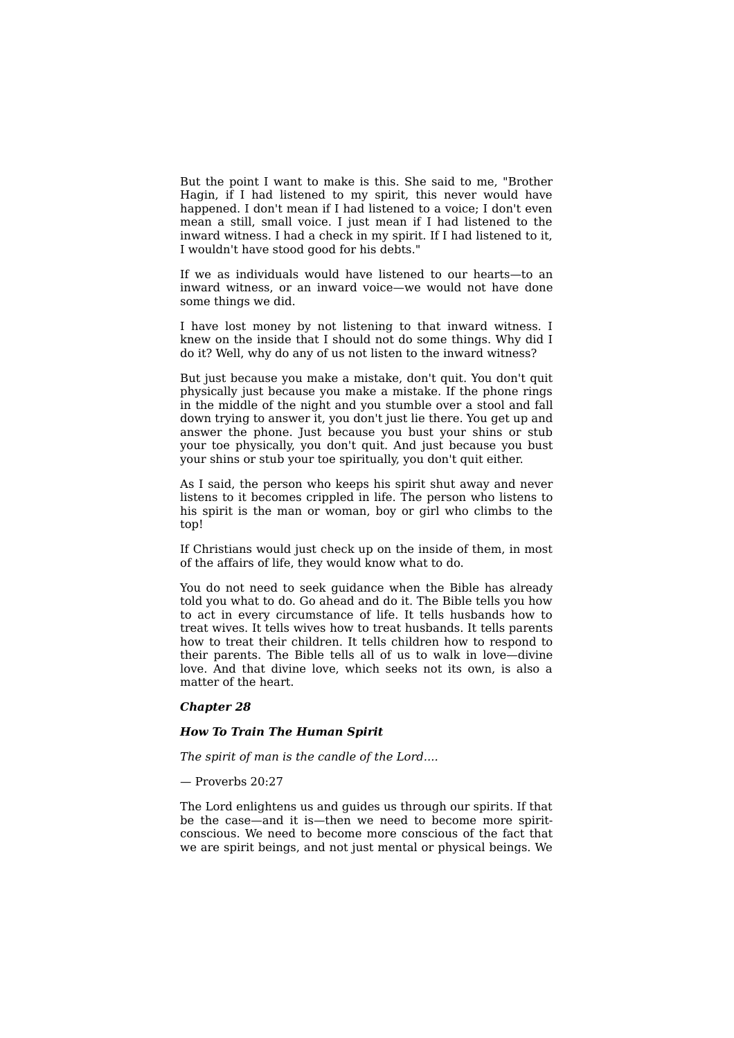But the point I want to make is this. She said to me, "Brother Hagin, if I had listened to my spirit, this never would have happened. I don't mean if I had listened to a voice; I don't even mean a still, small voice. I just mean if I had listened to the inward witness. I had a check in my spirit. If I had listened to it, I wouldn't have stood good for his debts."

If we as individuals would have listened to our hearts—to an inward witness, or an inward voice—we would not have done some things we did.

I have lost money by not listening to that inward witness. I knew on the inside that I should not do some things. Why did I do it? Well, why do any of us not listen to the inward witness?

But just because you make a mistake, don't quit. You don't quit physically just because you make a mistake. If the phone rings in the middle of the night and you stumble over a stool and fall down trying to answer it, you don't just lie there. You get up and answer the phone. Just because you bust your shins or stub your toe physically, you don't quit. And just because you bust your shins or stub your toe spiritually, you don't quit either.

As I said, the person who keeps his spirit shut away and never listens to it becomes crippled in life. The person who listens to his spirit is the man or woman, boy or girl who climbs to the top!

If Christians would just check up on the inside of them, in most of the affairs of life, they would know what to do.

You do not need to seek guidance when the Bible has already told you what to do. Go ahead and do it. The Bible tells you how to act in every circumstance of life. It tells husbands how to treat wives. It tells wives how to treat husbands. It tells parents how to treat their children. It tells children how to respond to their parents. The Bible tells all of us to walk in love—divine love. And that divine love, which seeks not its own, is also a matter of the heart.

## *Chapter 28*

## *How To Train The Human Spirit*

*The spirit of man is the candle of the Lord....*

— Proverbs 20:27

The Lord enlightens us and guides us through our spirits. If that be the case—and it is—then we need to become more spirit-conscious. We need to become more conscious of the fact that we are spirit beings, and not just mental or physical beings. We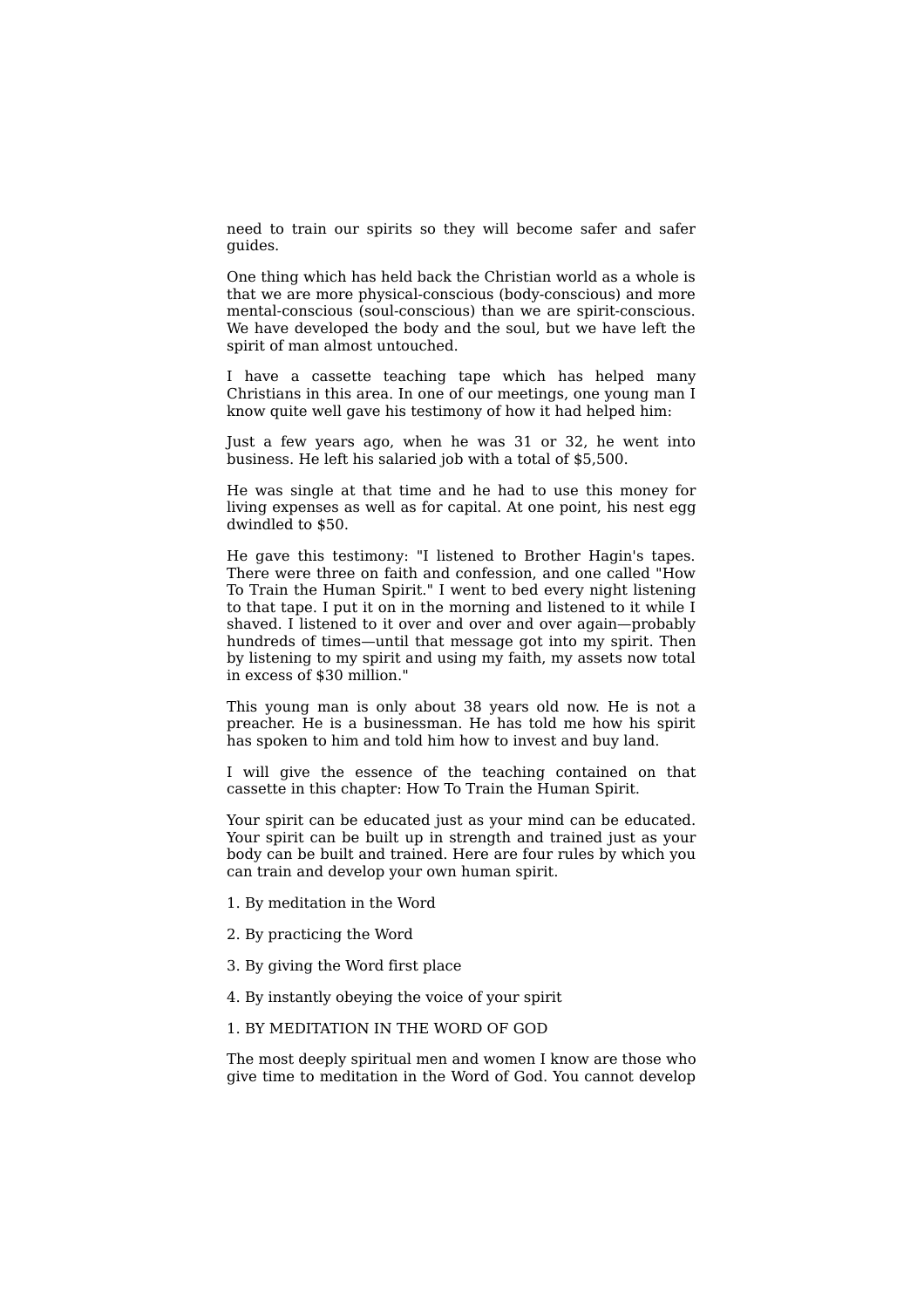need to train our spirits so they will become safer and safer guides.

One thing which has held back the Christian world as a whole is that we are more physical-conscious (body-conscious) and more mental-conscious (soul-conscious) than we are spirit-conscious. We have developed the body and the soul, but we have left the spirit of man almost untouched.

I have a cassette teaching tape which has helped many Christians in this area. In one of our meetings, one young man I know quite well gave his testimony of how it had helped him:

Just a few years ago, when he was 31 or 32, he went into business. He left his salaried job with a total of $5,500.

He was single at that time and he had to use this money for living expenses as well as for capital. At one point, his nest egg dwindled to $50.

He gave this testimony: "I listened to Brother Hagin's tapes. There were three on faith and confession, and one called "How To Train the Human Spirit." I went to bed every night listening to that tape. I put it on in the morning and listened to it while I shaved. I listened to it over and over and over again—probably hundreds of times—until that message got into my spirit. Then by listening to my spirit and using my faith, my assets now total in excess of $30 million."

This young man is only about 38 years old now. He is not a preacher. He is a businessman. He has told me how his spirit has spoken to him and told him how to invest and buy land.

I will give the essence of the teaching contained on that cassette in this chapter: How To Train the Human Spirit.

Your spirit can be educated just as your mind can be educated. Your spirit can be built up in strength and trained just as your body can be built and trained. Here are four rules by which you can train and develop your own human spirit.

1. By meditation in the Word

2. By practicing the Word

3. By giving the Word first place

4. By instantly obeying the voice of your spirit

## 1. BY MEDITATION IN THE WORD OF GOD

The most deeply spiritual men and women I know are those who give time to meditation in the Word of God. You cannot develop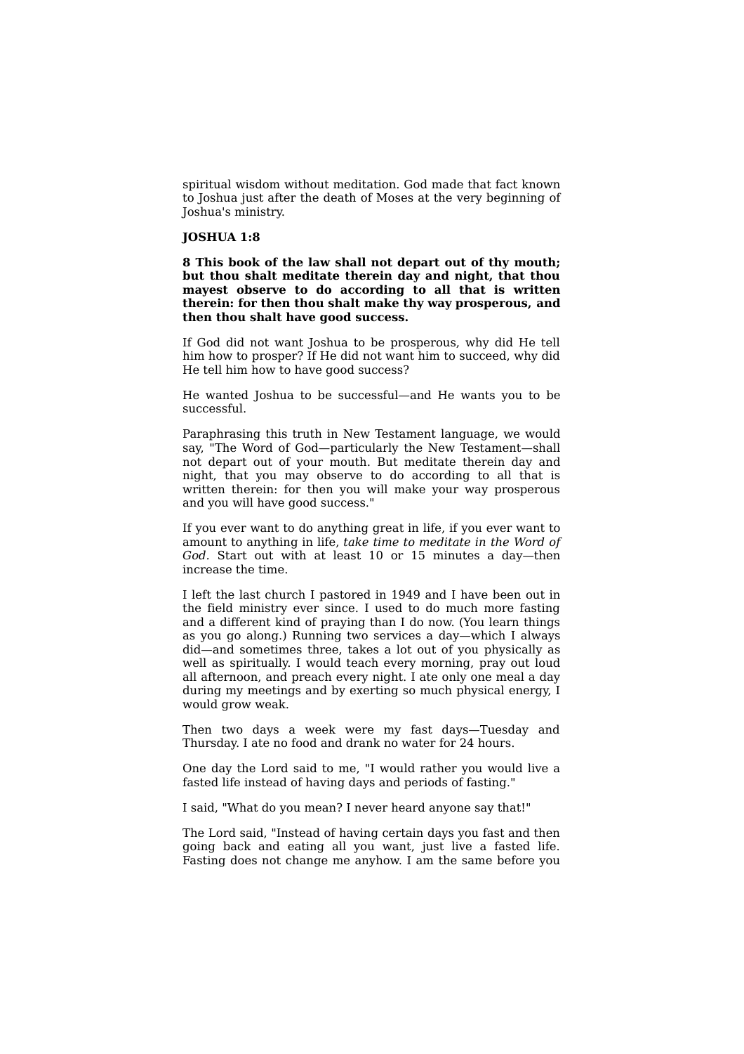spiritual wisdom without meditation. God made that fact known to Joshua just after the death of Moses at the very beginning of Joshua's ministry.

**JOSHUA 1:8**

**8 This book of the law shall not depart out of thy mouth; but thou shalt meditate therein day and night, that thou mayest observe to do according to all that is written therein: for then thou shalt make thy way prosperous, and then thou shalt have good success.**

If God did not want Joshua to be prosperous, why did He tell him how to prosper? If He did not want him to succeed, why did He tell him how to have good success?

He wanted Joshua to be successful—and He wants you to be successful.

Paraphrasing this truth in New Testament language, we would say, "The Word of God—particularly the New Testament—shall not depart out of your mouth. But meditate therein day and night, that you may observe to do according to all that is written therein: for then you will make your way prosperous and you will have good success."

If you ever want to do anything great in life, if you ever want to amount to anything in life, *take time to meditate in the Word of God.* Start out with at least 10 or 15 minutes a day—then increase the time.

I left the last church I pastored in 1949 and I have been out in the field ministry ever since. I used to do much more fasting and a different kind of praying than I do now. (You learn things as you go along.) Running two services a day—which I always did—and sometimes three, takes a lot out of you physically as well as spiritually. I would teach every morning, pray out loud all afternoon, and preach every night. I ate only one meal a day during my meetings and by exerting so much physical energy, I would grow weak.

Then two days a week were my fast days—Tuesday and Thursday. I ate no food and drank no water for 24 hours.

One day the Lord said to me, "I would rather you would live a fasted life instead of having days and periods of fasting."

I said, "What do you mean? I never heard anyone say that!"

The Lord said, "Instead of having certain days you fast and then going back and eating all you want, just live a fasted life. Fasting does not change me anyhow. I am the same before you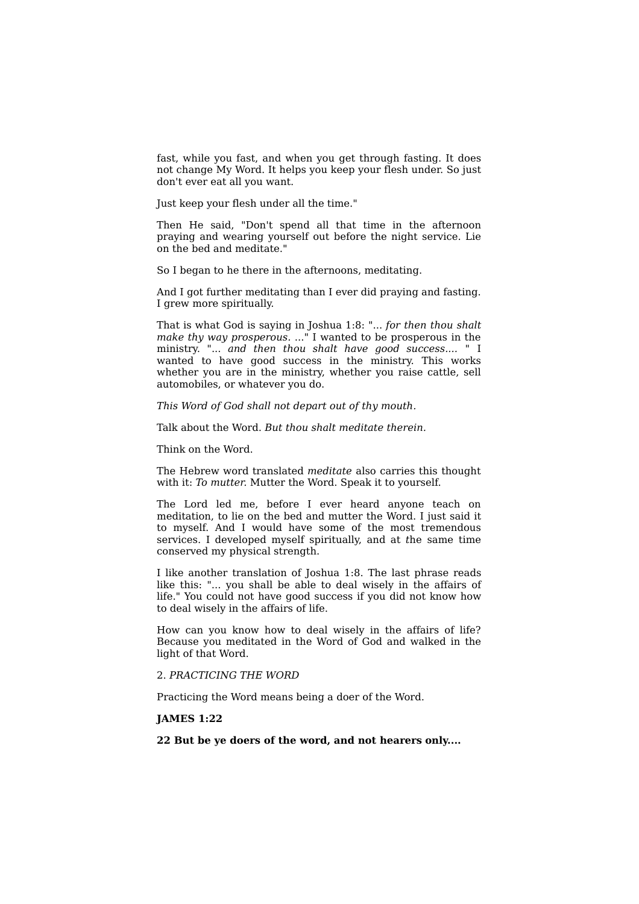fast, while you fast, and when you get through fasting. It does not change My Word. It helps you keep your flesh under. So just don't ever eat all you want.

Just keep your flesh under all the time."

Then He said, "Don't spend all that time in the afternoon praying and wearing yourself out before the night service. Lie on the bed and meditate."

So I began to he there in the afternoons, meditating.

And I got further meditating than I ever did praying and fasting. I grew more spiritually.

That is what God is saying in Joshua 1:8: "... *for then thou shalt make thy way prosperous. ...*" I wanted to be prosperous in the ministry. "... *and then thou shalt have good success....* " I wanted to have good success in the ministry. This works whether you are in the ministry, whether you raise cattle, sell automobiles, or whatever you do.

*This Word of God shall not depart out of thy mouth.*

Talk about the Word. *But thou shalt meditate therein.*

Think on the Word.

The Hebrew word translated *meditate* also carries this thought with it: *To mutter.* Mutter the Word. Speak it to yourself.

The Lord led me, before I ever heard anyone teach on meditation, to lie on the bed and mutter the Word. I just said it to myself. And I would have some of the most tremendous services. I developed myself spiritually, and at the same time conserved my physical strength.

I like another translation of Joshua 1:8. The last phrase reads like this: "... you shall be able to deal wisely in the affairs of life." You could not have good success if you did not know how to deal wisely in the affairs of life.

How can you know how to deal wisely in the affairs of life? Because you meditated in the Word of God and walked in the light of that Word.

2. *PRACTICING THE WORD*

Practicing the Word means being a doer of the Word.

**JAMES 1:22**

**22 But be ye doers of the word, and not hearers only....**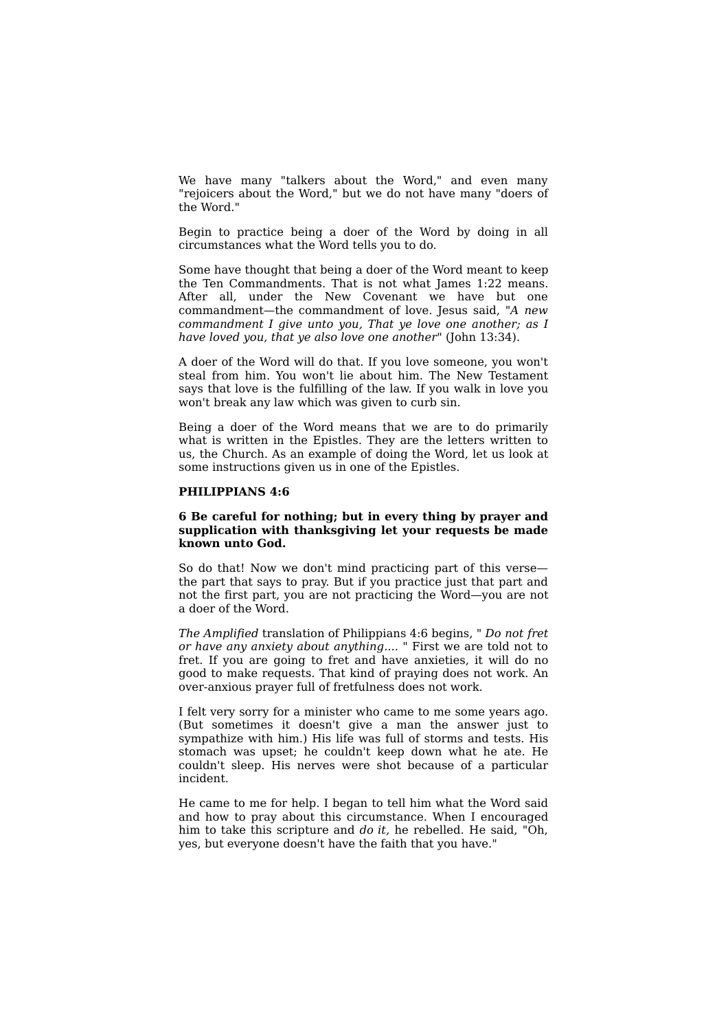We have many "talkers about the Word," and even many "rejoicers about the Word," but we do not have many "doers of the Word."

Begin to practice being a doer of the Word by doing in all circumstances what the Word tells you to do.

Some have thought that being a doer of the Word meant to keep the Ten Commandments. That is not what James 1:22 means. After all, under the New Covenant we have but one commandment—the commandment of love. Jesus said, "*A new commandment I give unto you, That ye love one another; as I have loved you, that ye also love one another*" (John 13:34).

A doer of the Word will do that. If you love someone, you won't steal from him. You won't lie about him. The New Testament says that love is the fulfilling of the law. If you walk in love you won't break any law which was given to curb sin.

Being a doer of the Word means that we are to do primarily what is written in the Epistles. They are the letters written to us, the Church. As an example of doing the Word, let us look at some instructions given us in one of the Epistles.

**PHILIPPIANS 4:6**

**6 Be careful for nothing; but in every thing by prayer and supplication with thanksgiving let your requests be made known unto God.**

So do that! Now we don't mind practicing part of this verse—the part that says to pray. But if you practice just that part and not the first part, you are not practicing the Word—you are not a doer of the Word.

*The Amplified* translation of Philippians 4:6 begins, " *Do not fret or have any anxiety about anything....* " First we are told not to fret. If you are going to fret and have anxieties, it will do no good to make requests. That kind of praying does not work. An over-anxious prayer full of fretfulness does not work.

I felt very sorry for a minister who came to me some years ago. (But sometimes it doesn't give a man the answer just to sympathize with him.) His life was full of storms and tests. His stomach was upset; he couldn't keep down what he ate. He couldn't sleep. His nerves were shot because of a particular incident.

He came to me for help. I began to tell him what the Word said and how to pray about this circumstance. When I encouraged him to take this scripture and *do it,* he rebelled. He said, "Oh, yes, but everyone doesn't have the faith that you have."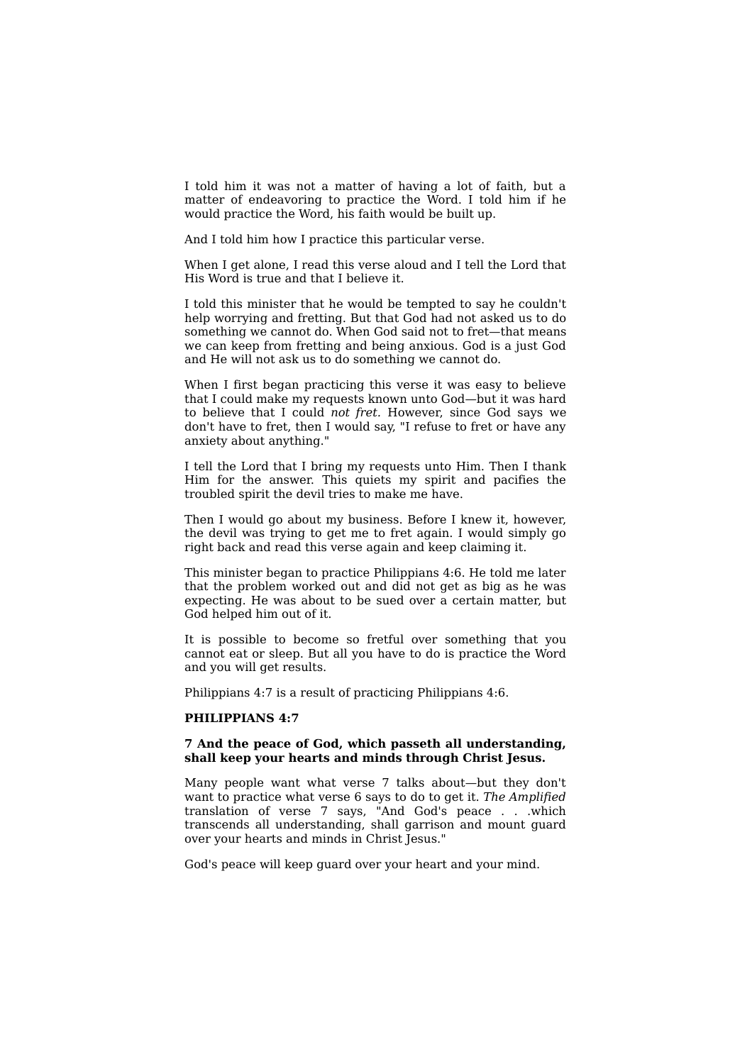I told him it was not a matter of having a lot of faith, but a matter of endeavoring to practice the Word. I told him if he would practice the Word, his faith would be built up.

And I told him how I practice this particular verse.

When I get alone, I read this verse aloud and I tell the Lord that His Word is true and that I believe it.

I told this minister that he would be tempted to say he couldn't help worrying and fretting. But that God had not asked us to do something we cannot do. When God said not to fret—that means we can keep from fretting and being anxious. God is a just God and He will not ask us to do something we cannot do.

When I first began practicing this verse it was easy to believe that I could make my requests known unto God—but it was hard to believe that I could *not fret.* However, since God says we don't have to fret, then I would say, "I refuse to fret or have any anxiety about anything."

I tell the Lord that I bring my requests unto Him. Then I thank Him for the answer. This quiets my spirit and pacifies the troubled spirit the devil tries to make me have.

Then I would go about my business. Before I knew it, however, the devil was trying to get me to fret again. I would simply go right back and read this verse again and keep claiming it.

This minister began to practice Philippians 4:6. He told me later that the problem worked out and did not get as big as he was expecting. He was about to be sued over a certain matter, but God helped him out of it.

It is possible to become so fretful over something that you cannot eat or sleep. But all you have to do is practice the Word and you will get results.

Philippians 4:7 is a result of practicing Philippians 4:6.

**PHILIPPIANS 4:7**

**7 And the peace of God, which passeth all understanding, shall keep your hearts and minds through Christ Jesus.**

Many people want what verse 7 talks about—but they don't want to practice what verse 6 says to do to get it. *The Amplified* translation of verse 7 says, "And God's peace . . .which transcends all understanding, shall garrison and mount guard over your hearts and minds in Christ Jesus."

God's peace will keep guard over your heart and your mind.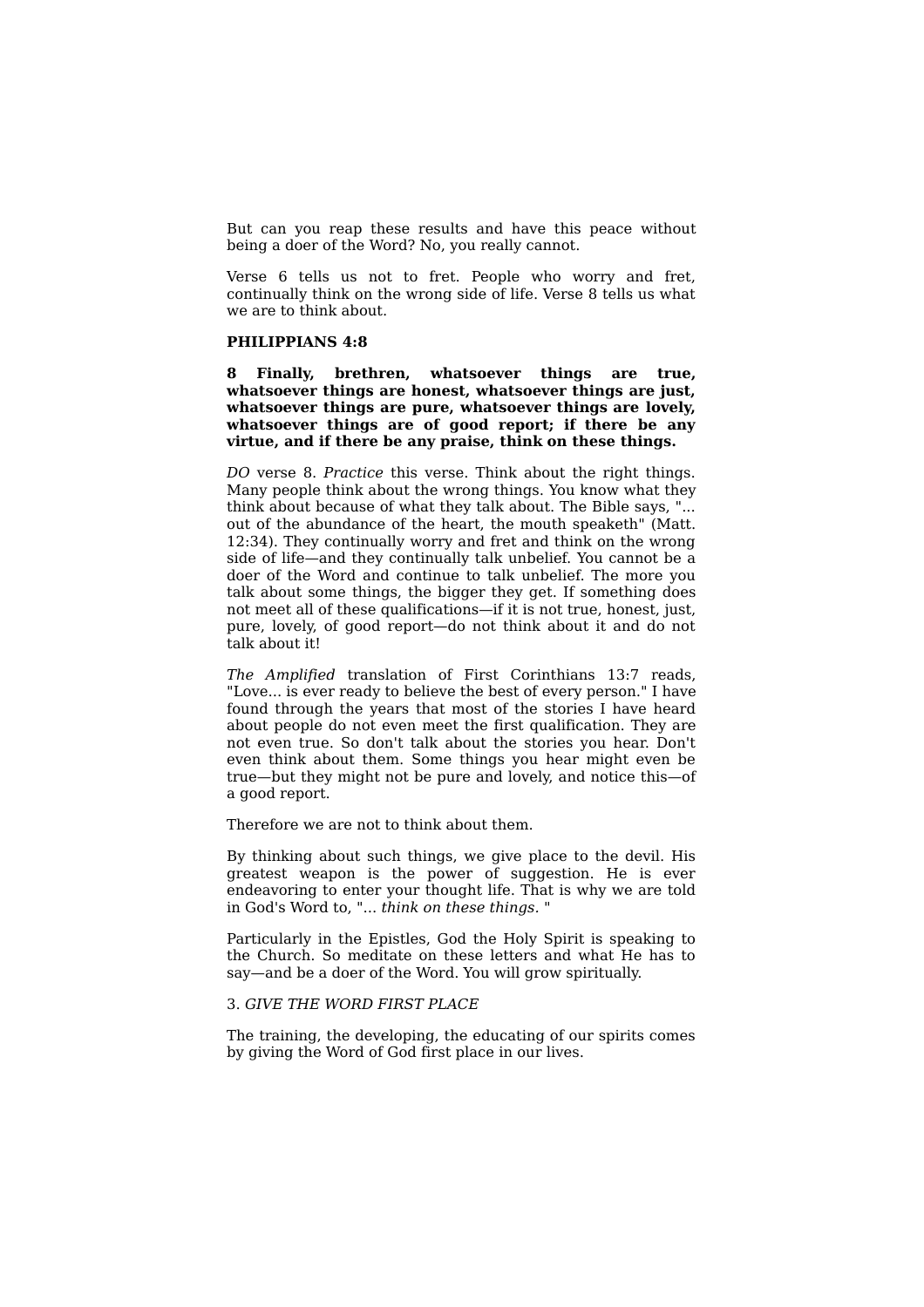But can you reap these results and have this peace without being a doer of the Word? No, you really cannot.

Verse 6 tells us not to fret. People who worry and fret, continually think on the wrong side of life. Verse 8 tells us what we are to think about.

**PHILIPPIANS 4:8**

**8 Finally, brethren, whatsoever things are true, whatsoever things are honest, whatsoever things are just, whatsoever things are pure, whatsoever things are lovely, whatsoever things are of good report; if there be any virtue, and if there be any praise, think on these things.**

*DO* verse 8. *Practice* this verse. Think about the right things. Many people think about the wrong things. You know what they think about because of what they talk about. The Bible says, "... out of the abundance of the heart, the mouth speaketh" (Matt. 12:34). They continually worry and fret and think on the wrong side of life—and they continually talk unbelief. You cannot be a doer of the Word and continue to talk unbelief. The more you talk about some things, the bigger they get. If something does not meet all of these qualifications—if it is not true, honest, just, pure, lovely, of good report—do not think about it and do not talk about it!

*The Amplified* translation of First Corinthians 13:7 reads, "Love... is ever ready to believe the best of every person." I have found through the years that most of the stories I have heard about people do not even meet the first qualification. They are not even true. So don't talk about the stories you hear. Don't even think about them. Some things you hear might even be true—but they might not be pure and lovely, and notice this—of a good report.

Therefore we are not to think about them.

By thinking about such things, we give place to the devil. His greatest weapon is the power of suggestion. He is ever endeavoring to enter your thought life. That is why we are told in God's Word to, "... *think on these things.* "

Particularly in the Epistles, God the Holy Spirit is speaking to the Church. So meditate on these letters and what He has to say—and be a doer of the Word. You will grow spiritually.

3. *GIVE THE WORD FIRST PLACE*

The training, the developing, the educating of our spirits comes by giving the Word of God first place in our lives.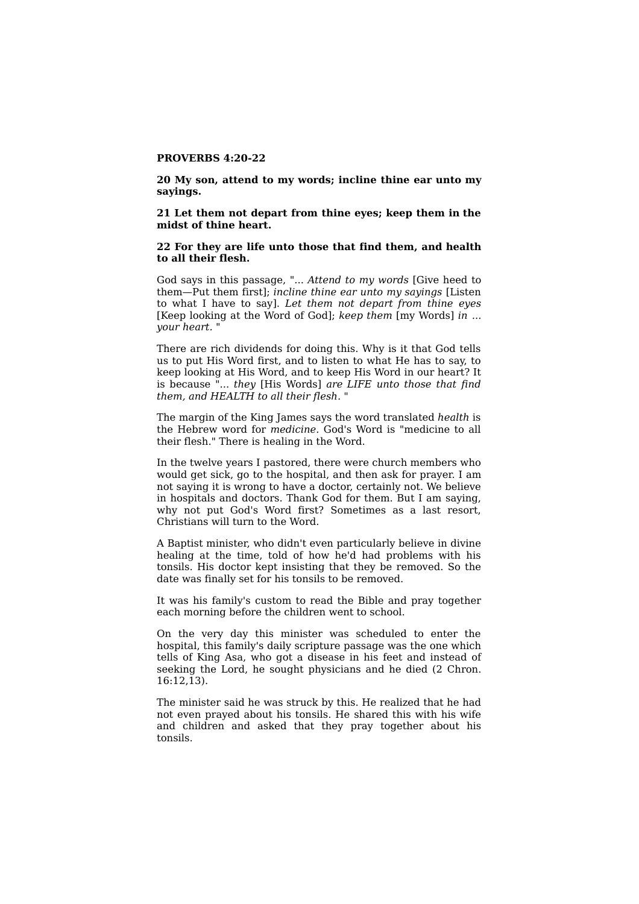**PROVERBS 4:20-22**

**20 My son, attend to my words; incline thine ear unto my sayings.**

**21 Let them not depart from thine eyes; keep them in the midst of thine heart.**

**22 For they are life unto those that find them, and health to all their flesh.**

God says in this passage, "... *Attend to my words* [Give heed to them—Put them first]; *incline thine ear unto my sayings* [Listen to what I have to say]. *Let them not depart from thine eyes* [Keep looking at the Word of God]; *keep them* [my Words] *in ... your heart.* "

There are rich dividends for doing this. Why is it that God tells us to put His Word first, and to listen to what He has to say, to keep looking at His Word, and to keep His Word in our heart? It is because "... *they* [His Words] *are LIFE unto those that find them, and HEALTH to all their flesh.* "

The margin of the King James says the word translated *health* is the Hebrew word for *medicine*. God's Word is "medicine to all their flesh." There is healing in the Word.

In the twelve years I pastored, there were church members who would get sick, go to the hospital, and then ask for prayer. I am not saying it is wrong to have a doctor, certainly not. We believe in hospitals and doctors. Thank God for them. But I am saying, why not put God's Word first? Sometimes as a last resort, Christians will turn to the Word.

A Baptist minister, who didn't even particularly believe in divine healing at the time, told of how he'd had problems with his tonsils. His doctor kept insisting that they be removed. So the date was finally set for his tonsils to be removed.

It was his family's custom to read the Bible and pray together each morning before the children went to school.

On the very day this minister was scheduled to enter the hospital, this family's daily scripture passage was the one which tells of King Asa, who got a disease in his feet and instead of seeking the Lord, he sought physicians and he died (2 Chron. 16:12,13).

The minister said he was struck by this. He realized that he had not even prayed about his tonsils. He shared this with his wife and children and asked that they pray together about his tonsils.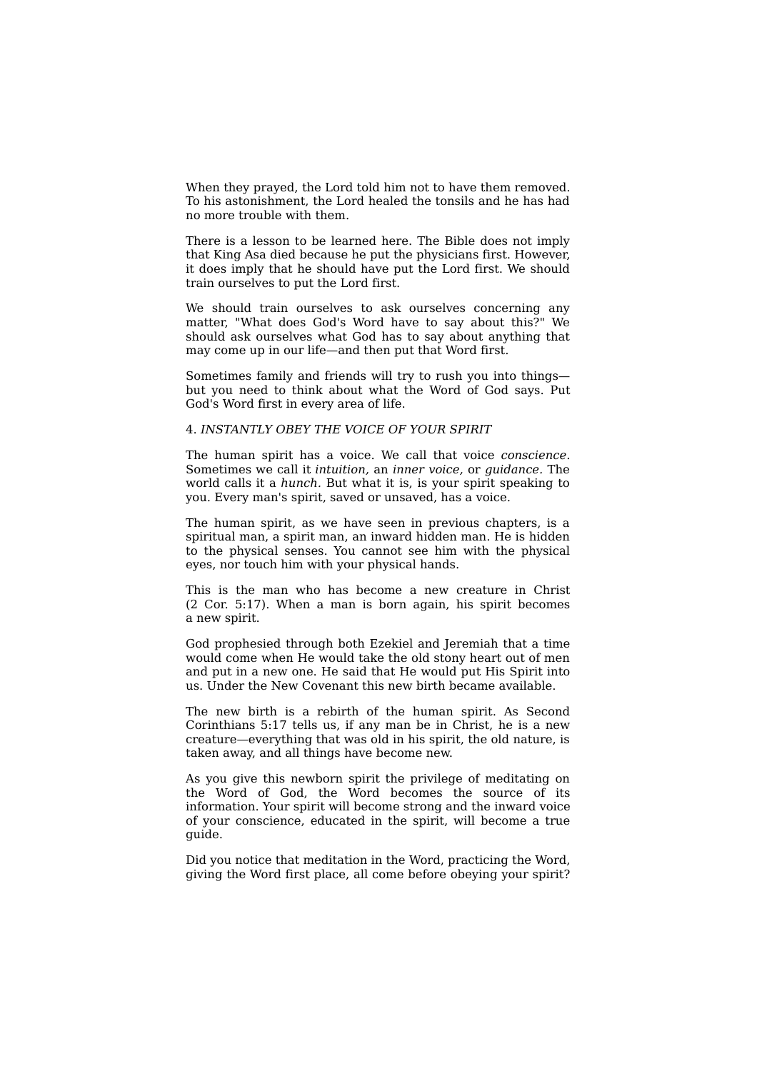When they prayed, the Lord told him not to have them removed. To his astonishment, the Lord healed the tonsils and he has had no more trouble with them.

There is a lesson to be learned here. The Bible does not imply that King Asa died because he put the physicians first. However, it does imply that he should have put the Lord first. We should train ourselves to put the Lord first.

We should train ourselves to ask ourselves concerning any matter, "What does God's Word have to say about this?" We should ask ourselves what God has to say about anything that may come up in our life—and then put that Word first.

Sometimes family and friends will try to rush you into things—but you need to think about what the Word of God says. Put God's Word first in every area of life.

4. *INSTANTLY OBEY THE VOICE OF YOUR SPIRIT*

The human spirit has a voice. We call that voice *conscience.* Sometimes we call it *intuition,* an *inner voice,* or *guidance.* The world calls it a *hunch.* But what it is, is your spirit speaking to you. Every man's spirit, saved or unsaved, has a voice.

The human spirit, as we have seen in previous chapters, is a spiritual man, a spirit man, an inward hidden man. He is hidden to the physical senses. You cannot see him with the physical eyes, nor touch him with your physical hands.

This is the man who has become a new creature in Christ (2 Cor. 5:17). When a man is born again, his spirit becomes a new spirit.

God prophesied through both Ezekiel and Jeremiah that a time would come when He would take the old stony heart out of men and put in a new one. He said that He would put His Spirit into us. Under the New Covenant this new birth became available.

The new birth is a rebirth of the human spirit. As Second Corinthians 5:17 tells us, if any man be in Christ, he is a new creature—everything that was old in his spirit, the old nature, is taken away, and all things have become new.

As you give this newborn spirit the privilege of meditating on the Word of God, the Word becomes the source of its information. Your spirit will become strong and the inward voice of your conscience, educated in the spirit, will become a true guide.

Did you notice that meditation in the Word, practicing the Word, giving the Word first place, all come before obeying your spirit?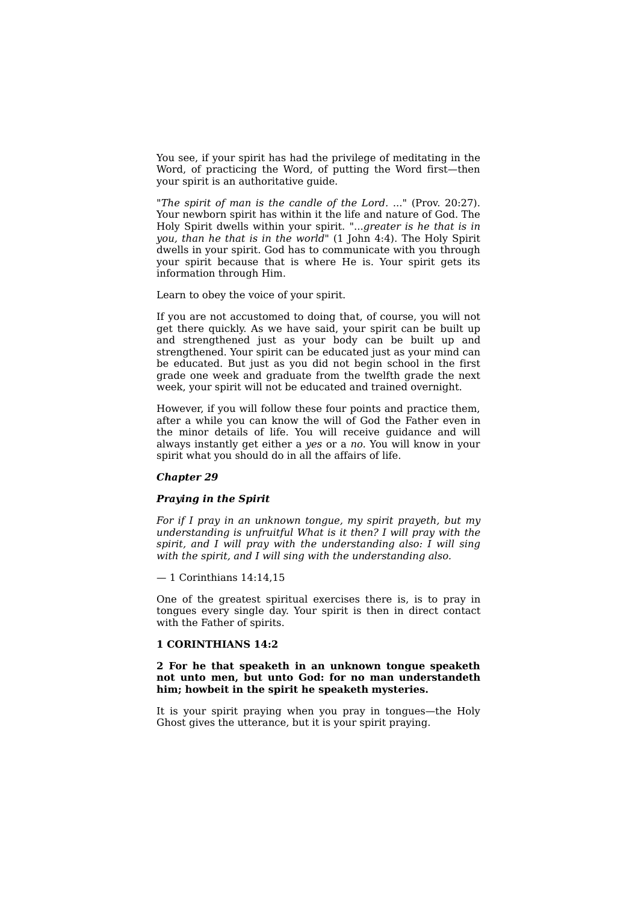You see, if your spirit has had the privilege of meditating in the Word, of practicing the Word, of putting the Word first—then your spirit is an authoritative guide.

"*The spirit of man is the candle of the Lord*. ..." (Prov. 20:27). Your newborn spirit has within it the life and nature of God. The Holy Spirit dwells within your spirit. "...*greater is he that is in you, than he that is in the world*" (1 John 4:4). The Holy Spirit dwells in your spirit. God has to communicate with you through your spirit because that is where He is. Your spirit gets its information through Him.

Learn to obey the voice of your spirit.

If you are not accustomed to doing that, of course, you will not get there quickly. As we have said, your spirit can be built up and strengthened just as your body can be built up and strengthened. Your spirit can be educated just as your mind can be educated. But just as you did not begin school in the first grade one week and graduate from the twelfth grade the next week, your spirit will not be educated and trained overnight.

However, if you will follow these four points and practice them, after a while you can know the will of God the Father even in the minor details of life. You will receive guidance and will always instantly get either a *yes* or a *no*. You will know in your spirit what you should do in all the affairs of life.

## *Chapter 29*

### *Praying in the Spirit*

*For if I pray in an unknown tongue, my spirit prayeth, but my understanding is unfruitful What is it then? I will pray with the spirit, and I will pray with the understanding also: I will sing with the spirit, and I will sing with the understanding also.*

— 1 Corinthians 14:14,15

One of the greatest spiritual exercises there is, is to pray in tongues every single day. Your spirit is then in direct contact with the Father of spirits.

**1 CORINTHIANS 14:2**

**2 For he that speaketh in an unknown tongue speaketh not unto men, but unto God: for no man understandeth him; howbeit in the spirit he speaketh mysteries.**

It is your spirit praying when you pray in tongues—the Holy Ghost gives the utterance, but it is your spirit praying.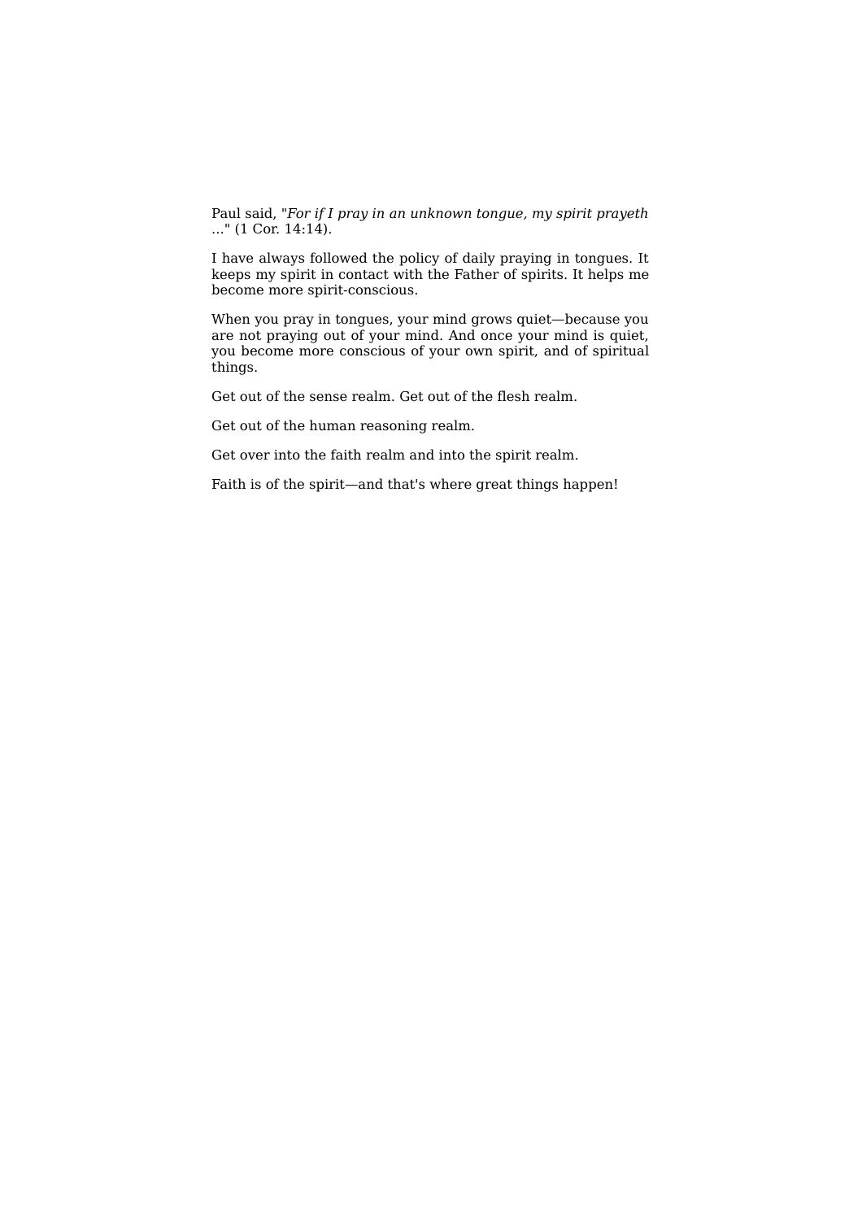Paul said, "*For if I pray in an unknown tongue, my spirit prayeth* ..." (1 Cor. 14:14).

I have always followed the policy of daily praying in tongues. It keeps my spirit in contact with the Father of spirits. It helps me become more spirit-conscious.

When you pray in tongues, your mind grows quiet—because you are not praying out of your mind. And once your mind is quiet, you become more conscious of your own spirit, and of spiritual things.

Get out of the sense realm. Get out of the flesh realm.

Get out of the human reasoning realm.

Get over into the faith realm and into the spirit realm.

Faith is of the spirit—and that's where great things happen!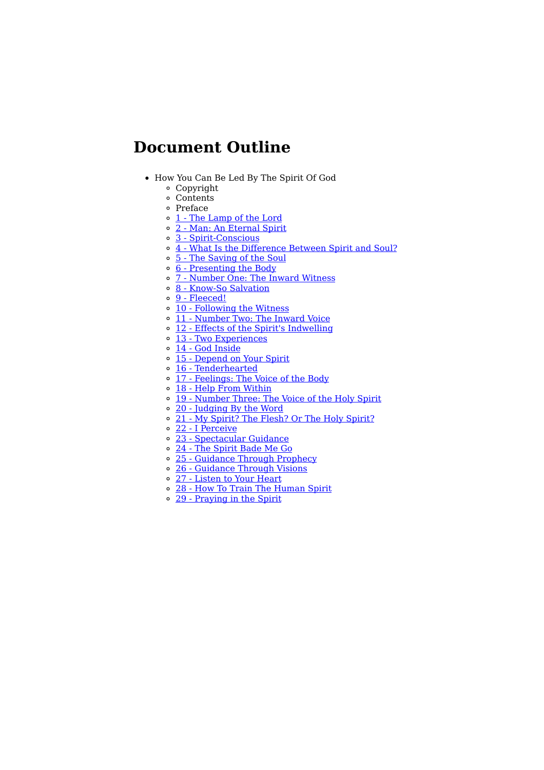# Document Outline

- How You Can Be Led By The Spirit Of God
  - Copyright
  - Contents
  - Preface
  - 1 - The Lamp of the Lord
  - 2 - Man: An Eternal Spirit
  - 3 - Spirit-Conscious
  - 4 - What Is the Difference Between Spirit and Soul?
  - 5 - The Saving of the Soul
  - 6 - Presenting the Body
  - 7 - Number One: The Inward Witness
  - 8 - Know-So Salvation
  - 9 - Fleeced!
  - 10 - Following the Witness
  - 11 - Number Two: The Inward Voice
  - 12 - Effects of the Spirit's Indwelling
  - 13 - Two Experiences
  - 14 - God Inside
  - 15 - Depend on Your Spirit
  - 16 - Tenderhearted
  - 17 - Feelings: The Voice of the Body
  - 18 - Help From Within
  - 19 - Number Three: The Voice of the Holy Spirit
  - 20 - Judging By the Word
  - 21 - My Spirit? The Flesh? Or The Holy Spirit?
  - 22 - I Perceive
  - 23 - Spectacular Guidance
  - 24 - The Spirit Bade Me Go
  - 25 - Guidance Through Prophecy
  - 26 - Guidance Through Visions
  - 27 - Listen to Your Heart
  - 28 - How To Train The Human Spirit
  - 29 - Praying in the Spirit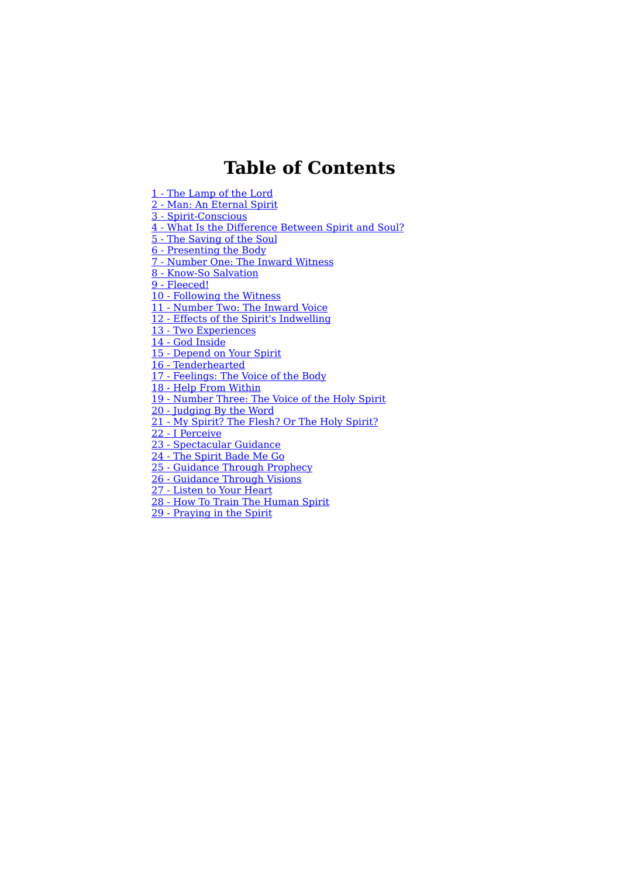# Table of Contents

1 - The Lamp of the Lord
2 - Man: An Eternal Spirit
3 - Spirit-Conscious
4 - What Is the Difference Between Spirit and Soul?
5 - The Saving of the Soul
6 - Presenting the Body
7 - Number One: The Inward Witness
8 - Know-So Salvation
9 - Fleeced!
10 - Following the Witness
11 - Number Two: The Inward Voice
12 - Effects of the Spirit's Indwelling
13 - Two Experiences
14 - God Inside
15 - Depend on Your Spirit
16 - Tenderhearted
17 - Feelings: The Voice of the Body
18 - Help From Within
19 - Number Three: The Voice of the Holy Spirit
20 - Judging By the Word
21 - My Spirit? The Flesh? Or The Holy Spirit?
22 - I Perceive
23 - Spectacular Guidance
24 - The Spirit Bade Me Go
25 - Guidance Through Prophecy
26 - Guidance Through Visions
27 - Listen to Your Heart
28 - How To Train The Human Spirit
29 - Praying in the Spirit